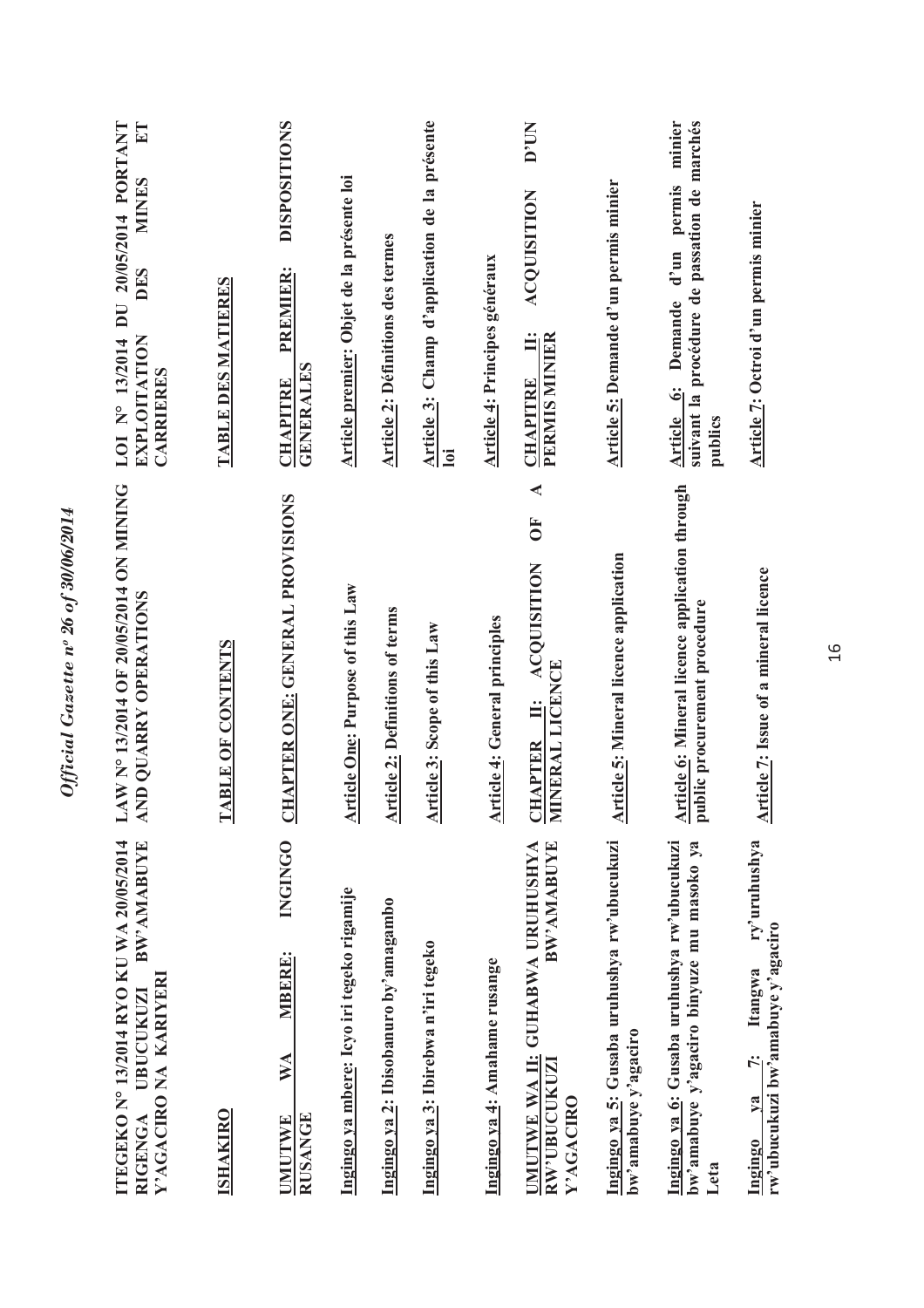**ITEGEKO Nº 13/2014 RYO KU WA 20/05/2014 RIGENGA UBUCUKUZI BW'AMABUYE Y'AGACIRO NA KARIYERI**

**ISHAKIRO**

**UMUTWE WA MBERE: INGINGO RUSANGE**

**Ingingo ya mbere: Icyo iri tegeko rigamije**

**Ingingo ya 2: Ibisobanuro by'amagambo**

**Ingingo ya 3: Ibirebwa n'iri tegeko**

**Ingingo ya 4: Amahame rusange**

**UMUTWE WA II: GUHABWA URUHUSHYA RW'UBUCUKUZI BW'AMABUYE Y'AGACIRO**

**Ingingo ya 5: Gusaba uruhushya rw'ubucukuzi bw'amabuye y'agaciro**

**Ingingo ya 6: Gusaba uruhushya rw'ubucukuzi bw'amabuye y'agaciro binyuze mu masoko ya Leta**

**Ingingo ya 7: Itangwa ry'uruhushya rw'ubucukuzi bw'amabuye y'agaciro**

**LAW Nº 13/2014 OF 20/05/2014 ON MINING AND QUARRY OPERATIONS**

**TABLE OF CONTENTS**

**CHAPTER ONE: GENERAL PROVISIONS**

**Article One: Purpose of this Law**

**Article 2: Definitions of terms**

**Article 3: Scope of this Law**

**Article 4: General principles**

**CHAPTER II: ACQUISITION OF A MINERAL LICENCE**

**Article 5: Mineral licence application**

**Article 6: Mineral licence application through public procurement procedure**

**Article 7: Issue of a mineral licence**

**LOI Nº 13/2014 DU 20/05/2014 PORTANT EXPLOITATION DES MINES ET CARRIERES**

**TABLE DES MATIERES**

**CHAPITRE PREMIER: DISPOSITIONS GENERALES**

**Article premier: Objet de la présente loi**

**Article 2: Définitions des termes**

**Article 3: Champ d'application de la présente loi**

**Article 4: Principes généraux**

**CHAPITRE II: ACQUISITION D'UN PERMIS MINIER**

**Article 5: Demande d'un permis minier**

**Article 6: Demande d'un permis minier suivant la procédure de passation de marchés publics**

**Article 7: Octroi d'un permis minier**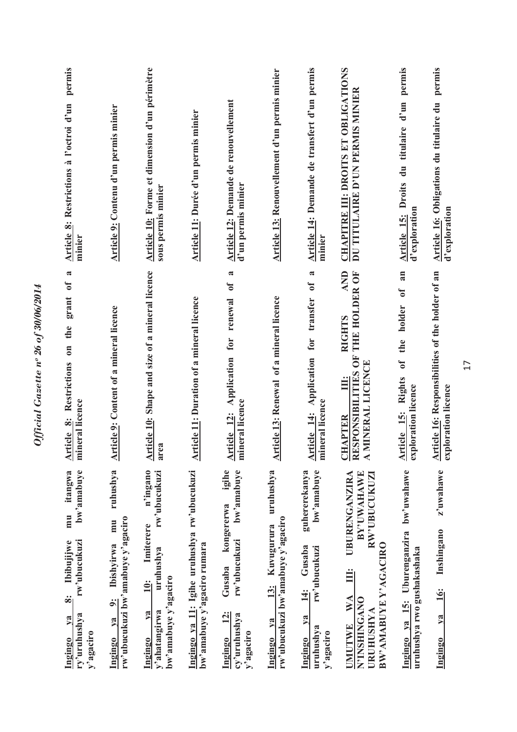**Ingingo ya 8: Ibibujijwe mu itangwa ry'uruhushya rw'ubucukuzi bw'amabuye y'agaciro**

**Ingingo ya 9: Ibishyirwa mu ruhushya rw'ubucukuzi bw'amabuye y'agaciro**

**Ingingo ya 10: Imiterere n'ingano y'ahatangirwa uruhushya rw'ubucukuzi bw'amabuye y'agaciro**

**Ingingo ya 11: Igihe uruhushya rw'ubucukuzi bw'amabuye y'agaciro rumara**

**Ingingo ya 12: Gusaba kongererwa igihe cy'uruhushya rw'ubucukuzi bw'amabuye y'agaciro**

**Ingingo ya 13: Kuvugurura uruhushya rw'ubucukuzi bw'amabuye y'agaciro**

**Ingingo ya 14: Gusaba guhererekanya uruhushya rw'ubucukuzi bw'amabuye y'agaciro**

**UMUTWE WA III: UBURENGANZIRA N'INSHINGANO BY'UWAHAWE URUHUSHYA RW'UBUCUKUZI BW'AMABUYE Y'AGACIRO**

**Ingingo ya 15: Uburenganzira bw'uwahawe uruhushya rwo gushakashaka**

**Ingingo ya 16: Inshingano z'uwahawe**

**Article 8: Restrictions on the grant of a mineral licence**

**Article 9: Content of a mineral licence**

**Article 10: Shape and size of a mineral licence area**

**Article 11: Duration of a mineral licence**

**Article 12: Application for renewal of a mineral licence**

**Article 13: Renewal of a mineral licence**

**Article 14: Application for transfer of a mineral licence**

**CHAPTER III: RIGHTS AND RESPONSIBILITIES OF THE HOLDER OF A MINERAL LICENCE**

**Article 15: Rights of the holder of an exploration licence**

**Article 16: Responsibilities of the holder of an exploration licence**

**Article 8: Restrictions à l'octroi d'un permis minier**

**Article 9: Contenu d'un permis minier**

**Article 10: Forme et dimension d'un périmètre sous permis minier**

**Article 11: Durée d'un permis minier**

**Article 12: Demande de renouvellement d'un permis minier**

**Article 13: Renouvellement d'un permis minier**

**Article 14: Demande de transfert d'un permis minier**

**CHAPITRE III: DROITS ET OBLIGATIONS DU TITULAIRE D'UN PERMIS MINIER**

**Article 15: Droits du titulaire d'un permis d'exploration**

**Article 16: Obligations du titulaire du permis d'exploration**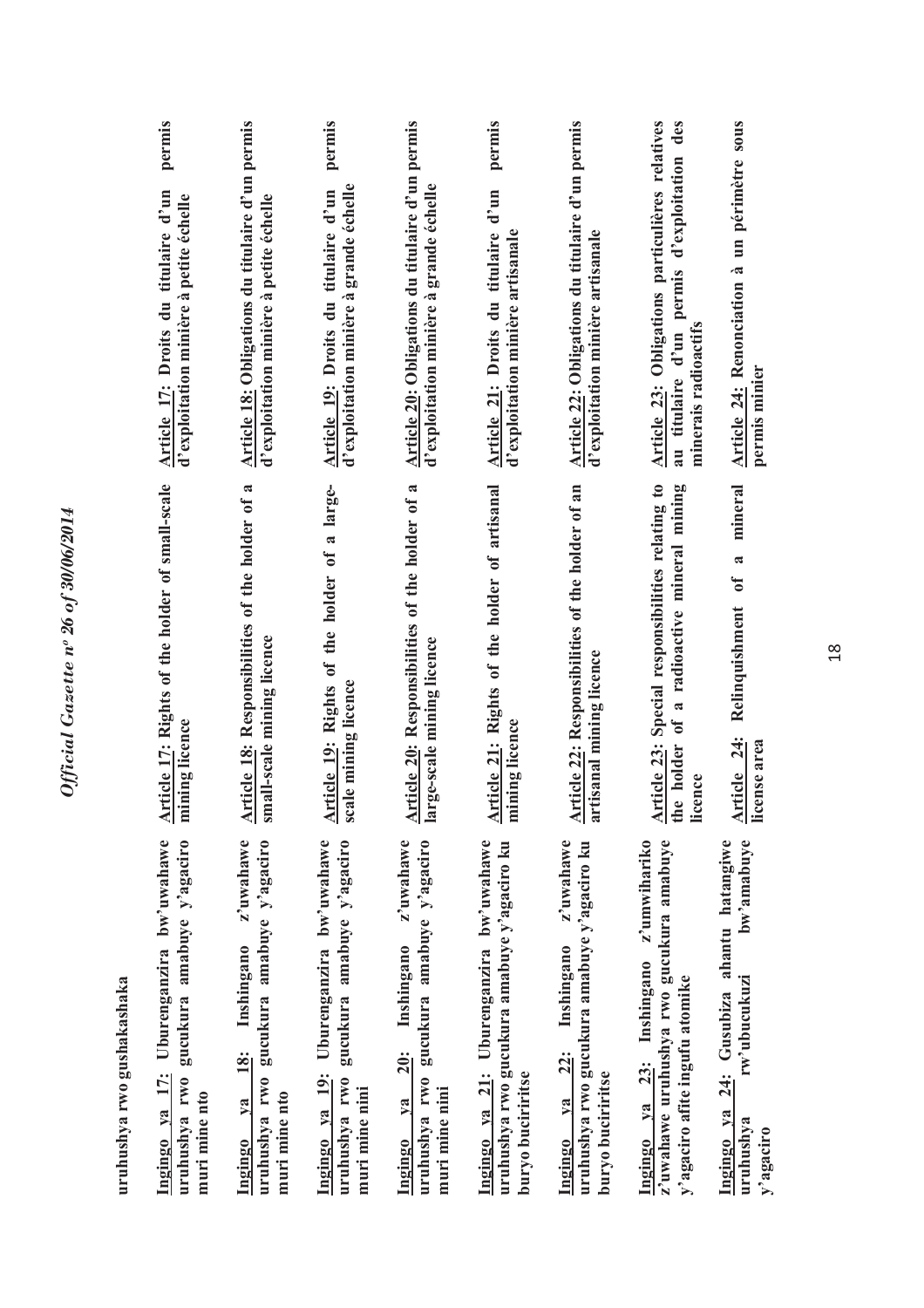**uruhushya rwo gushakashaka**

| | | |
|---|---|---|
| **Ingingo ya 17: Uburenganzira bw'uwahawe uruhushya rwo gucukura amabuye y'agaciro muri mine nto** | **Article 17: Rights of the holder of small-scale mining licence** | **Article 17: Droits du titulaire d'un permis d'exploitation minière à petite échelle** |
| **Ingingo ya 18: Inshingano z'uwahawe uruhushya rwo gucukura amabuye y'agaciro muri mine nto** | **Article 18: Responsibilities of the holder of a small-scale mining licence** | **Article 18: Obligations du titulaire d'un permis d'exploitation minière à petite échelle** |
| **Ingingo ya 19: Uburenganzira bw'uwahawe uruhushya rwo gucukura amabuye y'agaciro muri mine nini** | **Article 19: Rights of the holder of a large-scale mining licence** | **Article 19: Droits du titulaire d'un permis d'exploitation minière à grande échelle** |
| **Ingingo ya 20: Inshingano z'uwahawe uruhushya rwo gucukura amabuye y'agaciro muri mine nini** | **Article 20: Responsibilities of the holder of a large-scale mining licence** | **Article 20: Obligations du titulaire d'un permis d'exploitation minière à grande échelle** |
| **Ingingo ya 21: Uburenganzira bw'uwahawe uruhushya rwo gucukura amabuye y'agaciro ku buryo buciriritse** | **Article 21: Rights of the holder of artisanal mining licence** | **Article 21: Droits du titulaire d'un permis d'exploitation minière artisanale** |
| **Ingingo ya 22: Inshingano z'uwahawe uruhushya rwo gucukura amabuye y'agaciro ku buryo buciriritse** | **Article 22: Responsibilities of the holder of an artisanal mining licence** | **Article 22: Obligations du titulaire d'un permis d'exploitation minière artisanale** |
| **Ingingo ya 23: Inshingano z'umwihariko z'uwahawe uruhushya rwo gucukura amabuye y'agaciro afite ingufu atomike** | **Article 23: Special responsibilities relating to the holder of a radioactive mineral mining licence** | **Article 23: Obligations particulières relatives au titulaire d'un permis d'exploitation des minerais radioactifs** |
| **Ingingo ya 24: Gusubiza ahantu hatangiwe uruhushya rw'ubucukuzi bw'amabuye y'agaciro** | **Article 24: Relinquishment of a mineral license area** | **Article 24: Renonciation à un périmètre sous permis minier** |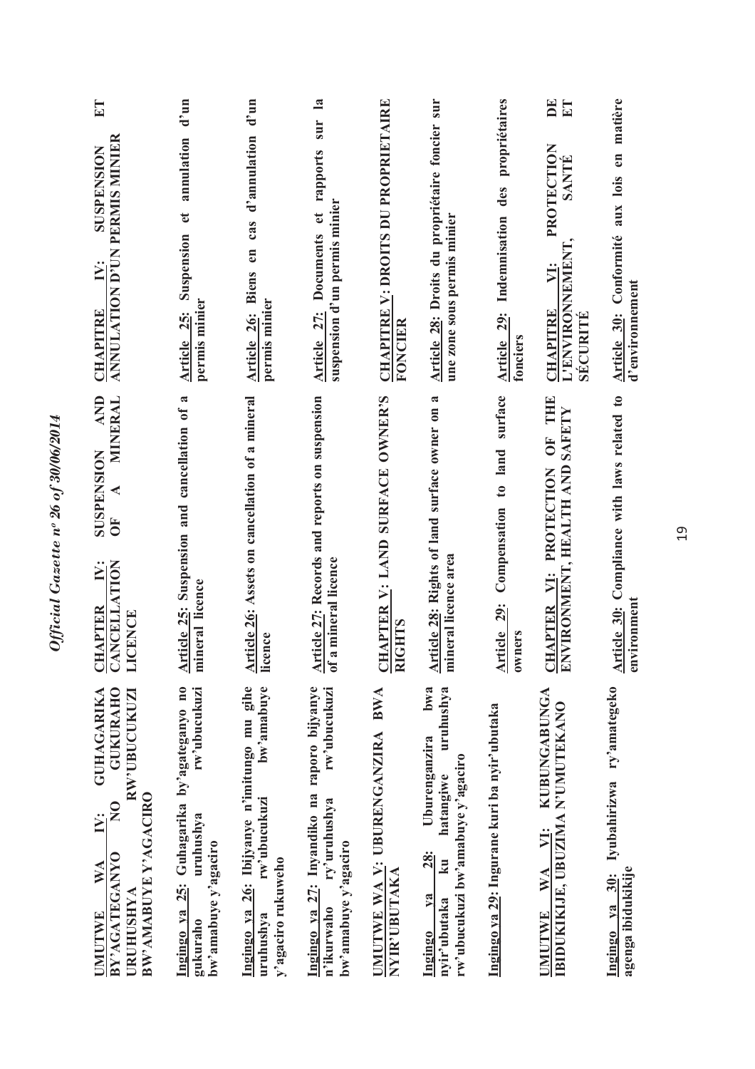| Kinyarwanda | English | Français |
|---|---|---|
| **UMUTWE WA IV: GUHAGARIKA BY'AGATEGANYO NO GUKURAHO URUHUSHYA RW'UBUCUKUZI BW'AMABUYE Y'AGACIRO** | **CHAPTER IV: SUSPENSION AND CANCELLATION OF A MINERAL LICENCE** | **CHAPITRE IV: SUSPENSION ET ANNULATION D'UN PERMIS MINIER** |
| **Ingingo ya 25: Guhagarika by'agateganyo no gukuraho uruhushya rw'ubucukuzi bw'amabuye y'agaciro** | **Article 25: Suspension and cancellation of a mineral licence** | **Article 25: Suspension et annulation d'un permis minier** |
| **Ingingo ya 26: Ibijyanye n'imitungo mu gihe uruhushya rw'ubucukuzi bw'amabuye y'agaciro rukuweho** | **Article 26: Assets on cancellation of a mineral licence** | **Article 26: Biens en cas d'annulation d'un permis minier** |
| **Ingingo ya 27: Inyandiko na raporo bijyanye n'ikurwaho ry'uruhushya rw'ubucukuzi bw'amabuye y'agaciro** | **Article 27: Records and reports on suspension of a mineral licence** | **Article 27: Documents et rapports sur la suspension d'un permis minier** |
| **UMUTWE WA V: UBURENGANZIRA BWA NYIR'UBUTAKA** | **CHAPTER V: LAND SURFACE OWNER'S RIGHTS** | **CHAPITRE V: DROITS DU PROPRIETAIRE FONCIER** |
| **Ingingo ya 28: Uburenganzira bwa nyir'ubutaka ku hatangiwe uruhushya rw'ubucukuzi bw'amabuye y'agaciro** | **Article 28: Rights of land surface owner on a mineral licence area** | **Article 28: Droits du propriétaire foncier sur une zone sous permis minier** |
| **Ingingo ya 29: Ingurane kuri ba nyir'ubutaka** | **Article 29: Compensation to land surface owners** | **Article 29: Indemnisation des propriétaires fonciers** |
| **UMUTWE WA VI: KUBUNGABUNGA IBIDUKIKIJE, UBUZIMA N'UMUTEKANO** | **CHAPTER VI: PROTECTION OF THE ENVIRONMENT, HEALTH AND SAFETY** | **CHAPITRE VI: PROTECTION DE L'ENVIRONNEMENT, SANTÉ ET SÉCURITÉ** |
| **Ingingo ya 30: Iyubahirizwa ry'amategeko agenga ibidukikije** | **Article 30: Compliance with laws related to environment** | **Article 30: Conformité aux lois en matière d'environnement** |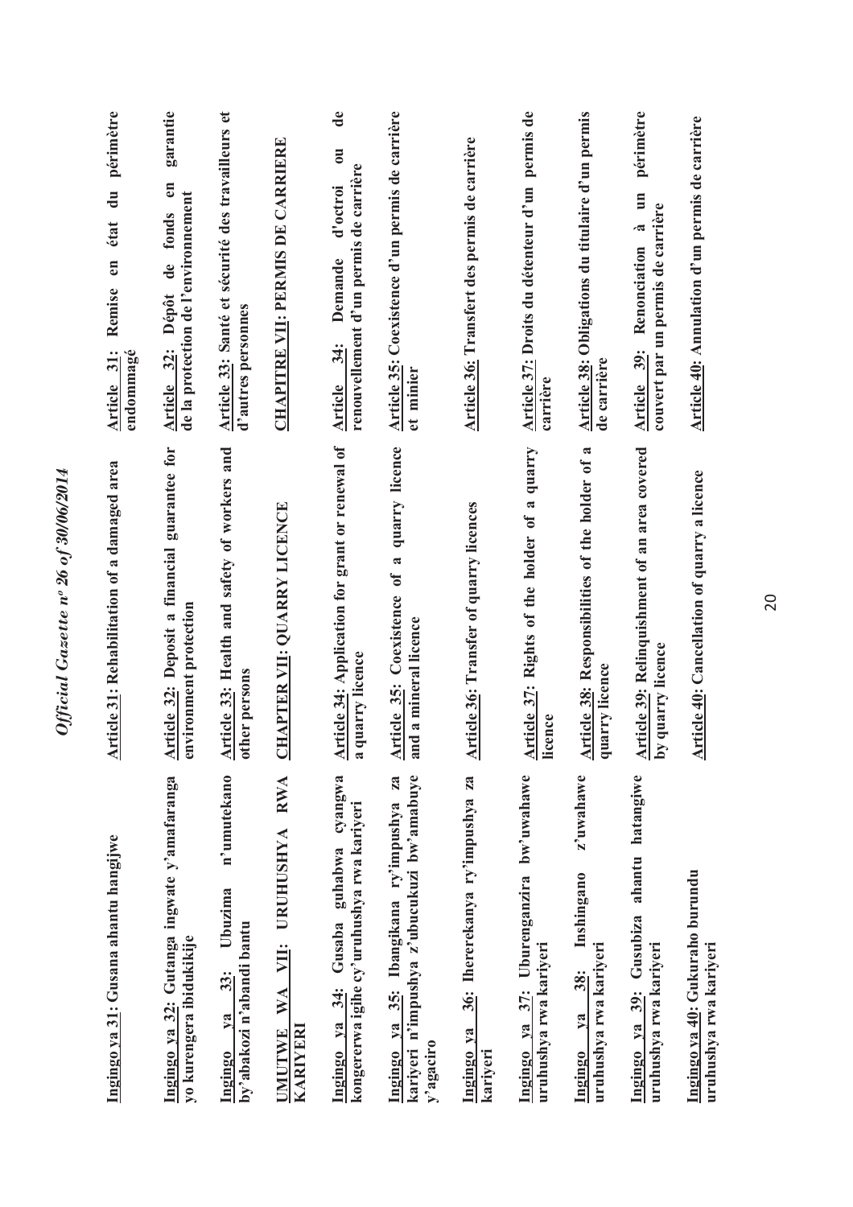| Kinyarwanda | English | Français |
|---|---|---|
| **Ingingo ya 31: Gusana ahantu hangijwe** | **Article 31: Rehabilitation of a damaged area** | **Article 31: Remise en état du périmètre endommagé** |
| **Ingingo ya 32: Gutanga ingwate y'amafaranga yo kurengera ibidukikije** | **Article 32: Deposit a financial guarantee for environment protection** | **Article 32: Dépôt de fonds en garantie de la protection de l'environnement** |
| **Ingingo ya 33: Ubuzima n'umutekano by'abakozi n'abandi bantu** | **Article 33: Health and safety of workers and other persons** | **Article 33: Santé et sécurité des travailleurs et d'autres personnes** |
| **UMUTWE WA VII: URUHUSHYA RWA KARIYERI** | **CHAPTER VII: QUARRY LICENCE** | **CHAPITRE VII: PERMIS DE CARRIERE** |
| **Ingingo ya 34: Gusaba guhabwa cyangwa kongererwa igihe cy'uruhushya rwa kariyeri** | **Article 34: Application for grant or renewal of a quarry licence** | **Article 34: Demande d'octroi ou de renouvellement d'un permis de carrière** |
| **Ingingo ya 35: Ibangikana ry'impushya za kariyeri n'impushya z'ubucukuzi bw'amabuye y'agaciro** | **Article 35: Coexistence of a quarry licence and a mineral licence** | **Article 35: Coexistence d'un permis de carrière et minier** |
| **Ingingo ya 36: Ihererekanya ry'impushya za kariyeri** | **Article 36: Transfer of quarry licences** | **Article 36: Transfert des permis de carrière** |
| **Ingingo ya 37: Uburenganzira bw'uwahawe uruhushya rwa kariyeri** | **Article 37: Rights of the holder of a quarry licence** | **Article 37: Droits du détenteur d'un permis de carrière** |
| **Ingingo ya 38: Inshingano z'uwahawe uruhushya rwa kariyeri** | **Article 38: Responsibilities of the holder of a quarry licence** | **Article 38: Obligations du titulaire d'un permis de carrière** |
| **Ingingo ya 39: Gusubiza ahantu hatangiwe uruhushya rwa kariyeri** | **Article 39: Relinquishment of an area covered by quarry licence** | **Article 39: Renonciation à un périmètre couvert par un permis de carrière** |
| **Ingingo ya 40: Gukuraho burundu uruhushya rwa kariyeri** | **Article 40: Cancellation of quarry a licence** | **Article 40: Annulation d'un permis de carrière** |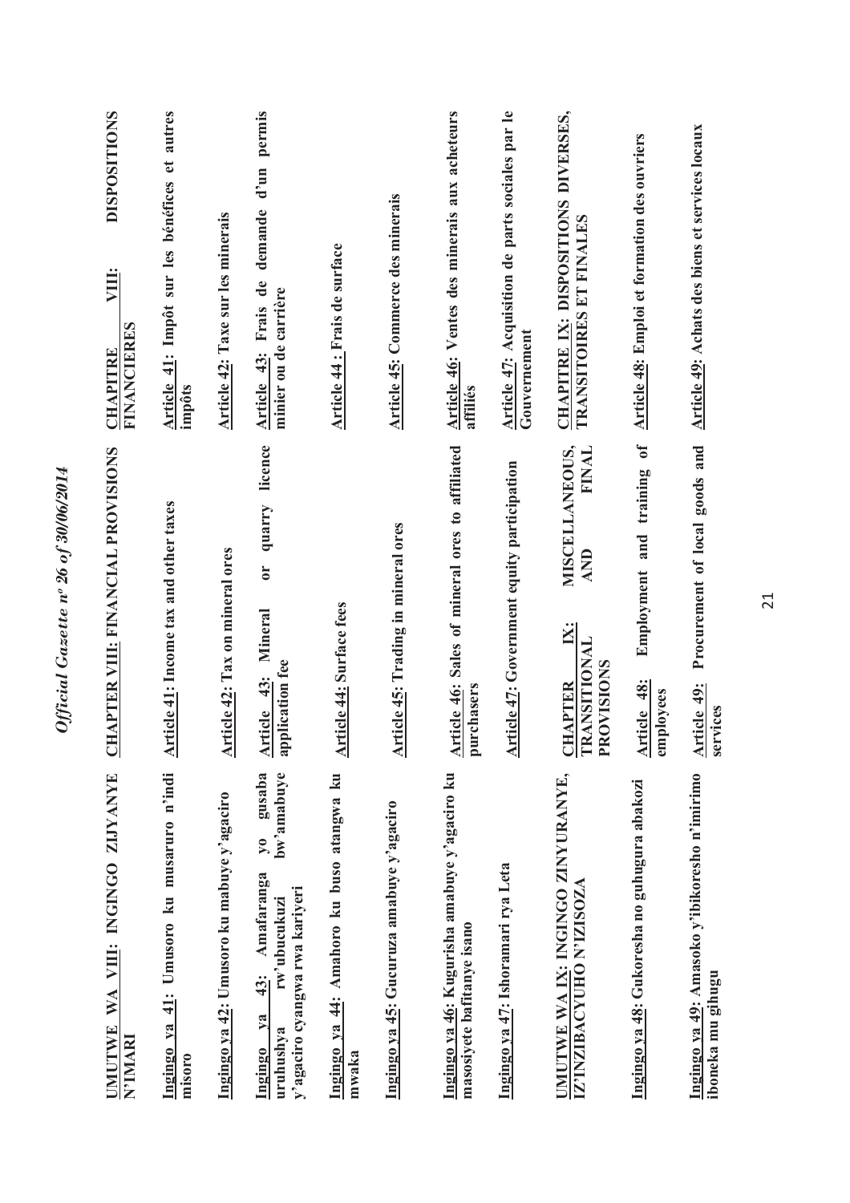| Kinyarwanda | English | Français |
|---|---|---|
| **UMUTWE WA VIII: INGINGO ZIJYANYE N'IMARI** | **CHAPTER VIII: FINANCIAL PROVISIONS** | **CHAPITRE VIII: DISPOSITIONS FINANCIERES** |
| **Ingingo ya 41: Umusoro ku musaruro n'indi misoro** | **Article 41: Income tax and other taxes** | **Article 41: Impôt sur les bénéfices et autres impôts** |
| **Ingingo ya 42: Umusoro ku mabuye y'agaciro** | **Article 42: Tax on mineral ores** | **Article 42: Taxe sur les minerais** |
| **Ingingo ya 43: Amafaranga yo gusaba uruhushya rw'ubucukuzi bw'amabuye y'agaciro cyangwa rwa kariyeri** | **Article 43: Mineral or quarry licence application fee** | **Article 43: Frais de demande d'un permis minier ou de carrière** |
| **Ingingo ya 44: Amahoro ku buso atangwa ku mwaka** | **Article 44: Surface fees** | **Article 44 : Frais de surface** |
| **Ingingo ya 45: Gucuruza amabuye y'agaciro** | **Article 45: Trading in mineral ores** | **Article 45: Commerce des minerais** |
| **Ingingo ya 46: Kugurisha amabuye y'agaciro ku masosiyete bafitanye isano** | **Article 46: Sales of mineral ores to affiliated purchasers** | **Article 46: Ventes des minerais aux acheteurs affiliés** |
| **Ingingo ya 47: Ishoramari rya Leta** | **Article 47: Government equity participation** | **Article 47: Acquisition de parts sociales par le Gouvernement** |
| **UMUTWE WA IX: INGINGO ZINYURANYE, IZ'INZIBACYUHO N'IZISOZA** | **CHAPTER IX: MISCELLANEOUS, TRANSITIONAL AND FINAL PROVISIONS** | **CHAPITRE IX: DISPOSITIONS DIVERSES, TRANSITOIRES ET FINALES** |
| **Ingingo ya 48: Gukoresha no guhugura abakozi** | **Article 48: Employment and training of employees** | **Article 48: Emploi et formation des ouvriers** |
| **Ingingo ya 49: Amasoko y'ibikoresho n'imirimo iboneka mu gihugu** | **Article 49: Procurement of local goods and services** | **Article 49: Achats des biens et services locaux** |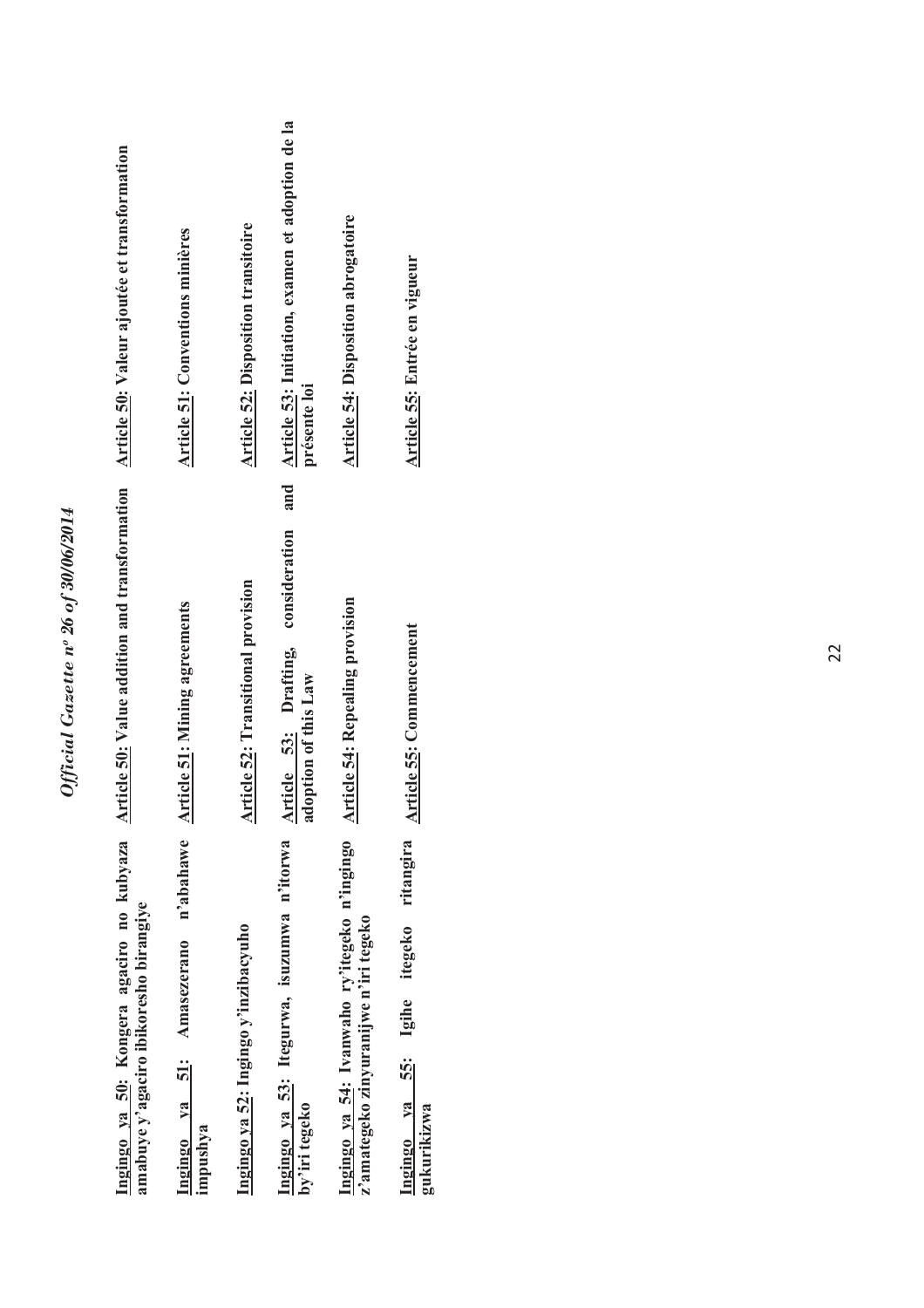**Ingingo ya 50: Kongera agaciro no kubyaza amabuye y'agaciro ibikoresho birangiye**

**Ingingo ya 51: Amasezerano n'abahawe impushya**

**Ingingo ya 52: Ingingo y'inzibacyuho**

**Ingingo ya 53: Itegurwa, isuzumwa n'itorwa by'iri tegeko**

**Ingingo ya 54: Ivanwaho ry'itegeko n'ingingo z'amategeko zinyuranijwe n'iri tegeko**

**Ingingo ya 55: Igihe itegeko ritangira gukurikizwa**

**Article 50: Value addition and transformation**

**Article 51: Mining agreements**

**Article 52: Transitional provision**

**Article 53: Drafting, consideration and adoption of this Law**

**Article 54: Repealing provision**

**Article 55: Commencement**

**Article 50: Valeur ajoutée et transformation**

**Article 51: Conventions minières**

**Article 52: Disposition transitoire**

**Article 53: Initiation, examen et adoption de la présente loi**

**Article 54: Disposition abrogatoire**

**Article 55: Entrée en vigueur**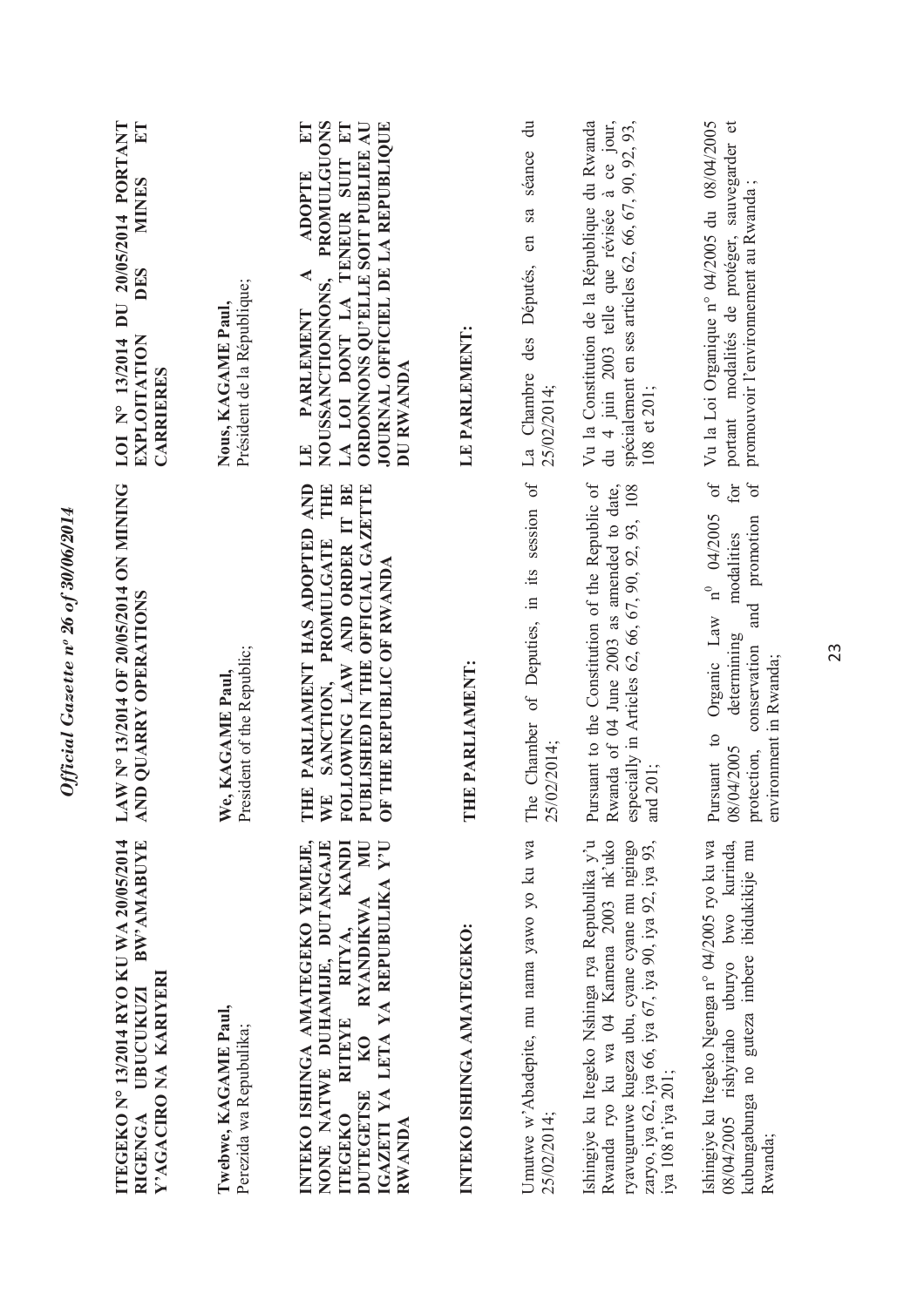**ITEGEKO N° 13/2014 RYO KU WA 20/05/2014 RIGENGA UBUCUKUZI BW'AMABUYE Y'AGACIRO NA KARIYERI**

**Twebwe, KAGAME Paul,**
Perezida wa Repubulika;

**INTEKO ISHINGA AMATEGEKO YEMEJE, NONE NATWE DUHAMIJE, DUTANGAJE ITEGEKO RITEYE RITYA, KANDI DUTEGETSE KO RYANDIKWA MU IGAZETI YA LETA YA REPUBULIKA Y'U RWANDA**

**INTEKO ISHINGA AMATEGEKO:**

Umutwe w'Abadepite, mu nama yawo yo ku wa 25/02/2014;

Ishingiye ku Itegeko Nshinga rya Repubulika y'u Rwanda ryo ku wa 04 Kamena 2003 nk'uko ryavuguruwe kugeza ubu, cyane cyane mu ngingo zaryo, iya 62, iya 66, iya 67, iya 90, iya 92, iya 93, iya 108 n'iya 201;

Ishingiye ku Itegeko Ngenga n° 04/2005 ryo ku wa 08/04/2005 rishyiraho uburyo bwo kurinda, kubungabunga no gutezaimbere ibidukikije mu Rwanda;

**LAW N° 13/2014 OF 20/05/2014 ON MINING AND QUARRY OPERATIONS**

**We, KAGAME Paul,**
President of the Republic;

**THE PARLIAMENT HAS ADOPTED AND WE SANCTION, PROMULGATE THE FOLLOWING LAW AND ORDER IT BE PUBLISHED IN THE OFFICIAL GAZETTE OF THE REPUBLIC OF RWANDA**

**THE PARLIAMENT:**

The Chamber of Deputies, in its session of 25/02/2014;

Pursuant to the Constitution of the Republic of Rwanda of 04 June 2003 as amended to date, especially in Articles 62, 66, 67, 90, 92, 93, 108 and 201;

Pursuant to Organic Law n° 04/2005 of 08/04/2005 determining modalities for protection, conservation and promotion of environment in Rwanda;

**LOI N° 13/2014 DU 20/05/2014 PORTANT EXPLOITATION DES MINES ET CARRIERES**

**Nous, KAGAME Paul,**
Président de la République;

**LE PARLEMENT A ADOPTE ET NOUS SANCTIONNONS, PROMULGUONS LA LOI DONT LA TENEUR SUIT ET ORDONNONS QU'ELLE SOIT PUBLIEE AU JOURNAL OFFICIEL DE LA REPUBLIQUE DU RWANDA**

**LE PARLEMENT:**

La Chambre des Députés, en sa séance du 25/02/2014;

Vu la Constitution de la République du Rwanda du 4 juin 2003 telle que révisée à ce jour, spécialement en ses articles 62, 66, 67, 90, 92, 93, 108 et 201;

Vu la Loi Organique n° 04/2005 du 08/04/2005 portant modalités de protéger, sauvegarder et promouvoir l'environnement au Rwanda ;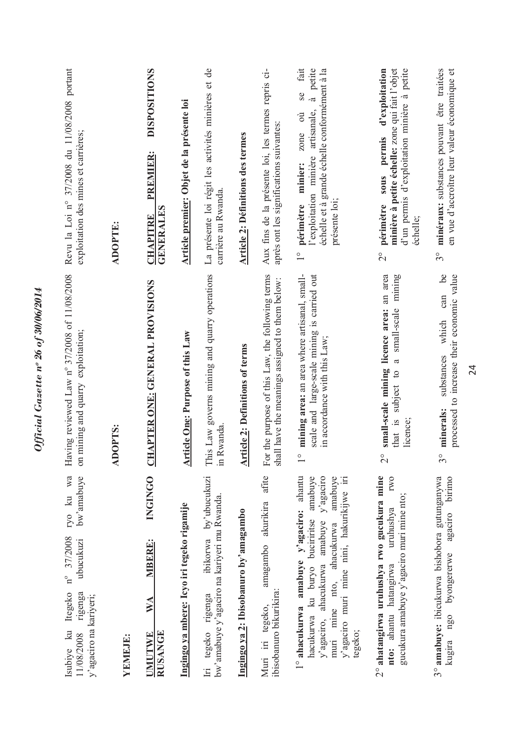Isubiye ku Itegeko n° 37/2008 ryo ku wa 11/08/2008 rigenga ubucukuzi bw'amabuye y'agaciro na kariyeri;

**YEMEJE:**

**UMUTWE WA MBERE: INGINGO RUSANGE**

**Ingingo ya mbere: Icyo iri tegeko rigamije**

Iri tegeko rigenga ibikorwa by'ubucukuzi bw'amabuye y'agaciro na kariyeri mu Rwanda.

**Ingingo ya 2: Ibisobanuro by'amagambo**

Muri iri tegeko, amagambo akurikira afite ibisobanuro bikurikira:

1° **ahacukurwa amabuye y'agaciro:** ahantu hacukurwa ku buryo buciriritse amabuye y'agaciro, ahacukurwa amabuye y'agaciro muri mine nto, ahacukurwa amabuye y'agaciro muri mine nini, hakurikijwe iri tegeko;

2° **ahatangirwa uruhushya rwo gucukura mine nto:** ahantu hatangirwa uruhushya rwo gucukura amabuye y'agaciro muri mine nto;

3° **amabuye:** ibicukurwa bishobora gutunganywa kugira ngo byongererwe agaciro birimo

Having reviewed Law n° 37/2008 of 11/08/2008 on mining and quarry exploitation;

**ADOPTS:**

**CHAPTER ONE: GENERAL PROVISIONS**

**Article One: Purpose of this Law**

This Law governs mining and quarry operations in Rwanda.

**Article 2: Definitions of terms**

For the purpose of this Law, the following terms shall have the meanings assigned to them below:

1° **mining area:** an area where artisanal, small-scale and large-scale mining is carried out in accordance with this Law;

2° **small-scale mining licence area:** an area that is subject to a small-scale mining licence;

3° **minerals:** substances which can be processed to increase their economic value

Revu la Loi n° 37/2008 du 11/08/2008 portant exploitation des mines et carrières;

**ADOPTE:**

**CHAPITRE PREMIER: DISPOSITIONS GENERALES**

**Article premier: Objet de la présente loi**

La présente loi régit les activités minières et de carrière au Rwanda.

**Article 2: Définitions des termes**

Aux fins de la présente loi, les termes repris ci-après ont les significations suivantes:

1° **périmètre minier:** zone où se fait l'exploitation minière artisanale, à petite échelle et à grande échelle conformément à la présente loi;

2° **périmètre sous permis d'exploitation minière à petite échelle:** zone qui fait l'objet d'un permis d'exploitation minière à petite échelle;

3° **minéraux:** substances pouvant être traitées en vue d'accroître leur valeur économique et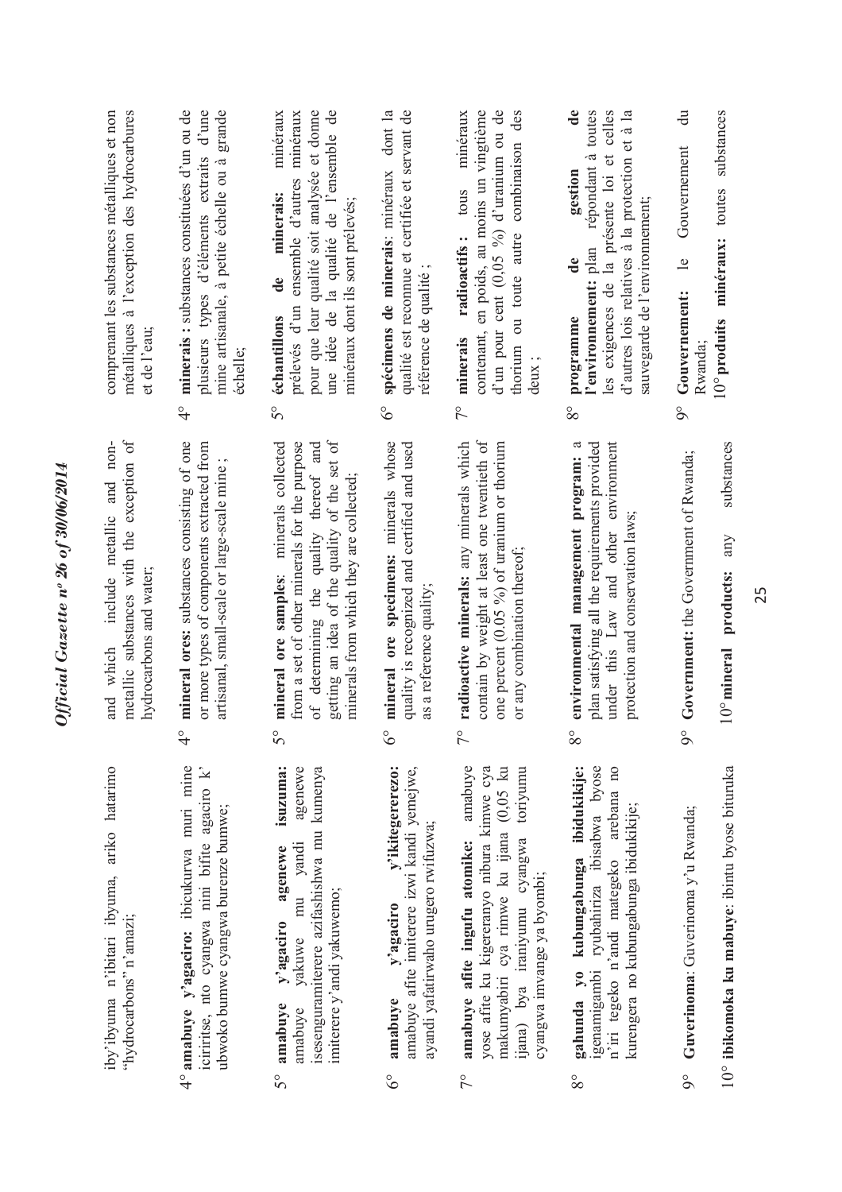iby'ibyuma n'ibitari ibyuma, ariko hatarimo "hydrocarbons" n'amazi;

4° **amabuye y'agaciro:** ibicukurwa muri mine iciriritse, nto cyangwa nini bifite agaciro k' ubwoko bumwe cyangwa burenze bumwe;

5° **amabuye y'agaciro agenewe isuzuma:** amabuye yakuwe mu yandi agenewe isesenguramiterere azifashishwa mu kumenya imiterere y'andi yakuwemo;

6° **amabuye y'agaciro y'ikitegererezo:** amabuye afite imiterere izwi kandi yemejwe, ayandi yafatirwaho urugero rwifuzwa;

7° **amabuye afite ingufu atomike:** amabuye yose afite ku kigereranyo nibura kimwe cya makumyabiri cya rimwe ku ijana (0,05 ku ijana) bya iraniyumu cyangwa toriyumu cyangwa imvange ya byombi;

8° **gahunda yo kubungabunga ibidukikije:** igenamigambi ryubahiriza ibisabwa byose n'iri tegeko n'andi mategeko arebana no kurengera no kubungabunga ibidukikije;

9° **Guverinoma**: Guverinoma y'u Rwanda;

10° **ibikomoka ku mabuye**: ibintu byose bituruka

---

and which include metallic and non-metallic substances with the exception of hydrocarbons and water;

4° **mineral ores:** substances consisting of one or more types of components extracted from artisanal, small-scale or large-scale mine ;

5° **mineral ore samples**: minerals collected from a set of other minerals for the purpose of determining the quality thereof and getting an idea of the quality of the set of minerals from which they are collected;

6° **mineral ore specimens:** minerals whose quality is recognized and certified and used as a reference quality;

7° **radioactive minerals:** any minerals which contain by weight at least one twentieth of one percent (0.05 %) of uranium or thorium or any combination thereof;

8° **environmental management program:** a plan satisfying all the requirements provided under this Law and other environment protection and conservation laws;

9° **Government:** the Government of Rwanda;

10° **mineral products:** any substances

---

comprenant les substances métalliques et non métalliques à l'exception des hydrocarbures et de l'eau;

4° **minerais :** substances constituées d'un ou de plusieurs types d'éléments extraits d'une mine artisanale, à petite échelle ou à grande échelle;

5° **échantillons de minerais:** minéraux prélevés d'un ensemble d'autres minéraux pour que leur qualité soit analysée et donne une idée de la qualité de l'ensemble de minéraux dont ils sont prélevés;

6° **spécimens de minerais**: minéraux dont la qualité est reconnue et certifiée et servant de référence de qualité ;

7° **minerais radioactifs :** tous minéraux contenant, en poids, au moins un vingtième d'un pour cent (0,05 %) d'uranium ou de thorium ou toute autre combinaison des deux ;

8° **programme de gestion de l'environnement:** plan répondant à toutes les exigences de la présente loi et celles d'autres lois relatives à la protection et à la sauvegarde de l'environnement;

9° **Gouvernement:** le Gouvernement du Rwanda;

10° **produits minéraux:** toutes substances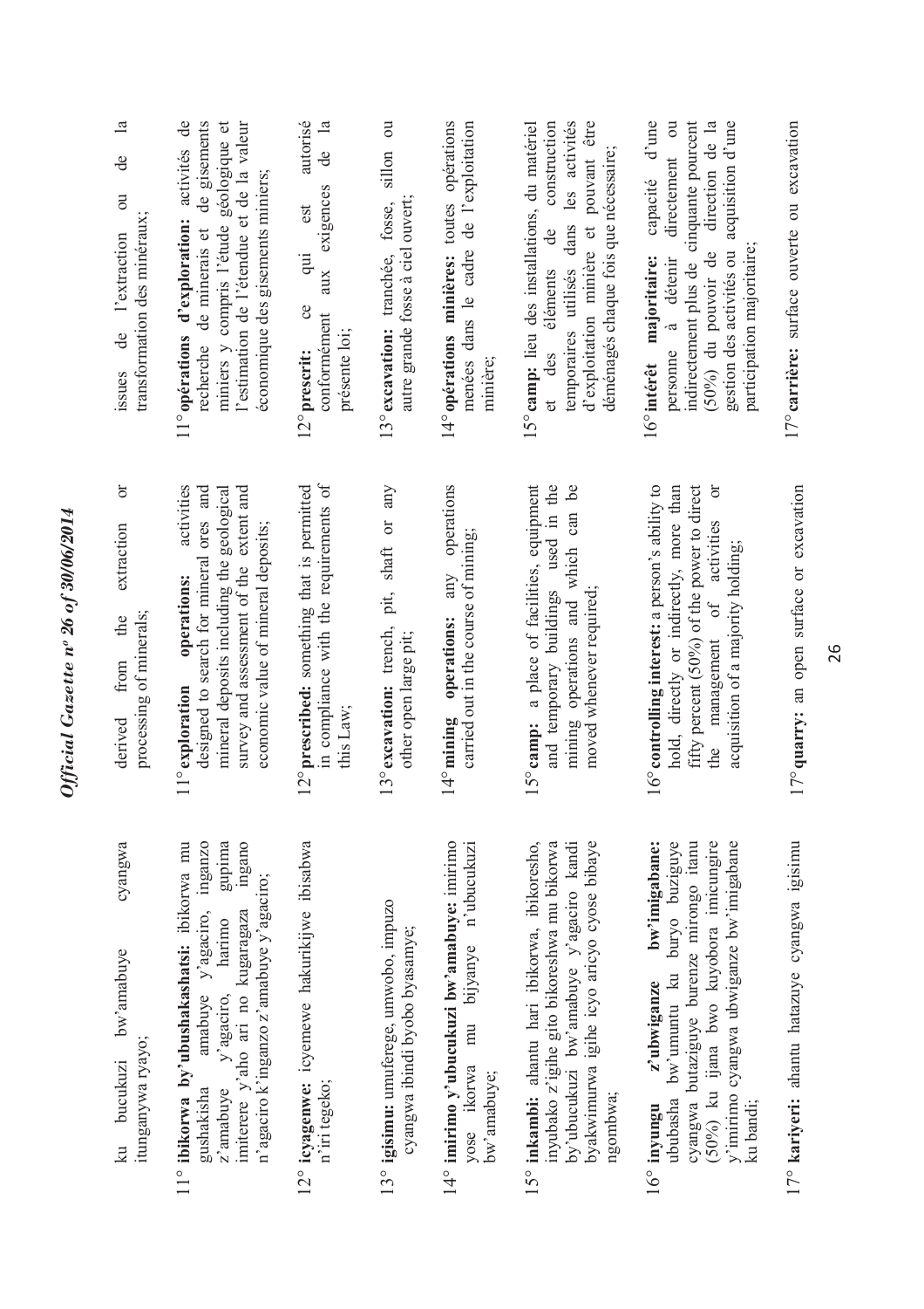ku bucukuzi bw'amabuye cyangwa itunganywa ryayo;

11° **ibikorwa by'ubushakashatsi:** ibikorwa mu gushakisha amabuye y'agaciro, inganzo z'amabuye y'agaciro, harimo gupima imiterere y'aho ari no kugaragaza ingano n'agaciro k'inganzo z'amabuye y'agaciro;

12° **icyagenwe:** icyemewe hakurikijwe ibisabwa n'iri tegeko;

13° **igisimu:** umuferege, umwobo, impuzo cyangwa ibindi byobo byasamye;

14° **imirimo y'ubucukuzi bw'amabuye:** imirimo yose ikorwa mu bijyanye n'ubucukuzi bw'amabuye;

15° **inkambi:** ahantu hari ibikorwa, ibikoresho, inyubako z'igihe gito bikoreshwa mu bikorwa by'ubucukuzi bw'amabuye y'agaciro kandi byakwimurwa igihe icyo aricyo cyose bibaye ngombwa;

16° **inyungu z'ubwiganze bw'imigabane:** ububasha bw'umuntu ku buryo buziguye cyangwa butaziguye burenze mirongo itanu (50%) ku ijana bwo kuyobora imicungire y'imirimo cyangwa ubwiganze bw'imigabane ku bandi;

17° **kariyeri:** ahantu hatazuye cyangwa igisimu

derived from the extraction or processing of minerals;

11° **exploration operations:** activities designed to search for mineral ores and mineral deposits including the geological survey and assessment of the extent and economic value of mineral deposits;

12° **prescribed:** something that is permitted in compliance with the requirements of this Law;

13° **excavation:** trench, pit, shaft or any other open large pit;

14° **mining operations:** any operations carried out in the course of mining;

15° **camp:** a place of facilities, equipment and temporary buildings used in the mining operations and which can be moved whenever required;

16° **controlling interest:** a person's ability to hold, directly or indirectly, more than fifty percent (50%) of the power to direct the management of activities or acquisition of a majority holding;

17° **quarry:** an open surface or excavation

issues de l'extraction ou de la transformation des minéraux;

11° **opérations d'exploration:** activités de recherche de minerais et de gisements miniers y compris l'étude géologique et l'estimation de l'étendue et de la valeur économique des gisements miniers;

12° **prescrit:** ce qui est autorisé conformément aux exigences de la présente loi;

13° **excavation:** tranchée, fosse, sillon ou autre grande fosse à ciel ouvert;

14° **opérations minières:** toutes opérations menées dans le cadre de l'exploitation minière;

15° **camp:** lieu des installations, du matériel et des éléments de construction temporaires utilisés dans les activités d'exploitation minière et pouvant être déménagés chaque fois que nécessaire;

16° **intérêt majoritaire:** capacité d'une personne à détenir directement ou indirectement plus de cinquante pourcent (50%) du pouvoir de direction de la gestion des activités ou acquisition d'une participation majoritaire;

17° **carrière:** surface ouverte ou excavation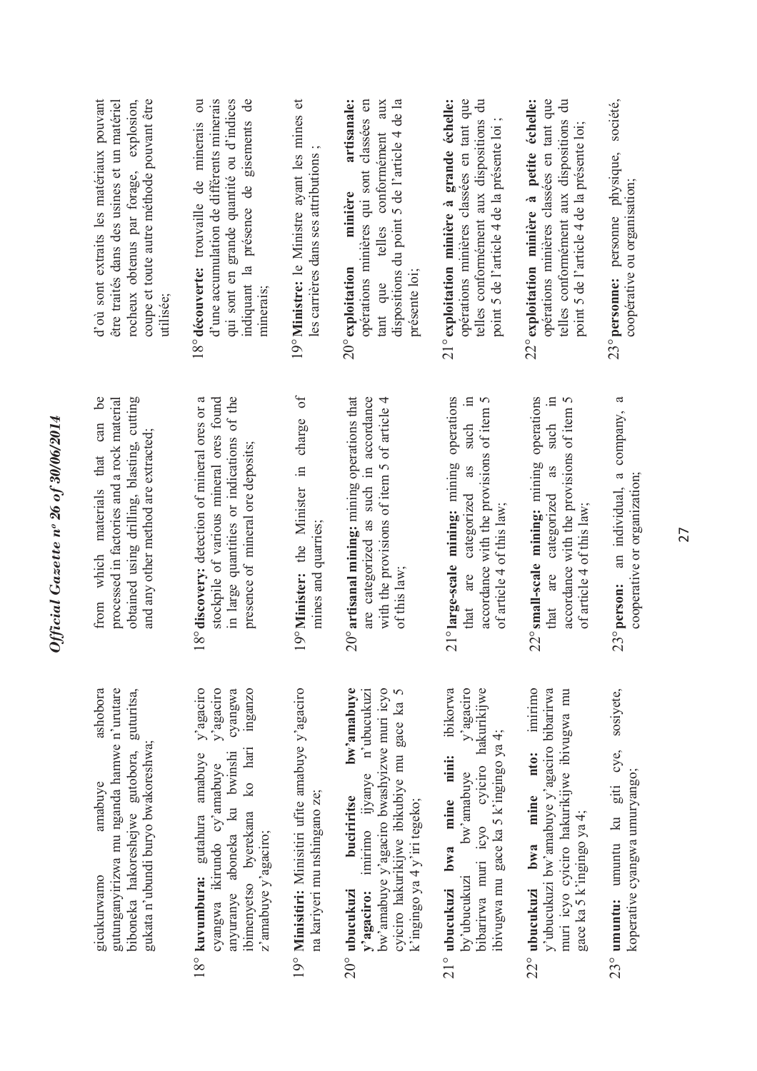gicukurwamo amabuye ashobora gutunganyirizwa mu nganda hamwe n'urutare biboneka hakoreshejwe gutobora, guturitsa, gukata n'ubundi buryo bwakoreshwa;

18° **kuvumbura:** gutahura amabuye y'agaciro cyangwa ikirundo cy'amabuye y'agaciro anyuranye aboneka ku bwinshi cyangwa ibimenyetso byerekana ko hari inganzo z'amabuye y'agaciro;

19° **Minisitiri:** Minisitiri ufite amabuye y'agaciro na kariyeri mu nshingano ze;

20° **ubucukuzi buciriritse bw'amabuye y'agaciro:** imirimo ijyanye n'ubucukuzi bw'amabuye y'agaciro bwashyizwe muri icyo cyiciro hakurikijwe ibikubiye mu gace ka 5 k'ingingo ya 4 y'iri tegeko;

21° **ubucukuzi bwa mine nini:** ibikorwa by'ubucukuzi bw'amabuye y'agaciro bibarirwa muri icyo cyiciro hakurikijwe ibivugwa mu gace ka 5 k'ingingo ya 4;

22° **ubucukuzi bwa mine nto:** imirimo y'ubucukuzi bw'amabuye y'agaciro bibarirwa muri icyo cyiciro hakurikijwe ibivugwa mu gace ka 5 k'ingingo ya 4;

23° **umuntu:** umuntu ku giti cye, sosiyete, koperative cyangwa umuryango;

from which materials that can be processed in factories and a rock material obtained using drilling, blasting, cutting and any other method are extracted;

18° **discovery:** detection of mineral ores or a stockpile of various mineral ores found in large quantities or indications of the presence of mineral ore deposits;

19° **Minister:** the Minister in charge of mines and quarries;

20° **artisanal mining:** mining operations that are categorized as such in accordance with the provisions of item 5 of article 4 of this law;

21° **large-scale mining:** mining operations that are categorized as such in accordance with the provisions of item 5 of article 4 of this law;

22° **small-scale mining:** mining operations that are categorized as such in accordance with the provisions of item 5 of article 4 of this law;

23° **person:** an individual, a company, a cooperative or organization;

d'où sont extraits les matériaux pouvant être traités dans des usines et un matériel rocheux obtenus par forage, explosion, coupe et toute autre méthode pouvant être utilisée;

18° **découverte:** trouvaille de minerais ou d'une accumulation de différents minerais qui sont en grande quantité ou d'indices indiquant la présence de gisements de minerais;

19° **Ministre:** le Ministre ayant les mines et les carrières dans ses attributions ;

20° **exploitation minière artisanale:** opérations minières qui sont classées en tant que telles conformément aux dispositions du point 5 de l'article 4 de la présente loi;

21° **exploitation minière à grande échelle:** opérations minières classées en tant que telles conformément aux dispositions du point 5 de l'article 4 de la présente loi ;

22° **exploitation minière à petite échelle:** opérations minières classées en tant que telles conformément aux dispositions du point 5 de l'article 4 de la présente loi;

23° **personne:** personne physique, société, coopérative ou organisation;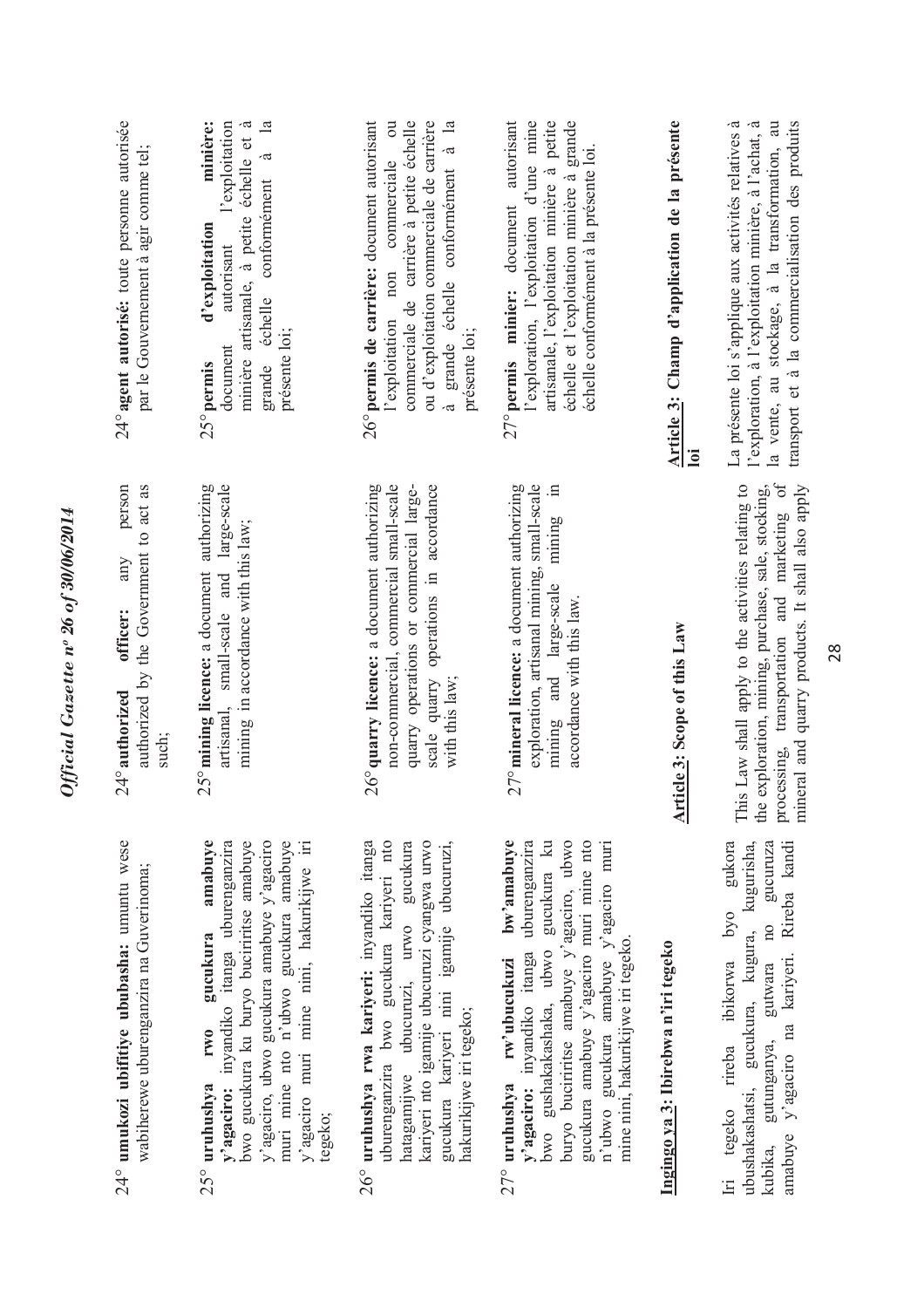24° **umukozi ubifitiye ububasha:** umuntu wese wabiherewe uburenganzira na Guverinoma;

25° **uruhushya rwo gucukura amabuye y'agaciro:** inyandiko itanga uburenganzira bwo gucukura ku buryo buciriritse amabuye y'agaciro, ubwo gucukura amabuye y'agaciro muri mine nto n'ubwo gucukura amabuye y'agaciro muri mine nini, hakurikijwe iri tegeko;

26° **uruhushya rwa kariyeri:** inyandiko itanga uburenganzira bwo gucukura kariyeri nto hatagamijwe ubucuruzi, urwo gucukura kariyeri nto igamije ubucuruzi cyangwa urwo gucukura kariyeri nini igamije ubucuruzi, hakurikijwe iri tegeko;

27° **uruhushya rw'ubucukuzi bw'amabuye y'agaciro:** inyandiko itanga uburenganzira bwo gushakakashaka, ubwo gucukura ku buryo buciriritse amabuye y'agaciro, ubwo gucukura amabuye y'agaciro muri mine nto n'ubwo gucukura amabuye y'agaciro muri mine nini, hakurikijwe iri tegeko.

**Ingingo ya 3: Ibirebwa n'iri tegeko**

Iri tegeko rireba ibikorwa byo gukora ubushakashatsi, gucukura, kugura, kugurisha, kubika, gutunganya, gutwara no gucuruza amabuye y'agaciro na kariyeri. Rireba kandi

24° **authorized officer:** any person authorized by the Government to act as such;

25° **mining licence:** a document authorizing artisanal, small-scale and large-scale mining in accordance with this law;

26° **quarry licence:** a document authorizing non-commercial, commercial small-scale quarry operations or commercial large-scale quarry operations in accordance with this law;

27° **mineral licence:** a document authorizing exploration, artisanal mining, small-scale mining and large-scale mining in accordance with this law.

**Article 3: Scope of this Law**

This Law shall apply to the activities relating to the exploration, mining, purchase, sale, stocking, processing, transportation and marketing of mineral and quarry products. It shall also apply

24° **agent autorisé:** toute personne autorisée par le Gouvernement à agir comme tel;

25° **permis d'exploitation minière:** document autorisant l'exploitation minière artisanale, à petite échelle et à grande échelle conformément à la présente loi;

26° **permis de carrière:** document autorisant l'exploitation non commerciale ou commerciale de carrière à petite échelle ou d'exploitation commerciale de carrière à grande échelle conformément à la présente loi;

27° **permis minier:** document autorisant l'exploration, l'exploitation d'une mine artisanale, l'exploitation minière à petite échelle et l'exploitation minière à grande échelle conformément à la présente loi.

**Article 3: Champ d'application de la présente loi**

La présente loi s'applique aux activités relatives à l'exploration, à l'exploitation minière, à l'achat, à la vente, au stockage, à la transformation, au transport et à la commercialisation des produits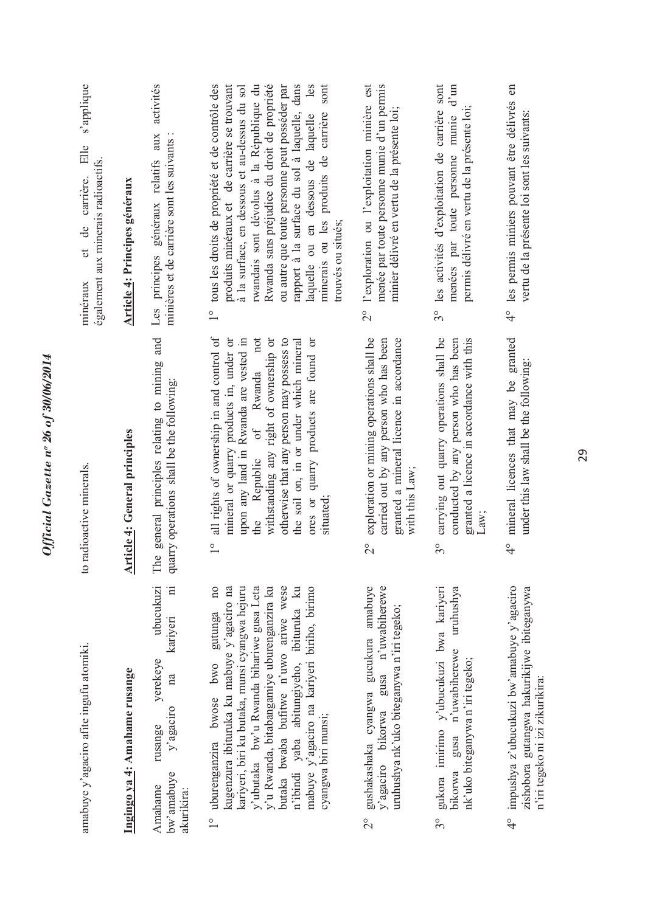amabuye y'agaciro afite ingufu atomiki.

## Ingingo ya 4: Amahame rusange

Amahame rusange yerekeye ubucukuzi bw'amabuye y'agaciro na kariyeri ni akurikira:

1° uburenganzira bwose bwo gutunga no kugenzura ibituruka ku mabuye y'agaciro na kariyeri, biri ku butaka, munsi cyangwa hejuru y'ubutaka bw'u Rwanda bihariwe gusa Leta y'u Rwanda, bitabangamiye uburenganzira ku butaka bwaba bufitwe n'uwo ariwe wese n'ibindi yaba abitungiyeho, ibituruka ku mabuye y'agaciro na kariyeri biriho, birimo cyangwa biri munsi;

2° gushakashaka cyangwa gucukura amabuye y'agaciro bikorwa gusa n'uwabiherewe uruhushya nk'uko biteganywa n'iri tegeko;

3° gukora imirimo y'ubucukuzi bwa kariyeri bikorwa gusa n'uwabiherewe uruhushya nk'uko biteganywa n'iri tegeko;

4° impushya z'ubucukuzi bw'amabuye y'agaciro zishobora gutangwa hakurikijwe ibiteganywa n'iri tegeko ni izi zikurikira:

to radioactive minerals.

## Article 4: General principles

The general principles relating to mining and quarry operations shall be the following:

1° all rights of ownership in and control of mineral or quarry products in, under or upon any land in Rwanda are vested in the Republic of Rwanda not withstanding any right of ownership or otherwise that any person may possess to the soil on, in or under which mineral ores or quarry products are found or situated;

2° exploration or mining operations shall be carried out by any person who has been granted a mineral licence in accordance with this Law;

3° carrying out quarry operations shall be conducted by any person who has been granted a licence in accordance with this Law;

4° mineral licences that may be granted under this law shall be the following:

minéraux et de carrière. Elle s'applique également aux minerais radioactifs.

## Article 4: Principes généraux

Les principes généraux relatifs aux activités minières et de carrière sont les suivants :

1° tous les droits de propriété et de contrôle des produits minéraux et de carrière se trouvant à la surface, en dessous et au-dessus du sol rwandais sont dévolus à la République du Rwanda sans préjudice du droit de propriété ou autre que toute personne peut posséder par rapport à la surface du sol à laquelle, dans laquelle ou en dessous de laquelle les minerais ou les produits de carrière sont trouvés ou situés;

2° l'exploration ou l'exploitation minière est menée par toute personne munie d'un permis minier délivré en vertu de la présente loi;

3° les activités d'exploitation de carrière sont menées par toute personne munie d'un permis délivré en vertu de la présente loi;

4° les permis miniers pouvant être délivrés en vertu de la présente loi sont les suivants: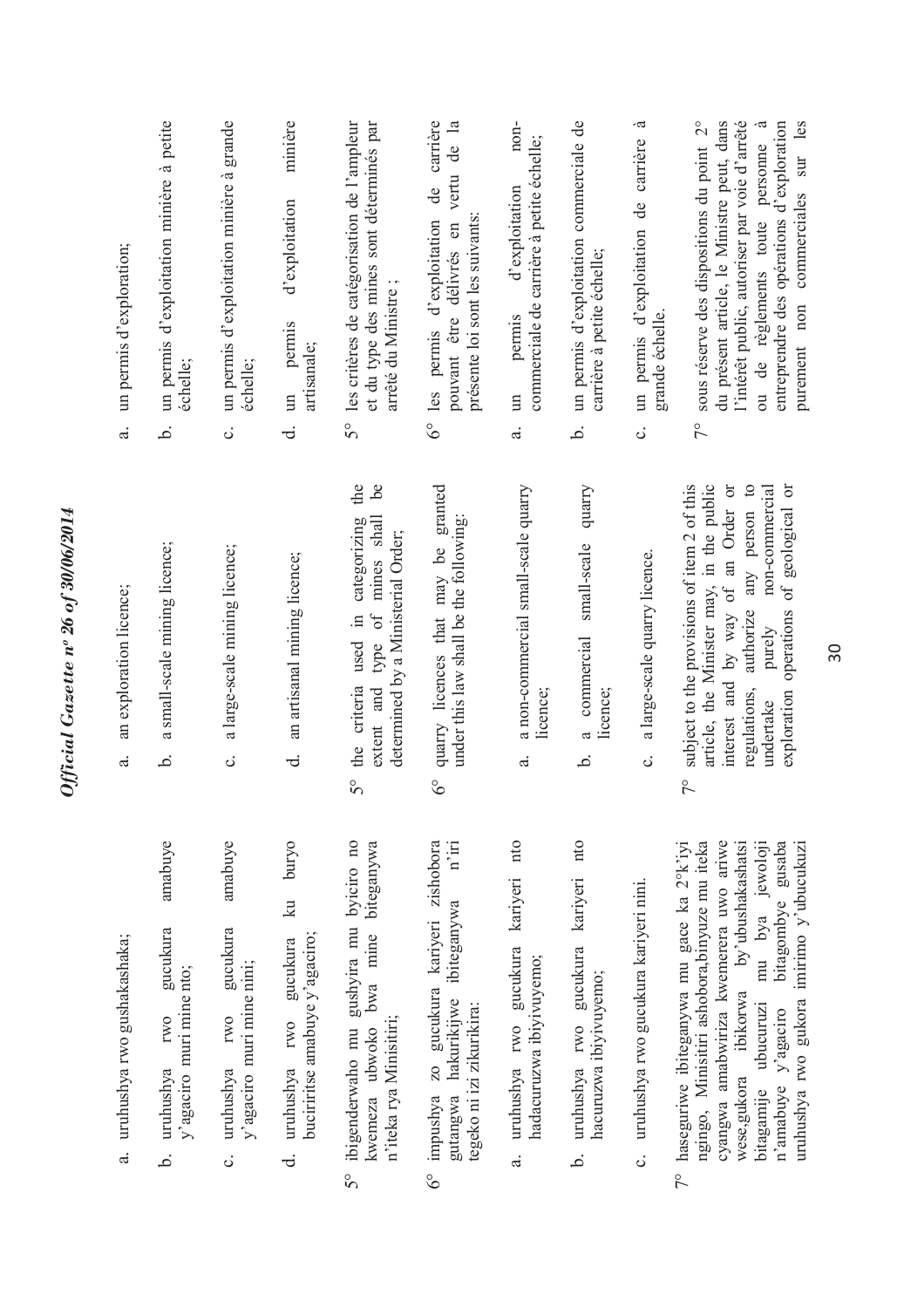a. uruhushya rwo gushakashaka;

b. uruhushya rwo gucukura amabuye y'agaciro muri mine nto;

c. uruhushya rwo gucukura amabuye y'agaciro muri mine nini;

d. uruhushya rwo gucukura ku buryo buciriritse amabuye y'agaciro;

5° ibigenderwaho mu gushyira mu byiciro no kwemeza ubwoko bwa mine biteganywa n'iteka rya Minisitiri;

6° impushya zo gucukura kariyeri zishobora gutangwa hakurikijwe ibiteganywa n'iri tegeko ni izi zikurikira:

a. uruhushya rwo gucukura kariyeri nto hadacuruzwa ibiyivuyemo;

b. uruhushya rwo gucukura kariyeri nto hacuruzwa ibiyivuyemo;

c. uruhushya rwo gucukura kariyeri nini.

7° haseguriwe ibiteganywa mu gace ka 2°k'iyi ngingo, Minisitiri ashobora,binyuze mu iteka cyangwa amabwiriza kwemerera uwo ariwe wese,gukora ibikorwa by'ubushakashatsi bitagamije ubucuruzi mu bya jewoloji n'amabuye y'agaciro bitagombye gusaba uruhushya rwo gukora imirimo y'ubucukuzi

a. an exploration licence;

b. a small-scale mining licence;

c. a large-scale mining licence;

d. an artisanal mining licence;

5° the criteria used in categorizing the extent and type of mines shall be determined by a Ministerial Order;

6° quarry licences that may be granted under this law shall be the following:

a. a non-commercial small-scale quarry licence;

b. a commercial small-scale quarry licence;

c. a large-scale quarry licence.

7° subject to the provisions of item 2 of this article, the Minister may, in the public interest and by way of an Order or regulations, authorize any person to undertake purely non-commercial exploration operations of geological or

a. un permis d'exploration;

b. un permis d'exploitation minière à petite échelle;

c. un permis d'exploitation minière à grande échelle;

d. un permis d'exploitation minière artisanale;

5° les critères de catégorisation de l'ampleur et du type des mines sont déterminés par arrêté du Ministre ;

6° les permis d'exploitation de carrière pouvant être délivrés en vertu de la présente loi sont les suivants:

a. un permis d'exploitation non-commerciale de carrière à petite échelle;

b. un permis d'exploitation commerciale de carrière à petite échelle;

c. un permis d'exploitation de carrière à grande échelle.

7° sous réserve des dispositions du point 2° du présent article, le Ministre peut, dans l'intérêt public, autoriser par voie d'arrêté ou de règlements toute personne à entreprendre des opérations d'exploration purement non commerciales sur les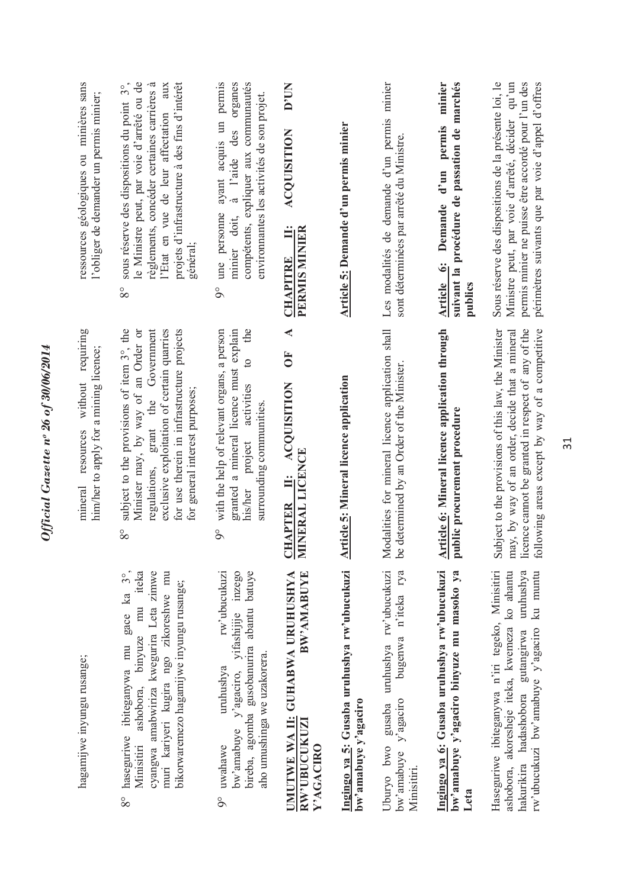hagamijwe inyungu rusange;

8° haseguriwe ibiteganywa mu gace ka 3°, Minisitiri ashobora, binyuze mu iteka cyangwa amabwiriza kwegurira Leta zimwe muri kariyeri kugira ngo zikoreshwe mu bikorwaremezo hagamijwe inyungu rusange;

9° uwahawe uruhushya rw'ubucukuzi bw'amabuye y'agaciro, yifashijije inzego bireba, agomba gusobanurira abantu batuye aho umushinga we uzakorera.

## UMUTWE WA II: GUHABWA URUHUSHYA RW'UBUCUKUZI BW'AMABUYE Y'AGACIRO

**Ingingo ya 5: Gusaba uruhushya rw'ubucukuzi bw'amabuye y'agaciro**

Uburyo bwo gusaba uruhushya rw'ubucukuzi bw'amabuye y'agaciro bugenwa n'iteka rya Minisitiri.

**Ingingo ya 6: Gusaba uruhushya rw'ubucukuzi bw'amabuye y'agaciro binyuze mu masoko ya Leta**

Haseguriwe ibiteganywa n'iri tegeko, Minisitiri ashobora, akoresheje iteka, kwemeza ko ahantu hakurikira hadashobora gutangirwa uruhushya rw'ubucukuzi bw'amabuye y'agaciro ku muntu

mineral resources without requiring him/her to apply for a mining licence;

8° subject to the provisions of item 3°, the Minister may, by way of an Order or regulations, grant the Government exclusive exploitation of certain quarries for use therein in infrastructure projects for general interest purposes;

9° with the help of relevant organs, a person granted a mineral licence must explain his/her project activities to the surrounding communities.

## CHAPTER II: ACQUISITION OF A MINERAL LICENCE

**Article 5: Mineral licence application**

Modalities for mineral licence application shall be determined by an Order of the Minister.

**Article 6: Mineral licence application through public procurement procedure**

Subject to the provisions of this law, the Minister may, by way of an order, decide that a mineral licence cannot be granted in respect of any of the following areas except by way of a competitive

ressources géologiques ou minières sans l'obliger de demander un permis minier;

8° sous réserve des dispositions du point 3°, le Ministre peut, par voie d'arrêté ou de règlements, concéder certaines carrières à l'Etat en vue de leur affectation aux projets d'infrastructure à des fins d'intérêt général;

9° une personne ayant acquis un permis minier doit, à l'aide des organes compétents, expliquer aux communautés environnantes les activités de son projet.

## CHAPITRE II: ACQUISITION D'UN PERMIS MINIER

**Article 5: Demande d'un permis minier**

Les modalités de demande d'un permis minier sont déterminées par arrêté du Ministre.

**Article 6: Demande d'un permis minier suivant la procédure de passation de marchés publics**

Sous réserve des dispositions de la présente loi, le Ministre peut, par voie d'arrêté, décider qu'un permis minier ne puisse être accordé pour l'un des périmètres suivants que par voie d'appel d'offres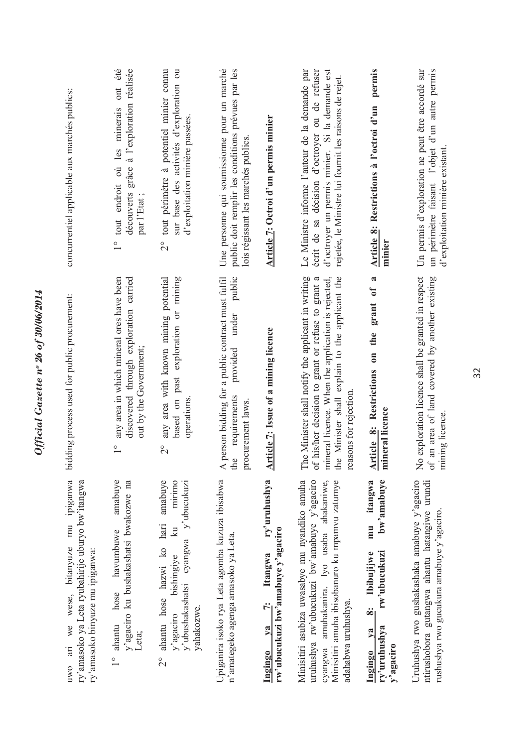uwo ari we wese, bitanyuze mu ipiganwa ry'amasoko ya Leta ryubahirije uburyo bw'itangwa ry'amasoko binyuze mu ipiganwa:

1° ahantu hose havumbuwe amabuye y'agaciro ku bushakashatsi bwakozwe na Leta;

2° ahantu hose hazwi ko hari amabuye y'agaciro bishingiye ku mirimo y'ubushakashatsi cyangwa y'ubucukuzi yahakozwe.

Upiganira isoko rya Leta agomba kuzuza ibisabwa n'amategeko agenga amasoko ya Leta.

**Ingingo ya 7: Itangwa ry'uruhushya rw'ubucukuzi bw'amabuye y'agaciro**

Minisitiri asubiza uwasabye mu nyandiko amuha uruhushya rw'ubucukuzi bw'amabuye y'agaciro cyangwa amuhakanira. Iyo usaba ahakaniwe, Minisitiri amuha ibisobanuro ku mpamvu zatumye adahabwa uruhushya.

**Ingingo ya 8: Ibibujijwe mu itangwa ry'uruhushya rw'ubucukuzi bw'amabuye y'agaciro**

Uruhushya rwo gushakashaka amabuye y'agaciro ntirushobora gutangwa ahantu hatangiwe urundi rushushya rwo gucukura amabuye y'agaciro.

bidding process used for public procurement:

1° any area in which mineral ores have been discovered through exploration carried out by the Government;

2° any area with known mining potential based on past exploration or mining operations.

A person bidding for a public contract must fulfil the requirements provided under public procurement laws.

**Article 7: Issue of a mining licence**

The Minister shall notify the applicant in writing of his/her decision to grant or refuse to grant a mineral licence. When the application is rejected, the Minister shall explain to the applicant the reasons for rejection.

**Article 8: Restrictions on the grant of a mineral licence**

No exploration licence shall be granted in respect of an area of land covered by another existing mining licence.

concurrentiel applicable aux marchés publics:

1° tout endroit où les minerais ont été découverts grâce à l'exploration réalisée par l'Etat ;

2° tout périmètre à potentiel minier connu sur base des activités d'exploration ou d'exploitation minière passées.

Une personne qui soumissionne pour un marché public doit remplir les conditions prévues par les lois régissant les marchés publics.

**Article 7: Octroi d'un permis minier**

Le Ministre informe l'auteur de la demande par écrit de sa décision d'octroyer ou de refuser d'octroyer un permis minier. Si la demande est rejetée, le Ministre lui fournit les raisons de rejet.

**Article 8: Restrictions à l'octroi d'un permis minier**

Un permis d'exploration ne peut être accordé sur un périmètre faisant l'objet d'un autre permis d'exploitation minière existant.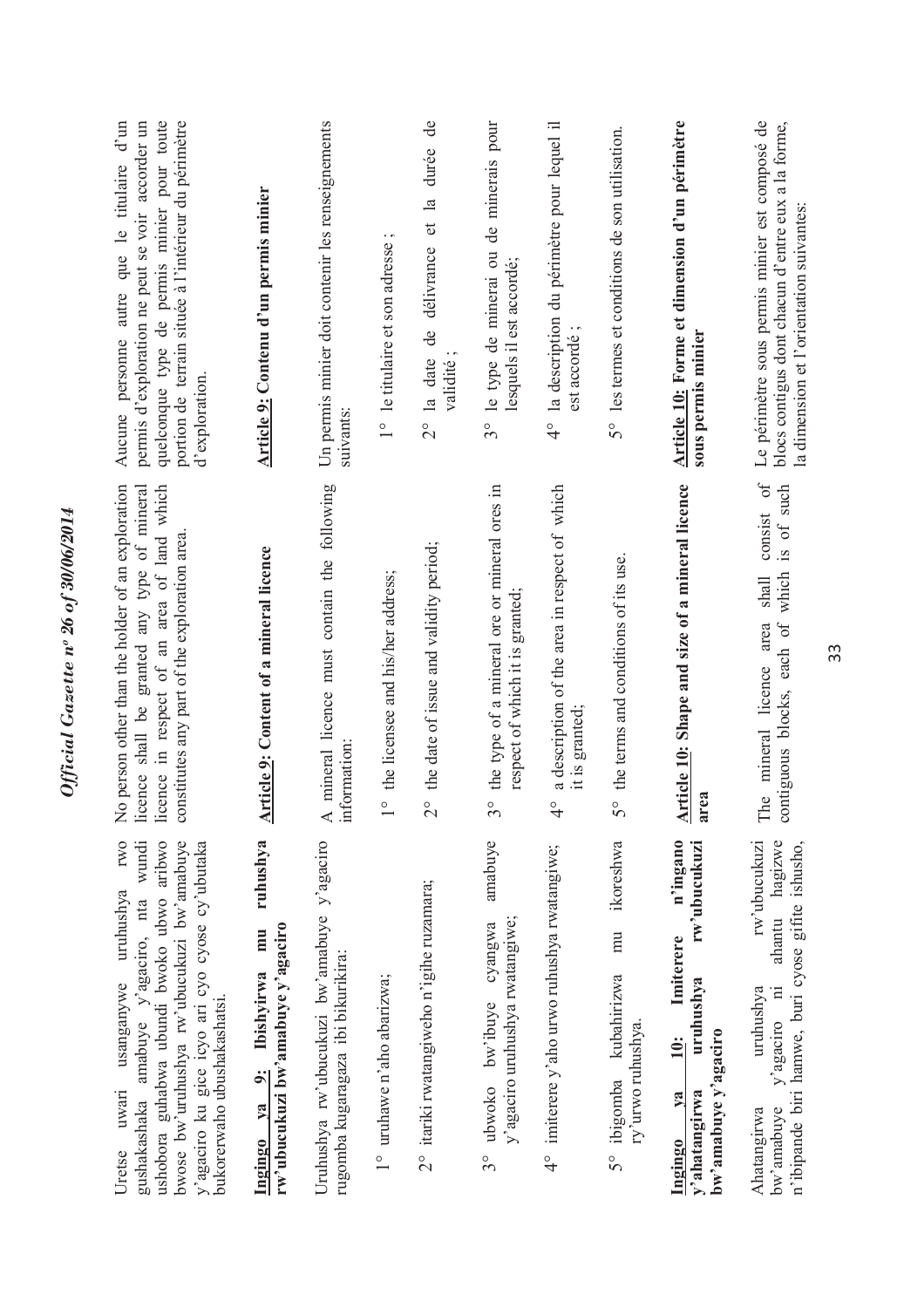Uretse uwari usanganywe uruhushya rwo gushakashaka amabuye y'agaciro, nta wundi ushobora guhabwa ubundi bwoko ubwo aribwo bwose bw'uruhushya rw'ubucukuzi bw'amabuye y'agaciro ku gice icyo ari cyo cyose cy'ubutaka bukorerwaho ubushakashatsi.

**Ingingo ya 9: Ibishyirwa mu ruhushya rw'ubucukuzi bw'amabuye y'agaciro**

Uruhushya rw'ubucukuzi bw'amabuye y'agaciro rugomba kugaragaza ibi bikurikira:

1° uruhawe n'aho abarizwa;

2° itariki rwatangiweho n'igihe ruzamara;

3° ubwoko bw'ibuye cyangwa amabuye y'agaciro uruhushya rwatangiwe;

4° imiterere y'aho urwo ruhushya rwatangiwe;

5° ibigomba kubahirizwa mu ikoreshwa ry'urwo ruhushya.

**Ingingo ya 10: Imiterere n'ingano y'ahatangirwa uruhushya rw'ubucukuzi bw'amabuye y'agaciro**

Ahatangirwa uruhushya rw'ubucukuzi bw'amabuye y'agaciro ni ahantu hagizwe n'ibipande biri hamwe, buri cyose gifite ishusho,

No person other than the holder of an exploration licence shall be granted any type of mineral licence in respect of an area of land which constitutes any part of the exploration area.

**Article 9: Content of a mineral licence**

A mineral licence must contain the following information:

1° the licensee and his/her address;

2° the date of issue and validity period;

3° the type of a mineral ore or mineral ores in respect of which it is granted;

4° a description of the area in respect of which it is granted;

5° the terms and conditions of its use.

**Article 10: Shape and size of a mineral licence area**

The mineral licence area shall consist of contiguous blocks, each of which is of such

Aucune personne autre que le titulaire d'un permis d'exploration ne peut se voir accorder un quelconque type de permis minier pour toute portion de terrain située à l'intérieur du périmètre d'exploration.

**Article 9: Contenu d'un permis minier**

Un permis minier doit contenir les renseignements suivants:

1° le titulaire et son adresse ;

2° la date de délivrance et la durée de validité ;

3° le type de minerai ou de minerais pour lesquels il est accordé;

4° la description du périmètre pour lequel il est accordé ;

5° les termes et conditions de son utilisation.

**Article 10: Forme et dimension d'un périmètre sous permis minier**

Le périmètre sous permis minier est composé de blocs contigus dont chacun d'entre eux a la forme, la dimension et l'orientation suivantes: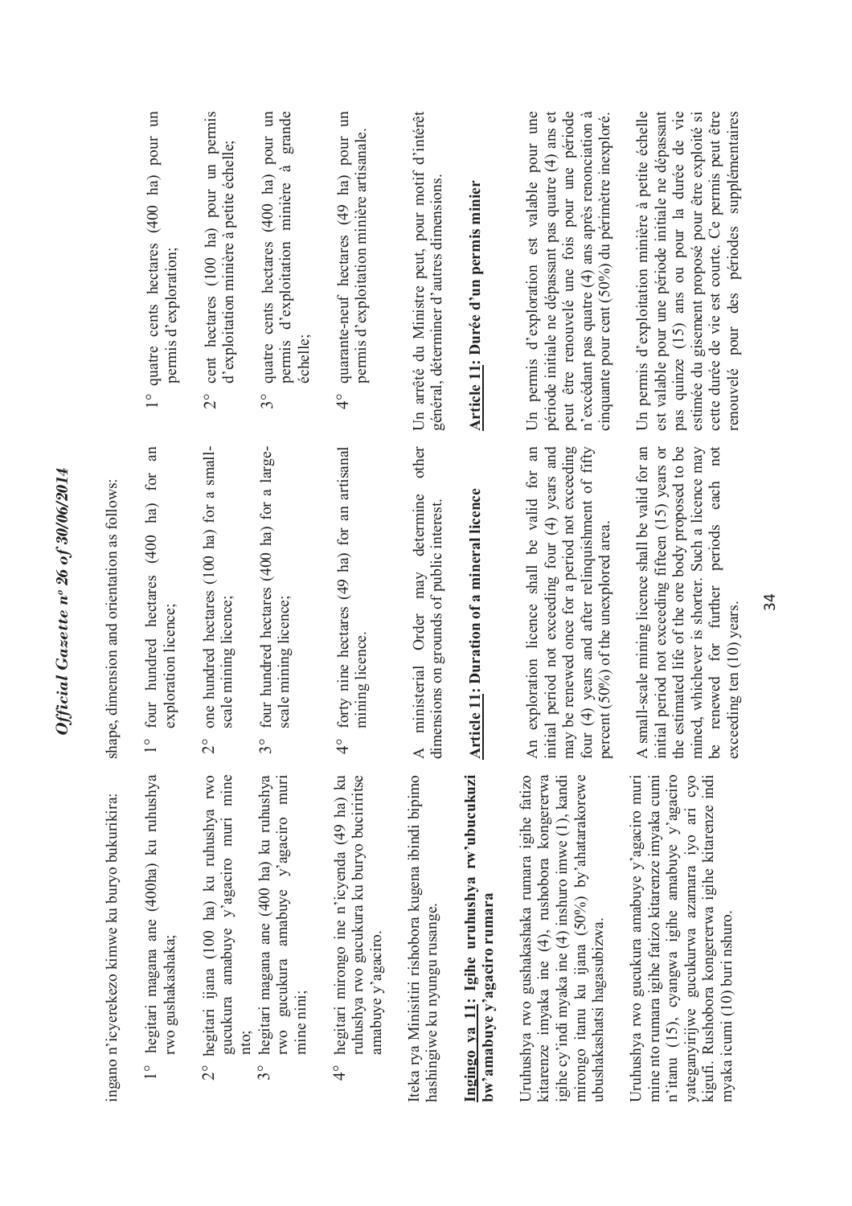ingano n'icyerekezo kimwe ku buryo bukurikira:

1° hegitari magana ane (400ha) ku ruhushya rwo gushakashaka;

2° hegitari ijana (100 ha) ku ruhushya rwo gucukura amabuye y'agaciro muri mine nto;

3° hegitari magana ane (400 ha) ku ruhushya rwo gucukura amabuye y'agaciro muri mine nini;

4° hegitari mirongo ine n'icyenda (49 ha) ku ruhushya rwo gucukura ku buryo buciriritse amabuye y'agaciro.

Iteka rya Minisitiri rishobora kugena ibindi bipimo hashingiwe ku nyungu rusange.

**Ingingo ya 11: Igihe uruhushya rw'ubucukuzi bw'amabuye y'agaciro rumara**

Uruhushya rwo gushakashaka rumara igihe fatizo kitarenze imyaka ine (4), rushobora kongererwa igihe cy'indi myaka ine (4) inshuro imwe (1), kandi mirongo itanu ku ijana (50%) by'ahatarakorewe ubushakashatsi hagasubizwa.

Uruhushya rwo gucukura amabuye y'agaciro muri mine nto rumara igihe fatizo kitarenze imyaka cumi n'itanu (15), cyangwa igihe amabuye y'agaciro yateganyirijwe gucukurwa azamara iyo ari cyo kigufi. Rushobora kongererwa igihe kitarenze indi myaka icumi (10) buri nshuro.

shape, dimension and orientation as follows:

1° four hundred hectares (400 ha) for an exploration licence;

2° one hundred hectares (100 ha) for a small-scale mining licence;

3° four hundred hectares (400 ha) for a large-scale mining licence;

4° forty nine hectares (49 ha) for an artisanal mining licence.

A ministerial Order may determine other dimensions on grounds of public interest.

**Article 11: Duration of a mineral licence**

An exploration licence shall be valid for an initial period not exceeding four (4) years and may be renewed once for a period not exceeding four (4) years and after relinquishment of fifty percent (50%) of the unexplored area.

A small-scale mining licence shall be valid for an initial period not exceeding fifteen (15) years or the estimated life of the ore body proposed to be mined, whichever is shorter. Such a licence may be renewed for further periods each not exceeding ten (10) years.

1° quatre cents hectares (400 ha) pour un permis d'exploration;

2° cent hectares (100 ha) pour un permis d'exploitation minière à petite échelle;

3° quatre cents hectares (400 ha) pour un permis d'exploitation minière à grande échelle;

4° quarante-neuf hectares (49 ha) pour un permis d'exploitation minière artisanale.

Un arrêté du Ministre peut, pour motif d'intérêt général, déterminer d'autres dimensions.

**Article 11: Durée d'un permis minier**

Un permis d'exploration est valable pour une période initiale ne dépassant pas quatre (4) ans et peut être renouvelé une fois pour une période n'excédant pas quatre (4) ans après renonciation à cinquante pour cent (50%) du périmètre inexploré.

Un permis d'exploitation minière à petite échelle est valable pour une période initiale ne dépassant pas quinze (15) ans ou pour la durée de vie estimée du gisement proposé pour être exploité si cette durée de vie est courte. Ce permis peut être renouvelé pour des périodes supplémentaires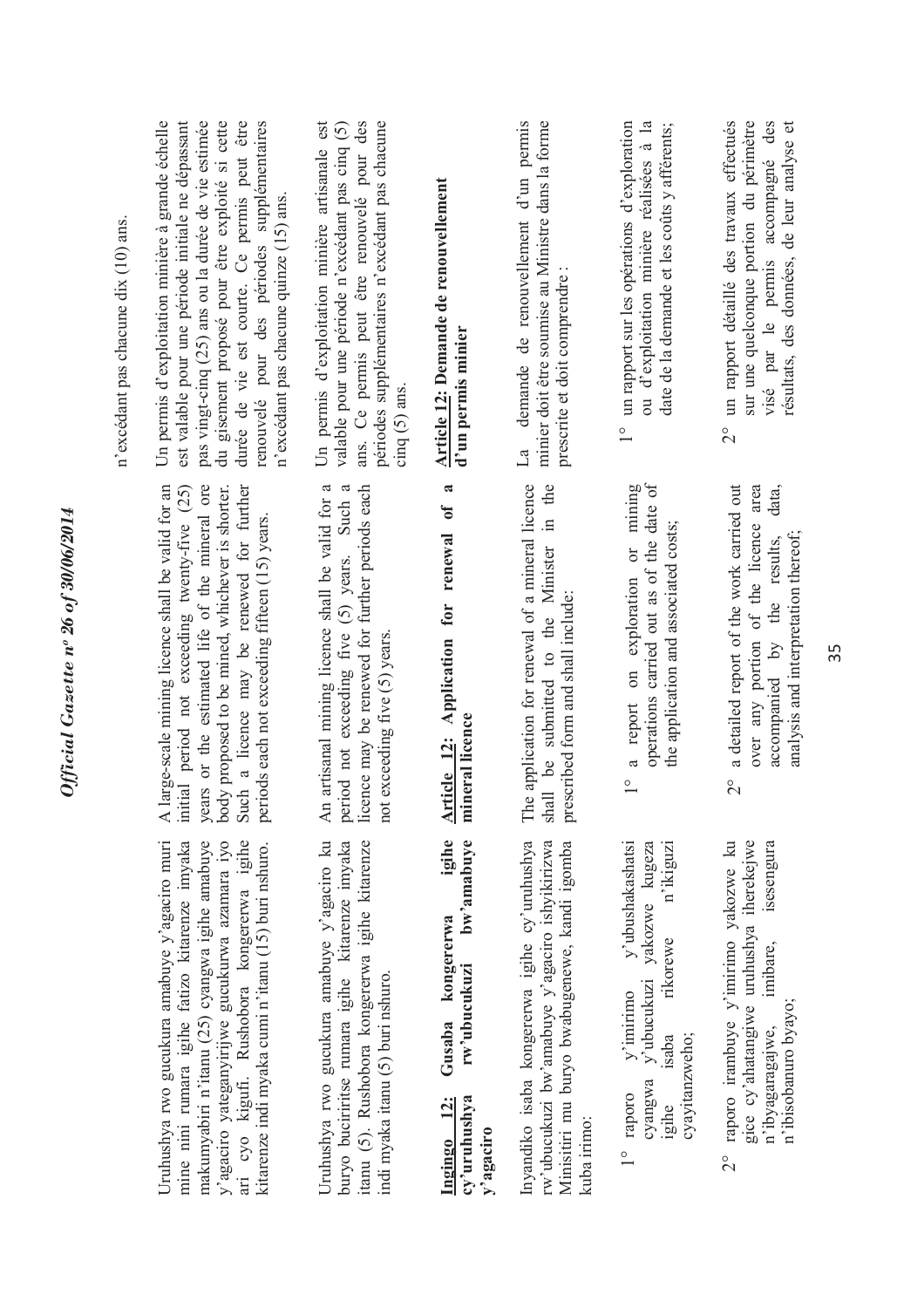n'excédant pas chacune dix (10) ans.

Uruhushya rwo gucukura amabuye y'agaciro muri mine nini rumara igihe fatizo kitarenze imyaka makumyabiri n'itanu (25) cyangwa igihe amabuye y'agaciro yateganyirijwe gucukurwa azamara iyo ari cyo kigufi. Rushobora kongererwa igihe kitarenze indi myaka cumi n'itanu (15) buri nshuro.

A large-scale mining licence shall be valid for an initial period not exceeding twenty-five (25) years or the estimated life of the mineral ore body proposed to be mined, whichever is shorter. Such a licence may be renewed for further periods each not exceeding fifteen (15) years.

Un permis d'exploitation minière à grande échelle est valable pour une période initiale ne dépassant pas vingt-cinq (25) ans ou la durée de vie estimée du gisement proposé pour être exploité si cette durée de vie est courte. Ce permis peut être renouvelé pour des périodes supplémentaires n'excédant pas chacune quinze (15) ans.

Uruhushya rwo gucukura amabuye y'agaciro ku buryo buciriritse rumara igihe kitarenze imyaka itanu (5). Rushobora kongererwa igihe kitarenze indi myaka itanu (5) buri nshuro.

An artisanal mining licence shall be valid for a period not exceeding five (5) years. Such a licence may be renewed for further periods each not exceeding five (5) years.

Un permis d'exploitation minière artisanale est valable pour une période n'excédant pas cinq (5) ans. Ce permis peut être renouvelé pour des périodes supplémentaires n'excédant pas chacune cinq (5) ans.

**Ingingo 12: Gusaba kongererwa igihe cy'uruhushya rw'ubucukuzi bw'amabuye y'agaciro**

Inyandiko isaba kongererwa igihe cy'uruhushya rw'ubucukuzi bw'amabuye y'agaciro ishyikirizwa Minisitiri mu buryo bwabugenewe, kandi igomba kuba irimo:

1° raporo y'imirimo y'ubushakashatsi cyangwa y'ubucukuzi yakozwe kugeza igihe isaba rikorewe n'ikiguzi cyayitanzweho;

2° raporo irambuye y'imirimo yakozwe ku gice cy'ahatangiwe uruhushya iherekejwe n'ibyagaragajwe, imibare, isesengura n'ibisobanuro byayo;

**Article 12: Application for renewal of a mineral licence**

The application for renewal of a mineral licence shall be submitted to the Minister in the prescribed form and shall include:

1° a report on exploration or mining operations carried out as of the date of the application and associated costs;

2° a detailed report of the work carried out over any portion of the licence area accompanied by the results, data, analysis and interpretation thereof;

**Article 12: Demande de renouvellement d'un permis minier**

La demande de renouvellement d'un permis minier doit être soumise au Ministre dans la forme prescrite et doit comprendre :

1° un rapport sur les opérations d'exploration ou d'exploitation minière réalisées à la date de la demande et les coûts y afférents;

2° un rapport détaillé des travaux effectués sur une quelconque portion du périmètre visé par le permis accompagné des résultats, des données, de leur analyse et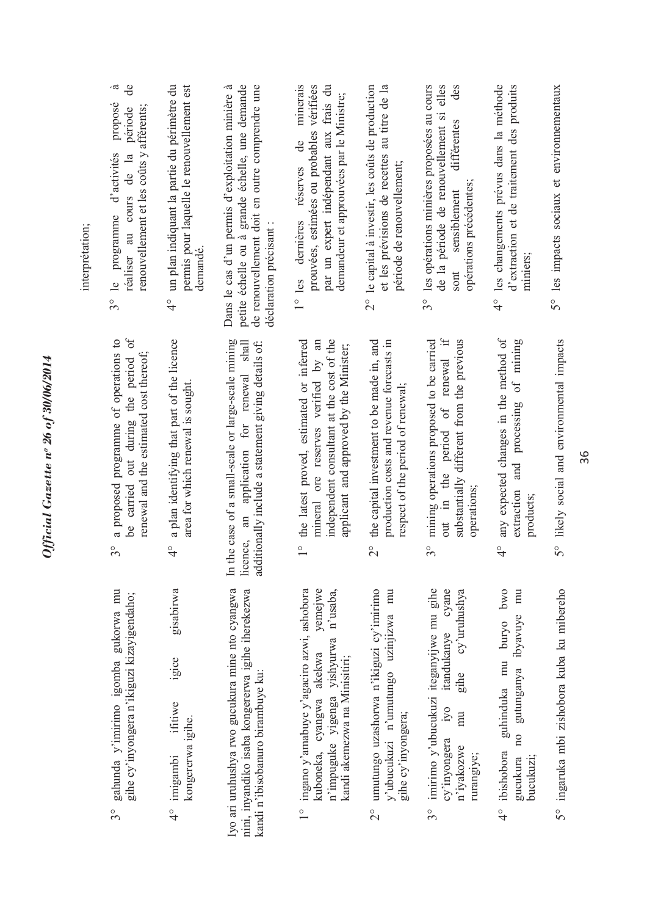3° gahunda y'imirimo igomba gukorwa mu gihe cy'inyongera n'ikiguzi kizayigendaho;

4° imigambi ifitiwe igice gisabirwa kongererwa igihe.

Iyo ari uruhushya rwo gucukura mine nto cyangwa nini, inyandiko isaba kongererwa igihe iherekezwa kandi n'ibisobanuro birambuye ku:

1° ingano y'amabuye y'agaciro azwi, ashobora kuboneka, cyangwa akekwa yemejwe n'impuguke yigenga yishyurwa n'usaba, kandi akemezwa na Minisitiri;

2° umutungo uzashorwa n'ikiguzi cy'imirimo y'ubucukuzi n'umutungo uzinjizwa mu gihe cy'inyongera;

3° imirimo y'ubucukuzi iteganyijwe mu gihe cy'inyongera iyo itandukanye cyane n'iyakozwe mu gihe cy'uruhushya rurangiye;

4° ibishobora guhinduka mu buryo bwo gucukura no gutunganya ibyavuye mu bucukuzi;

5° ingaruka mbi zishobora kuba ku mibereho

3° a proposed programme of operations to be carried out during the period of renewal and the estimated cost thereof;

4° a plan identifying that part of the licence area for which renewal is sought.

In the case of a small-scale or large-scale mining licence, an application for renewal shall additionally include a statement giving details of:

1° the latest proved, estimated or inferred mineral ore reserves verified by an independent consultant at the cost of the applicant and approved by the Minister;

2° the capital investment to be made in, and production costs and revenue forecasts in respect of the period of renewal;

3° mining operations proposed to be carried out in the period of renewal if substantially different from the previous operations;

4° any expected changes in the method of extraction and processing of mining products;

5° likely social and environmental impacts

interprétation;

3° le programme d'activités proposé à réaliser au cours de la période de renouvellement et les coûts y afférents;

4° un plan indiquant la partie du périmètre du permis pour laquelle le renouvellement est demandé.

Dans le cas d'un permis d'exploitation minière à petite échelle ou à grande échelle, une demande de renouvellement doit en outre comprendre une déclaration précisant :

1° les dernières réserves de minerais prouvées, estimées ou probables vérifiées par un expert indépendant aux frais du demandeur et approuvées par le Ministre;

2° le capital à investir, les coûts de production et les prévisions de recettes au titre de la période de renouvellement;

3° les opérations minières proposées au cours de la période de renouvellement si elles sont sensiblement différentes des opérations précédentes;

4° les changements prévus dans la méthode d'extraction et de traitement des produits miniers;

5° les impacts sociaux et environnementaux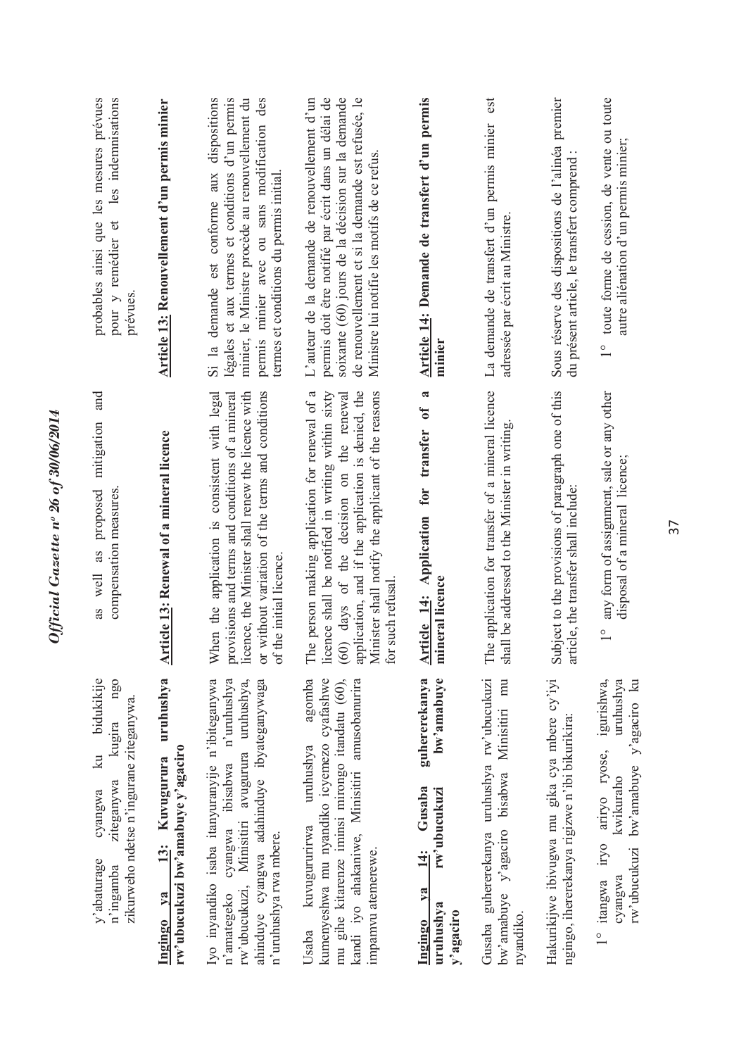y'abaturage cyangwa ku bidukikije n'ingamba ziteganywa kugira ngo zikurweho ndetse n'ingurane ziteganywa.

as well as proposed mitigation and compensation measures.

probables ainsi que les mesures prévues pour y remédier et les indemnisations prévues.

**Ingingo ya 13: Kuvugurura uruhushya rw'ubucukuzi bw'amabuye y'agaciro**

Iyo inyandiko isaba itanyuranyije n'ibiteganywa n'amategeko cyangwa ibisabwa n'uruhushya rw'ubucukuzi, Minisitiri avugurura uruhushya, ahinduye cyangwa adahinduye ibyateganywaga n'uruhushya rwa mbere.

Usaba kuvugururirwa uruhushya agomba kumenyeshwa mu nyandiko icyemezo cyafashwe mu gihe kitarenze iminsi mirongo itandatu (60), kandi iyo ahakaniwe, Minisitiri amusobanurira impamvu atemerewe.

**Article 13: Renewal of a mineral licence**

When the application is consistent with legal provisions and terms and conditions of a mineral licence, the Minister shall renew the licence with or without variation of the terms and conditions of the initial licence.

The person making application for renewal of a licence shall be notified in writing within sixty (60) days of the decision on the renewal application, and if the application is denied, the Minister shall notify the applicant of the reasons for such refusal.

**Article 13: Renouvellement d'un permis minier**

Si la demande est conforme aux dispositions légales et aux termes et conditions d'un permis minier, le Ministre procède au renouvellement du permis minier avec ou sans modification des termes et conditions du permis initial.

L'auteur de la demande de renouvellement d'un permis doit être notifié par écrit dans un délai de soixante (60) jours de la décision sur la demande de renouvellement et si la demande est refusée, le Ministre lui notifie les motifs de ce refus.

**Ingingo ya 14: Gusaba guhererekanya uruhushya rw'ubucukuzi bw'amabuye y'agaciro**

Gusaba guhererekanya uruhushya rw'ubucukuzi bw'amabuye y'agaciro bisabwa Minisitiri mu nyandiko.

Hakurikijwe ibivugwa mu gika cya mbere cy'iyi ngingo, ihererekanya rigizwe n'ibi bikurikira:

1° itangwa iryo ariryo ryose, igurishwa, cyangwa kwikuraho uruhushya rw'ubucukuzi bw'amabuye y'agaciro ku

**Article 14: Application for transfer of a mineral licence**

The application for transfer of a mineral licence shall be addressed to the Minister in writing.

Subject to the provisions of paragraph one of this article, the transfer shall include:

1° any form of assignment, sale or any other disposal of a mineral licence;

**Article 14: Demande de transfert d'un permis minier**

La demande de transfert d'un permis minier est adressée par écrit au Ministre.

Sous réserve des dispositions de l'alinéa premier du présent article, le transfert comprend :

1° toute forme de cession, de vente ou toute autre aliénation d'un permis minier;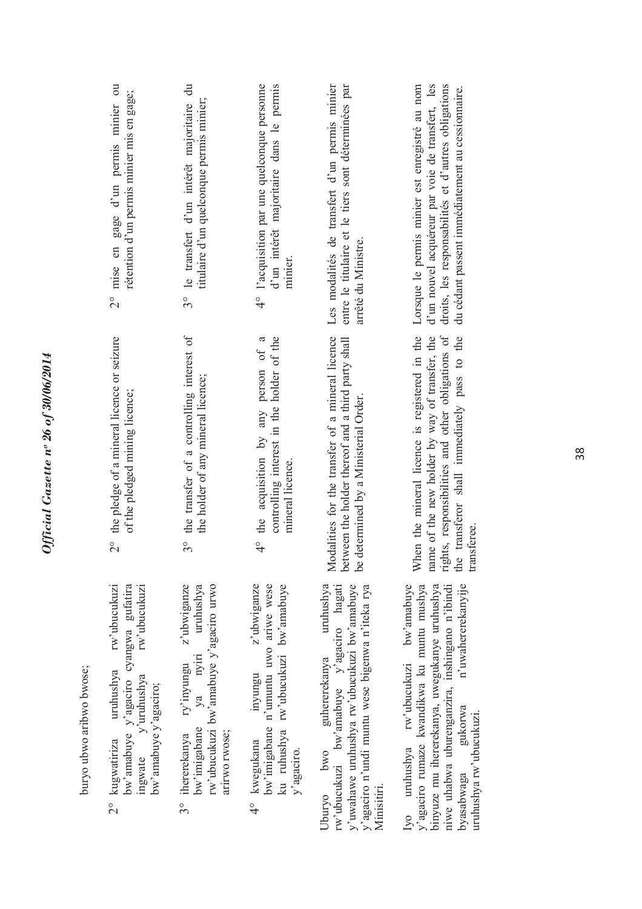buryo ubwo aribwo bwose;

2° kugwatiriza uruhushya rw'ubucukuzi bw'amabuye y'agaciro cyangwa gufatira ingwate y'uruhushya rw'ubucukuzi bw'amabuye y'agaciro;

3° ihererekanya ry'inyungu z'ubwiganze bw'imigabane ya nyiri uruhushya rw'ubucukuzi bw'amabuye y'agaciro urwo arirwo rwose;

4° kwegukana inyungu z'ubwiganze bw'imigabane n'umuntu uwo ariwe wese ku ruhushya rw'ubucukuzi bw'amabuye y'agaciro.

Uburyo bwo guhererekanya uruhushya rw'ubucukuzi bw'amabuye y'agaciro hagati y'uwahawe uruhushya rw'ubucukuzi bw'amabuye y'agaciro n'undi muntu wese bigenwa n'iteka rya Minisitiri.

Iyo uruhushya rw'ubucukuzi bw'amabuye y'agaciro rumaze kwandikwa ku muntu mushya binyuze mu ihererekanya, uwegukanye uruhushya niwe uhabwa uburenganzira, inshingano n'ibindi byasabwaga gukorwa n'uwahererekanyije uruhushya rw'ubucukuzi.

2° the pledge of a mineral licence or seizure of the pledged mining licence;

3° the transfer of a controlling interest of the holder of any mineral licence;

4° the acquisition by any person of a controlling interest in the holder of the mineral licence.

Modalities for the transfer of a mineral licence between the holder thereof and a third party shall be determined by a Ministerial Order.

When the mineral licence is registered in the name of the new holder by way of transfer, the rights, responsibilities and other obligations of the transferor shall immediately pass to the transferee.

2° mise en gage d'un permis minier ou rétention d'un permis minier mis en gage;

3° le transfert d'un intérêt majoritaire du titulaire d'un quelconque permis minier;

4° l'acquisition par une quelconque personne d'un intérêt majoritaire dans le permis minier.

Les modalités de transfert d'un permis minier entre le titulaire et le tiers sont déterminées par arrêté du Ministre.

Lorsque le permis minier est enregistré au nom d'un nouvel acquéreur par voie de transfert, les droits, les responsabilités et d'autres obligations du cédant passent immédiatement au cessionnaire.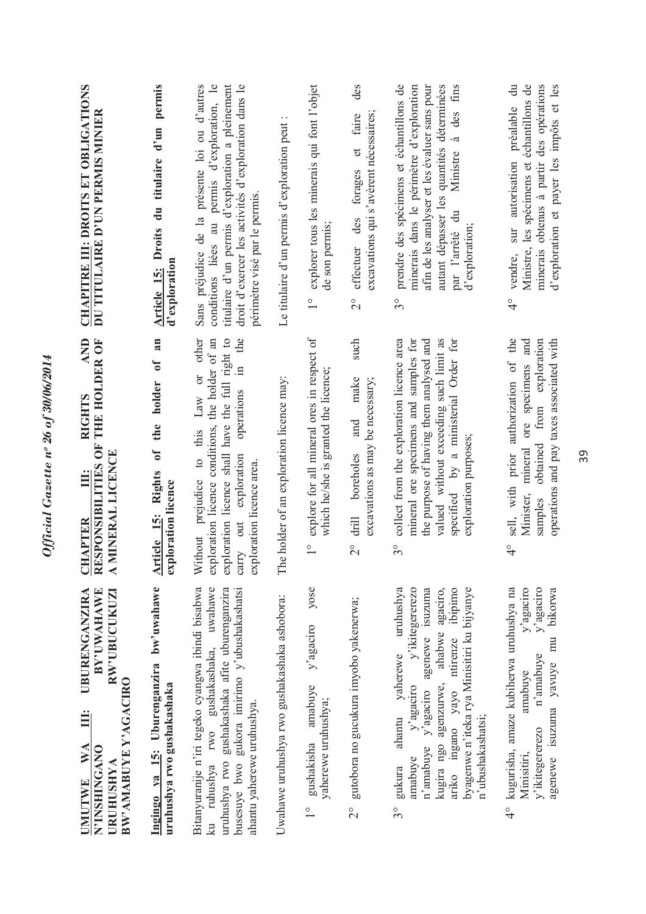**UMUTWE WA III: UBURENGANZIRA N'INSHINGANO BY'UWAHAWE URUHUSHYA RW'UBUCUKUZI BW'AMABUYE Y'AGACIRO**

**Ingingo ya 15: Uburenganzira bw'uwahawe uruhushya rwo gushakashaka**

Bitanyuranije n'iri tegeko cyangwa ibindi bisabwa ku ruhushya rwo gushakashaka, uwahawe uruhushya rwo gushakashaka afite uburenganzira busesuye bwo gukora imirimo y'ubushakashatsi ahantu yaherewe uruhushya.

Uwahawe uruhushya rwo gushakashaka ashobora:

1° gushakisha amabuye y'agaciro yose yaherewe uruhushya;

2° gutobora no gucukura imyobo yakenerwa;

3° gukura ahantu yaherewe uruhushya amabuye y'agaciro y'ikitegererezo n'amabuye y'agaciro agenewe isuzuma kugira ngo agenzurwe, ahabwe agaciro, ariko ingano yayo ntirenze ibipimo byagenwe n'iteka rya Minisitiri ku bijyanye n'ubushakashatsi;

4° kugurisha, amaze kubiherwa uruhushya na Minisitiri, amabuye y'agaciro y'ikitegererezo n'amabuye y'agaciro agenewe isuzuma yavuye mu bikorwa

**CHAPTER III: RIGHTS AND RESPONSIBILITIES OF THE HOLDER OF A MINERAL LICENCE**

**Article 15: Rights of the holder of an exploration licence**

Without prejudice to this Law or other exploration licence conditions, the holder of an exploration licence shall have the full right to carry out exploration operations in the exploration licence area.

The holder of an exploration licence may:

1° explore for all mineral ores in respect of which he/she is granted the licence;

2° drill boreholes and make such excavations as may be necessary;

3° collect from the exploration licence area mineral ore specimens and samples for the purpose of having them analysed and valued without exceeding such limit as specified by a ministerial Order for exploration purposes;

4° sell, with prior authorization of the Minister, mineral ore specimens and samples obtained from exploration operations and pay taxes associated with

**CHAPITRE III: DROITS ET OBLIGATIONS DU TITULAIRE D'UN PERMIS MINIER**

**Article 15: Droits du titulaire d'un permis d'exploration**

Sans préjudice de la présente loi ou d'autres conditions liées au permis d'exploration, le titulaire d'un permis d'exploration a pleinement droit d'exercer les activités d'exploration dans le périmètre visé par le permis.

Le titulaire d'un permis d'exploration peut :

1° explorer tous les minerais qui font l'objet de son permis;

2° effectuer des forages et faire des excavations qui s'avèrent nécessaires;

3° prendre des spécimens et échantillons de minerais dans le périmètre d'exploration afin de les analyser et les évaluer sans pour autant dépasser les quantités déterminées par l'arrêté du Ministre à des fins d'exploration;

4° vendre, sur autorisation préalable du Ministre, les spécimens et échantillons de minerais obtenus à partir des opérations d'exploration et payer les impôts et les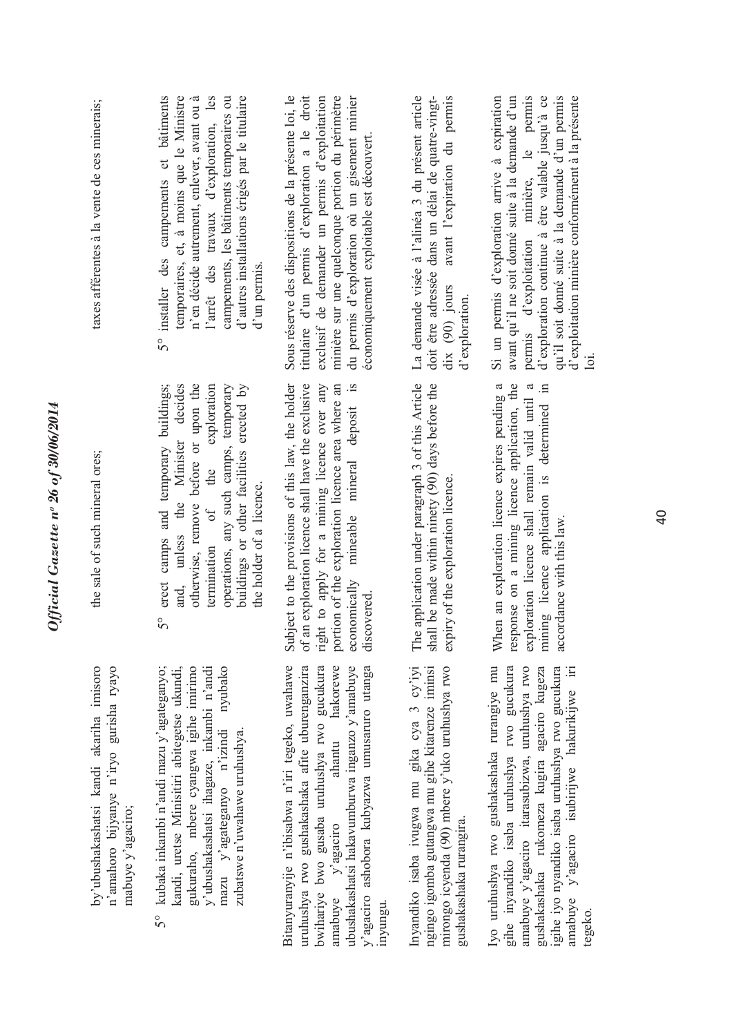by'ubushakashatsi kandi akariha imisoro n'amahoro bijyanye n'iryo gurisha ryayo mabuye y'agaciro;

5° kubaka inkambi n'andi mazu y'agateganyo; kandi, uretse Minisitiri abitegetse ukundi, gukuraho, mbere cyangwa igihe imirimo y'ubushakashatsi ihagaze, inkambi n'andi mazu y'agateganyo n'izindi nyubako zubatswe n'uwahawe uruhushya.

Bitanyuranyije n'ibisabwa n'iri tegeko, uwahawe uruhushya rwo gushakashaka afite uburenganzira bwihariye bwo gusaba uruhushya rwo gucukura amabuye y'agaciro ahantu hakorewe ubushakashatsi hakavumburwa inganzo y'amabuye y'agaciro ashobora kubyazwa umusaruro utanga inyungu.

Inyandiko isaba ivugwa mu gika cya 3 cy'iyi ngingo igomba gutangwa mu gihe kitarenze iminsi mirongo icyenda (90) mbere y'uko uruhushya rwo gushakashaka rurangira.

Iyo uruhushya rwo gushakashaka rurangiye mu gihe inyandiko isaba uruhushya rwo gucukura amabuye y'agaciro itarasubizwa, uruhushya rwo gushakashaka rukomeza kugira agaciro kugeza igihe iyo nyandiko isaba uruhushya rwo gucukura amabuye y'agaciro isubirijwe hakurikijwe iri tegeko.

the sale of such mineral ores;

5° erect camps and temporary buildings; and, unless the Minister decides otherwise, remove before or upon the termination of the exploration operations, any such camps, temporary buildings or other facilities erected by the holder of a licence.

Subject to the provisions of this law, the holder of an exploration licence shall have the exclusive right to apply for a mining licence over any portion of the exploration licence area where an economically mineable mineral deposit is discovered.

The application under paragraph 3 of this Article shall be made within ninety (90) days before the expiry of the exploration licence.

When an exploration licence expires pending a response on a mining licence application, the exploration licence shall remain valid until a mining licence application is determined in accordance with this law.

taxes afférentes à la vente de ces minerais;

5° installer des campements et bâtiments temporaires, et, à moins que le Ministre n'en décide autrement, enlever, avant ou à l'arrêt des travaux d'exploration, les campements, les bâtiments temporaires ou d'autres installations érigés par le titulaire d'un permis.

Sous réserve des dispositions de la présente loi, le titulaire d'un permis d'exploration a le droit exclusif de demander un permis d'exploitation minière sur une quelconque portion du périmètre du permis d'exploration où un gisement minier économiquement exploitable est découvert.

La demande visée à l'alinéa 3 du présent article doit être adressée dans un délai de quatre-vingt-dix (90) jours avant l'expiration du permis d'exploration.

Si un permis d'exploration arrive à expiration avant qu'il ne soit donné suite à la demande d'un permis d'exploitation minière, le permis d'exploration continue à être valable jusqu'à ce qu'il soit donné suite à la demande d'un permis d'exploitation minière conformément à la présente loi.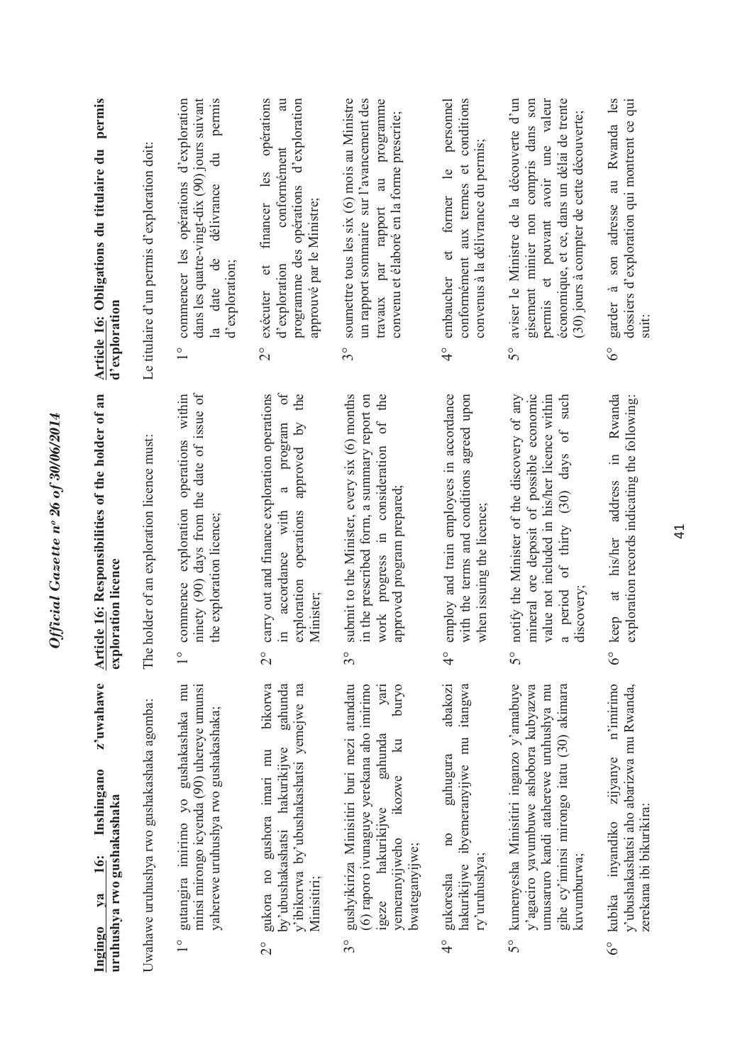**Ingingo ya 16: Inshingano z'uwahawe uruhushya rwo gushakashaka**

Uwahawe uruhushya rwo gushakashaka agomba:

1° gutangira imirimo yo gushakashaka mu minsi mirongo icyenda (90) uhereye umunsi yaherewe uruhushya rwo gushakashaka;

2° gukora no gushora imari mu bikorwa by'ubushakashatsi hakurikijwe gahunda y'ibikorwa by'ubushakashatsi yemejwe na Minisitiri;

3° gushyikiriza Minisitiri buri mezi atandatu (6) raporo ivunaguye yerekana aho imirimo igeze hakurikijwe gahunda yari yemeranyijweho ikozwe ku buryo bwateganyijwe;

4° gukoresha no guhugura abakozi hakurikijwe ibyemeranyijwe mu itangwa ry'uruhushya;

5° kumenyesha Minisitiri inganzo y'amabuye y'agaciro yavumbuwe ashobora kubyazwa umusaruro kandi atanditse mu ruhushya mu gihe cy'iminsi mirongo itatu (30) akimara kuvumburwa;

6° kubika inyandiko zijyanye n'imirimo y'ubushakashatsi aho abarizwa mu Rwanda, zerekana ibi bikurikira:

**Article 16: Responsibilities of the holder of an exploration licence**

The holder of an exploration licence must:

1° commence exploration operations within ninety (90) days from the date of issue of the exploration licence;

2° carry out and finance exploration operations in accordance with a program of exploration operations approved by the Minister;

3° submit to the Minister, every six (6) months in the prescribed form, a summary report on work progress in consideration of the approved program prepared;

4° employ and train employees in accordance with the terms and conditions agreed upon when issuing the licence;

5° notify the Minister of the discovery of any mineral ore deposit of possible economic value not included in his/her licence within a period of thirty (30) days of such discovery;

6° keep at his/her address in Rwanda exploration records indicating the following:

**Article 16: Obligations du titulaire du permis d'exploration**

Le titulaire d'un permis d'exploration doit:

1° commencer les opérations d'exploration dans les quatre-vingt-dix (90) jours suivant la date de délivrance du permis d'exploration;

2° exécuter et financer les opérations d'exploration conformément au programme des opérations d'exploration approuvé par le Ministre;

3° soumettre tous les six (6) mois au Ministre un rapport sommaire sur l'avancement des travaux par rapport au programme convenu et élaboré en la forme prescrite;

4° embaucher et former le personnel conformément aux termes et conditions convenus à la délivrance du permis;

5° aviser le Ministre de la découverte d'un gisement minier non compris dans son permis et pouvant avoir une valeur économique, et ce, dans un délai de trente (30) jours à compter de cette découverte;

6° garder à son adresse au Rwanda les dossiers d'exploration qui montrent ce qui suit: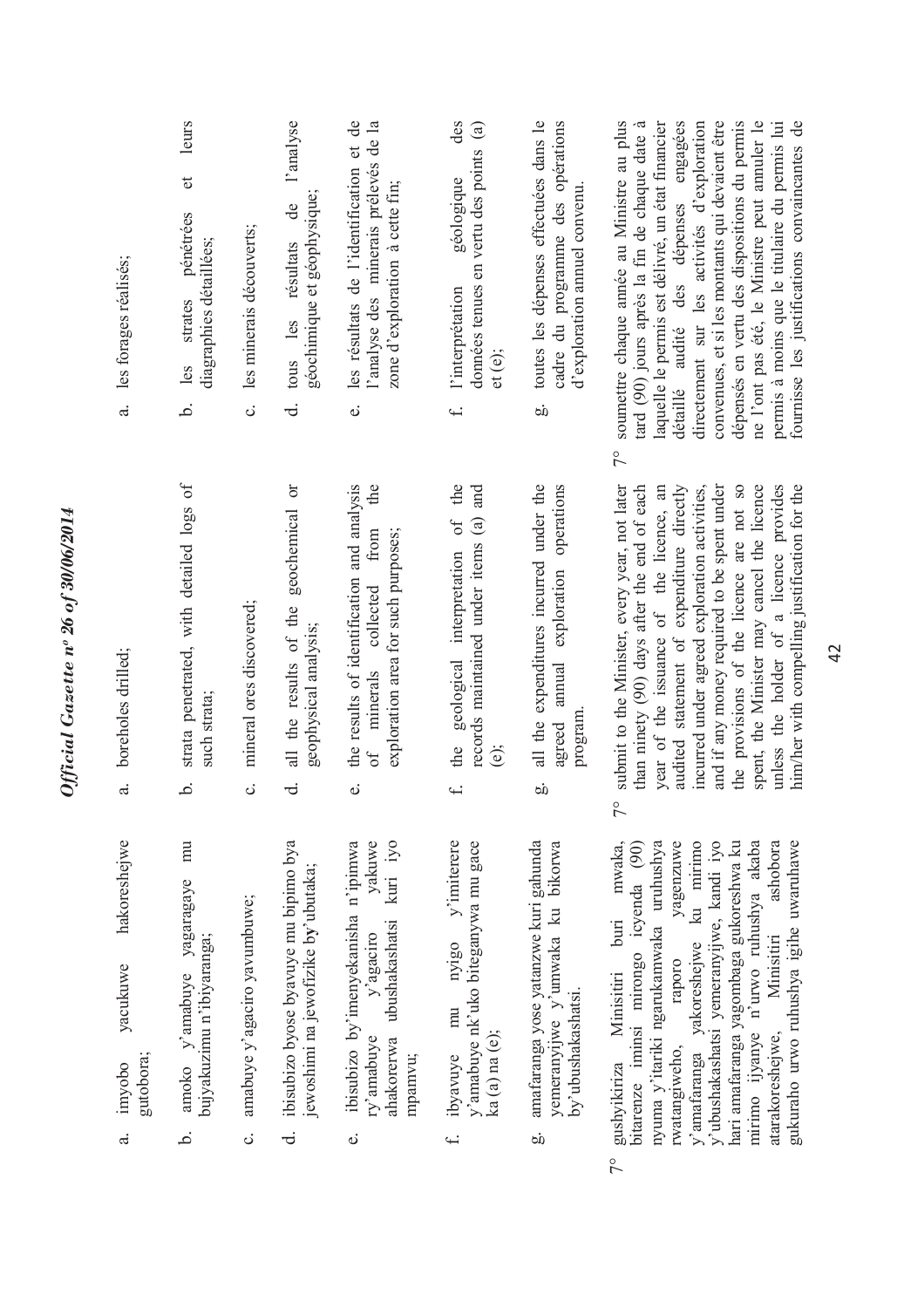a. imyobo yacukuwe hakoreshejwe gutobora;

b. amoko y'amabuye yagaragaye mu bujyakuzimu n'ibiyaranga;

c. amabuye y'agaciro yavumbuwe;

d. ibisubizo byose byavuye mu bipimo bya jewoshimi na jewofizike by'ubutaka;

e. ibisubizo by'imenyekanisha n'ipimwa ry'amabuye y'agaciro yakuwe ahakorerwa ubushakashatsi kuri iyo mpamvu;

f. ibyavuye mu nyigo y'imiterere y'amabuye nk'uko biteganywa mu gace ka (a) na (e);

g. amafaranga yose yatanzwe kuri gahunda yemeranyijwe y'umwaka ku bikorwa by'ubushakashatsi.

7° gushyikiriza Minisitiri buri mwaka, bitarenze iminsi mirongo icyenda (90) nyuma y'itariki ngarukamwaka uruhushya rwatangiweho, raporo yagenzuwe y'amafaranga yakoreshejwe ku mirimo y'ubushakashatsi yemeranyijwe, kandi iyo hari amafaranga yagombaga gukoreshwa ku mirimo ijyanye n'urwo ruhushya akaba atarakoreshejwe, Minisitiri ashobora gukuraho urwo ruhushya igihe uwaruhawe

a. boreholes drilled;

b. strata penetrated, with detailed logs of such strata;

c. mineral ores discovered;

d. all the results of the geochemical or geophysical analysis;

e. the results of identification and analysis of minerals collected from the exploration area for such purposes;

f. the geological interpretation of the records maintained under items (a) and (e);

g. all the expenditures incurred under the agreed annual exploration operations program.

7° submit to the Minister, every year, not later than ninety (90) days after the end of each year of the issuance of the licence, an audited statement of expenditure directly incurred under agreed exploration activities, and if any money required to be spent under the provisions of the licence are not so spent, the Minister may cancel the licence unless the holder of a licence provides him/her with compelling justification for the

a. les forages réalisés;

b. les strates pénétrées et leurs diagraphies détaillées;

c. les minerais découverts;

d. tous les résultats de l'analyse géochimique et géophysique;

e. les résultats de l'identification et de l'analyse des minerais prélevés de la zone d'exploration à cette fin;

f. l'interprétation géologique des données tenues en vertu des points (a) et (e);

g. toutes les dépenses effectuées dans le cadre du programme des opérations d'exploration annuel convenu.

7° soumettre chaque année au Ministre au plus tard (90) jours après la fin de chaque date à laquelle le permis est délivré, un état financier détaillé audité des dépenses engagées directement sur les activités d'exploration convenues, et si les montants qui devaient être dépensés en vertu des dispositions du permis ne l'ont pas été, le Ministre peut annuler le permis à moins que le titulaire du permis lui fournisse les justifications convaincantes de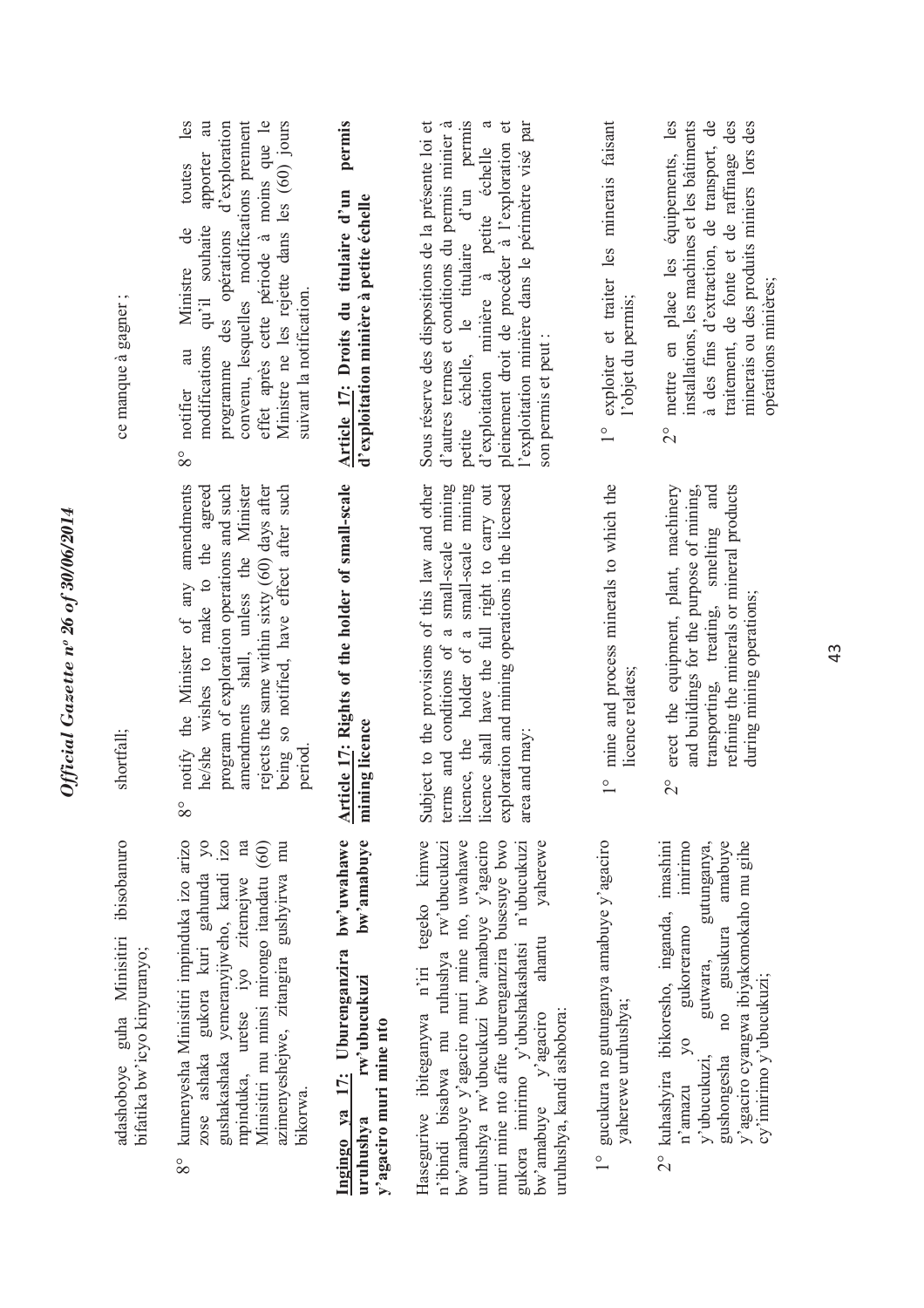adashoboye guha Minisitiri ibisobanuro bifatika bw'icyo kinyuranyo;

8° kumenyesha Minisitiri impinduka izo arizo zose ashaka gukora kuri gahunda yo gushakashaka yemeranyijweho, kandi izo mpinduka, uretse iyo zitemejwe na Minisitiri mu minsi mirongo itandatu (60) azimenyeshejwe, zitangira gushyirwa mu bikorwa.

**Ingingo ya 17: Uburenganzira bw'uwahawe uruhushya rw'ubucukuzi bw'amabuye y'agaciro muri mine nto**

Haseguriwe ibiteganywa n'iri tegeko kimwe n'ibindi bisabwa mu ruhushya rw'ubucukuzi bw'amabuye y'agaciro muri mine nto, uwahawe uruhushya rw'ubucukuzi bw'amabuye y'agaciro muri mine nto afite uburenganzira busesuye bwo gukora imirimo y'ubushakashatsi n'ubucukuzi bw'amabuye y'agaciro ahantu yaherewe uruhushya, kandi ashobora:

1° gucukura no gutunganya amabuye y'agaciro yaherewe uruhushya;

2° kuhashyira ibikoresho, inganda, imashini n'amazu yo gukoreramo imirimo y'ubucukuzi, gutwara, gutunganya, gushongesha no gusukura amabuye y'agaciro cyangwa ibiyakomokaho mu gihe cy'imirimo y'ubucukuzi;

shortfall;

8° notify the Minister of any amendments he/she wishes to make to the agreed program of exploration operations and such amendments shall, unless the Minister rejects the same within sixty (60) days after being so notified, have effect after such period.

**Article 17: Rights of the holder of small-scale mining licence**

Subject to the provisions of this law and other terms and conditions of a small-scale mining licence, the holder of a small-scale mining licence shall have the full right to carry out exploration and mining operations in the licensed area and may:

1° mine and process minerals to which the licence relates;

2° erect the equipment, plant, machinery and buildings for the purpose of mining, transporting, treating, smelting and refining the minerals or mineral products during mining operations;

ce manque à gagner ;

8° notifier au Ministre de toutes les modifications qu'il souhaite apporter au programme des opérations d'exploration convenu, lesquelles modifications prennent effet après cette période à moins que le Ministre ne les rejette dans les (60) jours suivant la notification.

**Article 17: Droits du titulaire d'un permis d'exploitation minière à petite échelle**

Sous réserve des dispositions de la présente loi et d'autres termes et conditions du permis minier à petite échelle, le titulaire d'un permis d'exploitation minière à petite échelle a pleinement droit de procéder à l'exploration et l'exploitation minière dans le périmètre visé par son permis et peut :

1° exploiter et traiter les minerais faisant l'objet du permis;

2° mettre en place les équipements, les installations, les machines et les bâtiments à des fins d'extraction, de transport, de traitement, de fonte et de raffinage des minerais ou des produits miniers lors des opérations minières;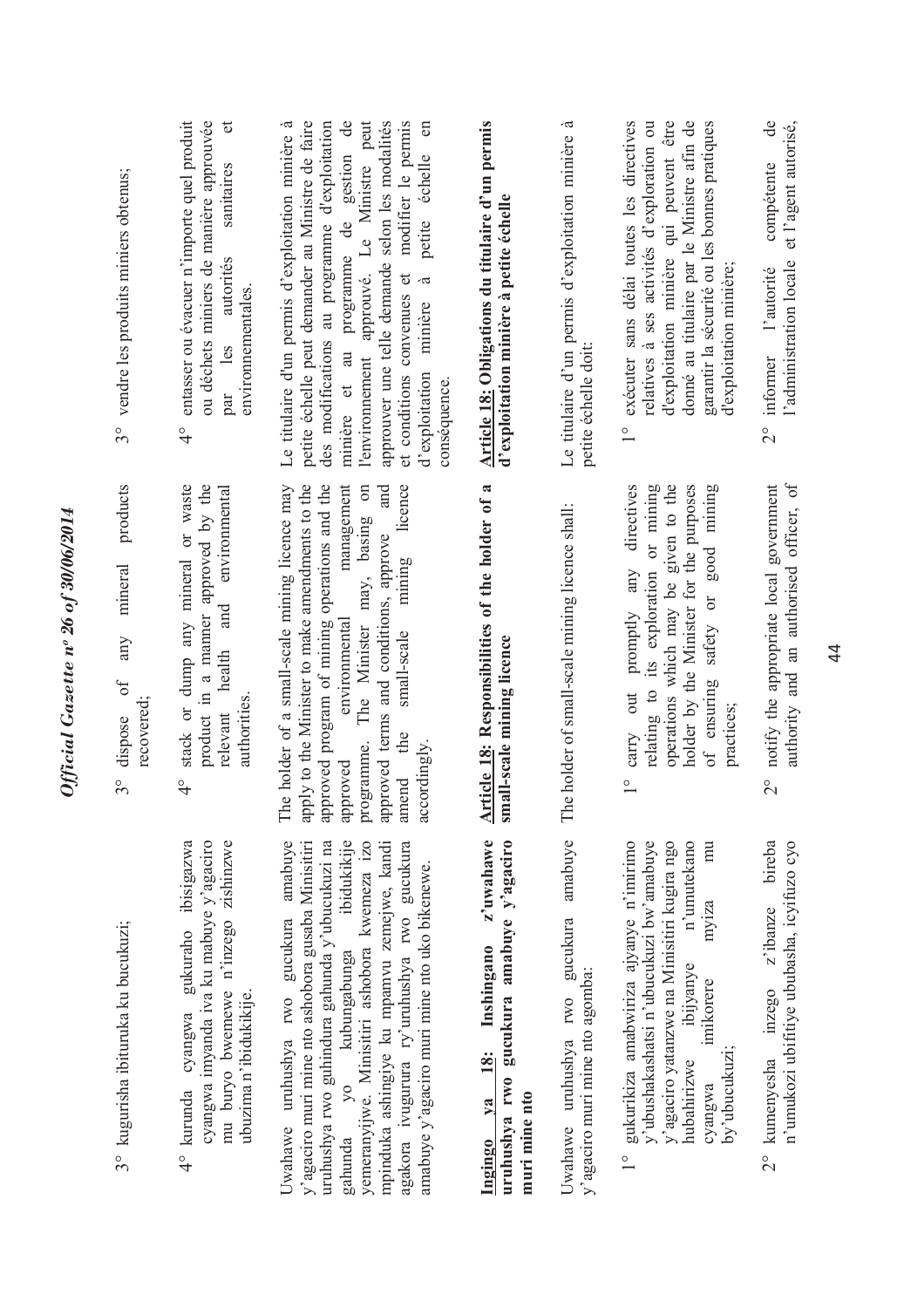3° kugurisha ibituruka ku bucukuzi;

4° kurunda cyangwa gukuraho ibisigazwa cyangwa imyanda iva ku mabuye y'agaciro mu buryo bwemewe n'inzego zishinzwe ubuzima n'ibidukikije.

Uwahawe uruhushya rwo gucukura amabuye y'agaciro muri mine nto ashobora gusaba Minisitiri uruhushya rwo guhindura gahunda y'ubucukuzi na gahunda yo kubungabunga ibidukikije yemeranyijwe. Minisitiri ashobora kwemeza izo mpinduka ashingiye ku mpamvu zemejwe, kandi agakora ivugurura ry'uruhushya rwo gucukura amabuye y'agaciro muri mine nto uko bikenewe.

**Ingingo ya 18: Inshingano z'uwahawe uruhushya rwo gucukura amabuye y'agaciro muri mine nto**

Uwahawe uruhushya rwo gucukura amabuye y'agaciro muri mine nto agomba:

1° gukurikiza amabwiriza ajyanye n'imirimo y'ubushakashatsi n'ubucukuzi bw'amabuye y'agaciro yatanzwe na Minisitiri kugira ngo hubahirizwe ibijyanye n'umutekano cyangwa imikorere myiza mu by'ubucukuzi;

2° kumenyesha inzego z'ibanze bireba n'umukozi ubifitiye ububasha, icyifuzo cyo

3° dispose of any mineral products recovered;

4° stack or dump any mineral or waste product in a manner approved by the relevant health and environmental authorities.

The holder of a small-scale mining licence may apply to the Minister to make amendments to the approved program of mining operations and the approved environmental management programme. The Minister may, basing on approved terms and conditions, approve and amend the small-scale mining licence accordingly.

**Article 18: Responsibilities of the holder of a small-scale mining licence**

The holder of small-scale mining licence shall:

1° carry out promptly any directives relating to its exploration or mining operations which may be given to the holder by the Minister for the purposes of ensuring safety or good mining practices;

2° notify the appropriate local government authority and an authorised officer, of

3° vendre les produits miniers obtenus;

4° entasser ou évacuer n'importe quel produit ou déchets miniers de manière approuvée par les autorités sanitaires et environnementales.

Le titulaire d'un permis d'exploitation minière à petite échelle peut demander au Ministre de faire des modifications au programme d'exploitation minière et au programme de gestion de l'environnement approuvé. Le Ministre peut approuver une telle demande selon les modalités et conditions convenues et modifier le permis d'exploitation minière à petite échelle en conséquence.

**Article 18: Obligations du titulaire d'un permis d'exploitation minière à petite échelle**

Le titulaire d'un permis d'exploitation minière à petite échelle doit:

1° exécuter sans délai toutes les directives relatives à ses activités d'exploration ou d'exploitation minière qui peuvent être donné au titulaire par le Ministre afin de garantir la sécurité ou les bonnes pratiques d'exploitation minière;

2° informer l'autorité compétente de l'administration locale et l'agent autorisé,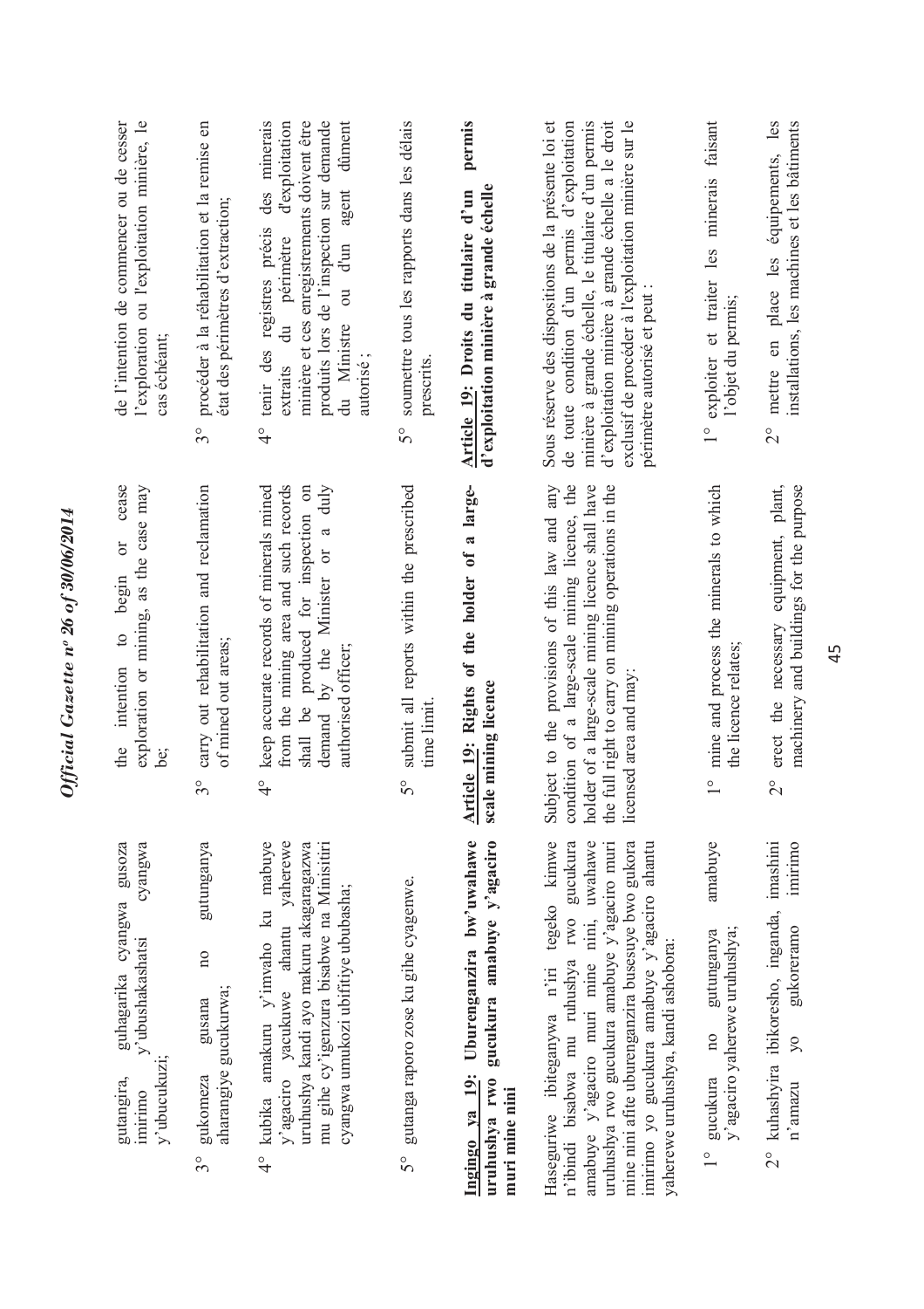gutangira, guhagarika cyangwa gusoza imirimo y'ubushakashatsi cyangwa y'ubucukuzi;

3° gukomeza gusana no gutunganya aharangiye gucukurwa;

4° kubika amakuru y'imvaho ku mabuye y'agaciro yacukuwe ahantu yaherewe uruhushya kandi ayo makuru akagaragazwa mu gihe cy'igenzura bisabwe na Minisitiri cyangwa umukozi ubifitiye ububasha;

5° gutanga raporo zose ku gihe cyagenwe.

**Ingingo ya 19: Uburenganzira bw'uwahawe uruhushya rwo gucukura amabuye y'agaciro muri mine nini**

Haseguriwe ibiteganywa n'iri tegeko kimwe n'ibindi bisabwa mu ruhushya rwo gucukura amabuye y'agaciro muri mine nini, uwahawe uruhushya rwo gucukura amabuye y'agaciro muri mine nini afite uburenganzira busesuye bwo gukora imirimo yo gucukura amabuye y'agaciro ahantu yaherewe uruhushya, kandi ashobora:

1° gucukura no gutunganya amabuye y'agaciro yaherewe uruhushya;

2° kuhashyira ibikoresho, inganda, imashini n'amazu yo gukoreramo imirimo

the intention to begin or cease exploration or mining, as the case may be;

3° carry out rehabilitation and reclamation of mined out areas;

4° keep accurate records of minerals mined from the mining area and such records shall be produced for inspection on demand by the Minister or a duly authorised officer;

5° submit all reports within the prescribed time limit.

**Article 19: Rights of the holder of a large-scale mining licence**

Subject to the provisions of this law and any condition of a large-scale mining licence, the holder of a large-scale mining licence shall have the full right to carry on mining operations in the licensed area and may:

1° mine and process the minerals to which the licence relates;

2° erect the necessary equipment, plant, machinery and buildings for the purpose

de l'intention de commencer ou de cesser l'exploration ou l'exploitation minière, le cas échéant;

3° procéder à la réhabilitation et la remise en état des périmètres d'extraction;

4° tenir des registres précis des minerais extraits du périmètre d'exploitation minière et ces enregistrements doivent être produits lors de l'inspection sur demande du Ministre ou d'un agent dûment autorisé ;

5° soumettre tous les rapports dans les délais prescrits.

**Article 19: Droits du titulaire d'un permis d'exploitation minière à grande échelle**

Sous réserve des dispositions de la présente loi et de toute condition d'un permis d'exploitation minière à grande échelle, le titulaire d'un permis d'exploitation minière à grande échelle a le droit exclusif de procéder à l'exploitation minière sur le périmètre autorisé et peut :

1° exploiter et traiter les minerais faisant l'objet du permis;

2° mettre en place les équipements, les installations, les machines et les bâtiments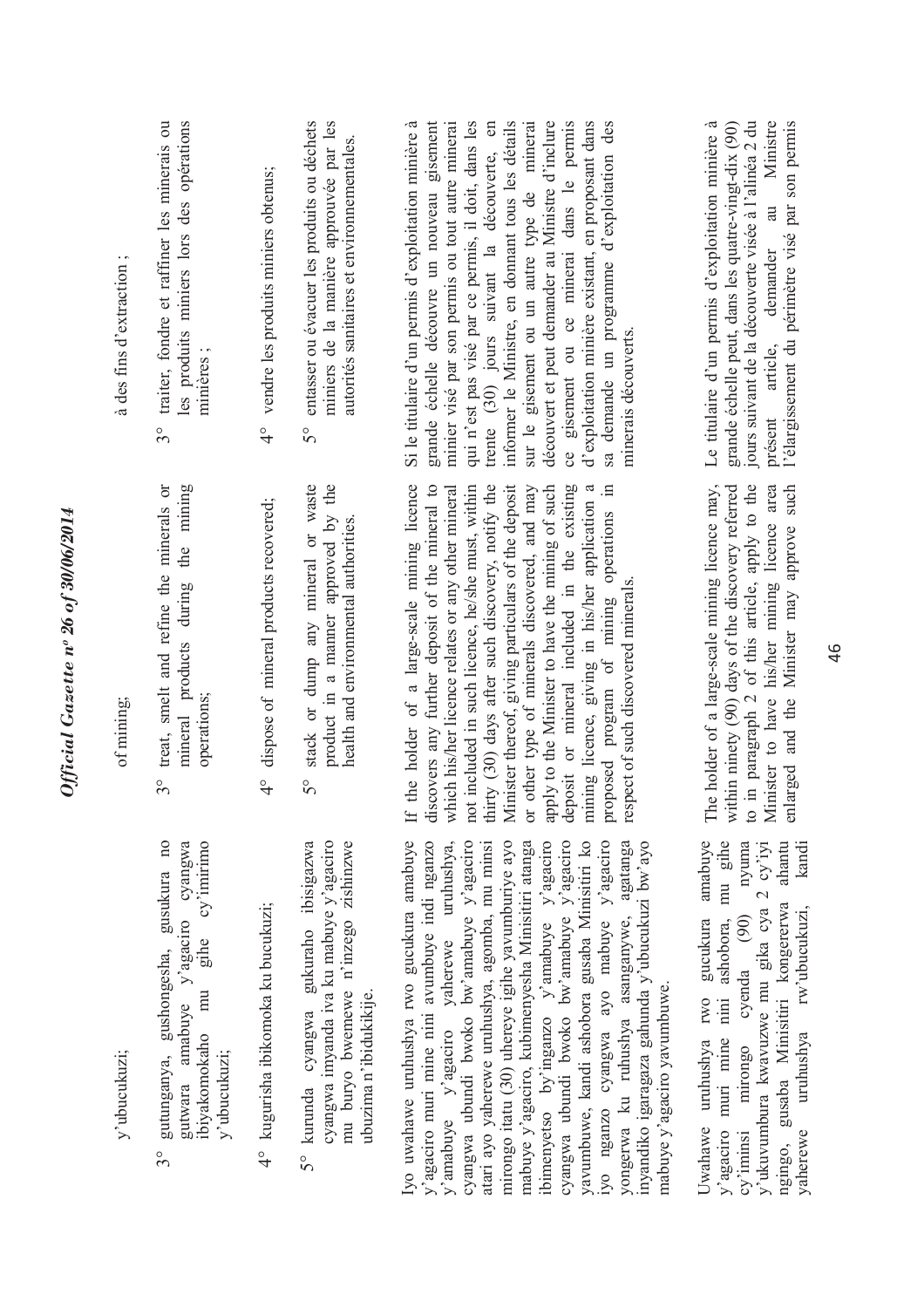y'ubucukuzi;

3° gutunganya, gushongesha, gusukura no gutwara amabuye y'agaciro cyangwa ibiyakomokaho mu gihe cy'imirimo y'ubucukuzi;

4° kugurisha ibikomoka ku bucukuzi;

5° kurunda cyangwa gukuraho ibisigazwa cyangwa imyanda iva ku mabuye y'agaciro mu buryo bwemewe n'inzego zishinzwe ubuzima n'ibidukikije.

Iyo uwahawe uruhushya rwo gucukura amabuye y'agaciro muri mine nini avumbuye indi nganzo y'amabuye y'agaciro yaherewe uruhushya, cyangwa ubundi bwoko bw'amabuye y'agaciro atari ayo yaherewe uruhushya, agomba, mu minsi mirongo itatu (30) uhereye igihe yavumburiye ayo mabuye y'agaciro, kubimenyesha Minisitiri atanga ibimenyetso by'inganzo y'amabuye y'agaciro cyangwa ubundi bwoko bw'amabuye y'agaciro yavumbuwe, kandi ashobora gusaba Minisitiri ko iyo nganzo cyangwa ayo mabuye y'agaciro yongerwa ku ruhushya asanganywe, agatanga inyandiko igaragaza gahunda y'ubucukuzi bw'ayo mabuye y'agaciro yavumbuwe.

Uwahawe uruhushya rwo gucukura amabuye y'agaciro muri mine nini ashobora, mu gihe cy'iminsi mirongo cyenda (90) nyuma y'ukuvumbura kwavuzwe mu gika cya 2 cy'iyi ngingo, gusaba Minisitiri kongererwa ahantu yaherewe uruhushya rw'ubucukuzi, kandi

of mining;

3° treat, smelt and refine the minerals or mineral products during the mining operations;

4° dispose of mineral products recovered;

5° stack or dump any mineral or waste product in a manner approved by the health and environmental authorities.

If the holder of a large-scale mining licence discovers any further deposit of the mineral to which his/her licence relates or any other mineral not included in such licence, he/she must, within thirty (30) days after such discovery, notify the Minister thereof, giving particulars of the deposit or other type of minerals discovered, and may apply to the Minister to have the mining of such deposit or mineral included in the existing mining licence, giving in his/her application a proposed program of mining operations in respect of such discovered minerals.

The holder of a large-scale mining licence may, within ninety (90) days of the discovery referred to in paragraph 2 of this article, apply to the Minister to have his/her mining licence area enlarged and the Minister may approve such

à des fins d'extraction ;

3° traiter, fondre et raffiner les minerais ou les produits miniers lors des opérations minières ;

4° vendre les produits miniers obtenus;

5° entasser ou évacuer les produits ou déchets miniers de la manière approuvée par les autorités sanitaires et environnementales.

Si le titulaire d'un permis d'exploitation minière à grande échelle découvre un nouveau gisement minier visé par son permis ou tout autre minerai qui n'est pas visé par ce permis, il doit, dans les trente (30) jours suivant la découverte, en informer le Ministre, en donnant tous les détails sur le gisement ou un autre type de minerai découvert et peut demander au Ministre d'inclure ce gisement ou ce minerai dans le permis d'exploitation minière existant, en proposant dans sa demande un programme d'exploitation des minerais découverts.

Le titulaire d'un permis d'exploitation minière à grande échelle peut, dans les quatre-vingt-dix (90) jours suivant de la découverte visée à l'alinéa 2 du présent article, demander au Ministre l'élargissement du périmètre visé par son permis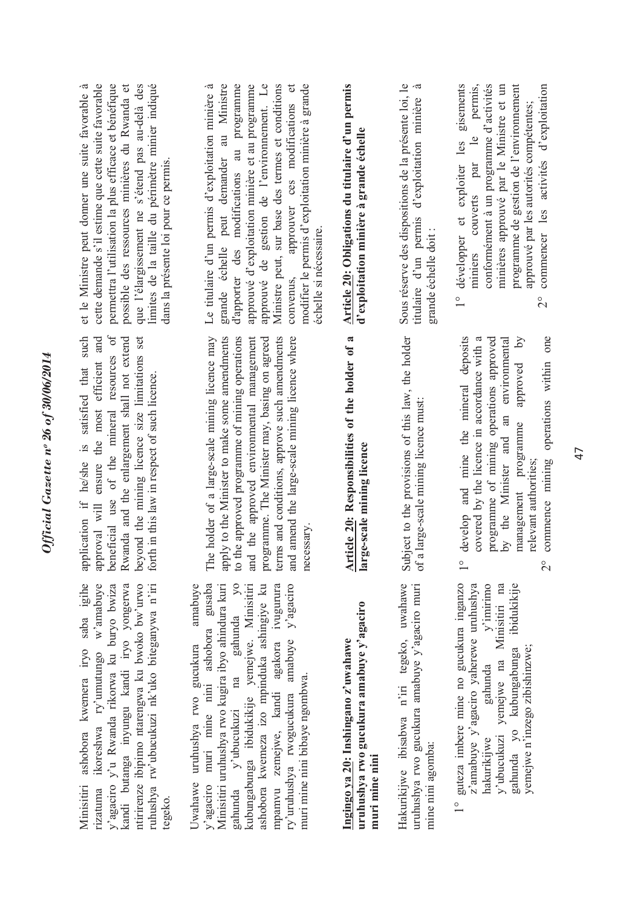Minisitiri ashobora kwemera iryo saba igihe rizatuma ikoreshwa ry'umutungo w'amabuye y'agaciro y'u Rwanda rikorwa ku buryo bwiza kandi butanga inyungu kandi iryo yongerwa ntirirenze ibipimo ntarengwa ku bwoko bw'urwo ruhushya rw'ubucukuzi nk'uko biteganywa n'iri tegeko.

Uwahawe uruhushya rwo gucukura amabuye y'agaciro muri mine nini ashobora gusaba Minisitiri uruhushya rwo kugira ibyo ahindura kuri gahunda y'ubucukuzi na gahunda yo kubungabunga ibidukikije yemejwe. Minisitiri ashobora kwemeza izo mpinduka ashingiye ku mpamvu zemejwe, kandi agakora ivugurura ry'uruhushya rwogucukura amabuye y'agaciro muri mine nini bibaye ngombwa.

**Ingingo ya 20: Inshingano z'uwahawe uruhushya rwo gucukura amabuye y'agaciro muri mine nini**

Hakurikijwe ibisabwa n'iri tegeko, uwahawe uruhushya rwo gucukura amabuye y'agaciro muri mine nini agomba:

1° guteza imbere mine no gucukura inganzo z'amabuye y'agaciro yaherewe uruhushya hakurikijwe gahunda y'imirimo y'ubucukuzi yemejwe na Minisitiri na gahunda yo kubungabunga ibidukikije yemejwe n'inzego zibishinzwe;

application if he/she is satisfied that such approval will ensure the most efficient and beneficial use of the mineral resources of Rwanda and the enlargement shall not extend beyond the mining licence size limitations set forth in this law in respect of such licence.

The holder of a large-scale mining licence may apply to the Minister to make some amendments to the approved programme of mining operations and the approved environmental management programme. The Minister may, basing on agreed terms and conditions, approve such amendments and amend the large-scale mining licence where necessary.

**Article 20: Responsibilities of the holder of a large-scale mining licence**

Subject to the provisions of this law, the holder of a large-scale mining licence must:

1° develop and mine the mineral deposits covered by the licence in accordance with a programme of mining operations approved by the Minister and an environmental management programme approved by relevant authorities;

2° commence mining operations within one

et le Ministre peut donner une suite favorable à cette demande s'il estime que cette suite favorable permettra l'utilisation la plus efficace et bénéfique possible des ressources minières du Rwanda et que l'élargissement ne s'étend pas au-delà des limites de la taille du périmètre minier indiqué dans la présente loi pour ce permis.

Le titulaire d'un permis d'exploitation minière à grande échelle peut demander au Ministre d'apporter des modifications au programme approuvé d'exploitation minière et au programme approuvé de gestion de l'environnement. Le Ministre peut, sur base des termes et conditions convenus, approuver ces modifications et modifier le permis d'exploitation minière à grande échelle si nécessaire.

**Article 20: Obligations du titulaire d'un permis d'exploitation minière à grande échelle**

Sous réserve des dispositions de la présente loi, le titulaire d'un permis d'exploitation minière à grande échelle doit :

1° développer et exploiter les gisements miniers couverts par le permis, conformément à un programme d'activités minières approuvé par le Ministre et un programme de gestion de l'environnement approuvé par les autorités compétentes;

2° commencer les activités d'exploitation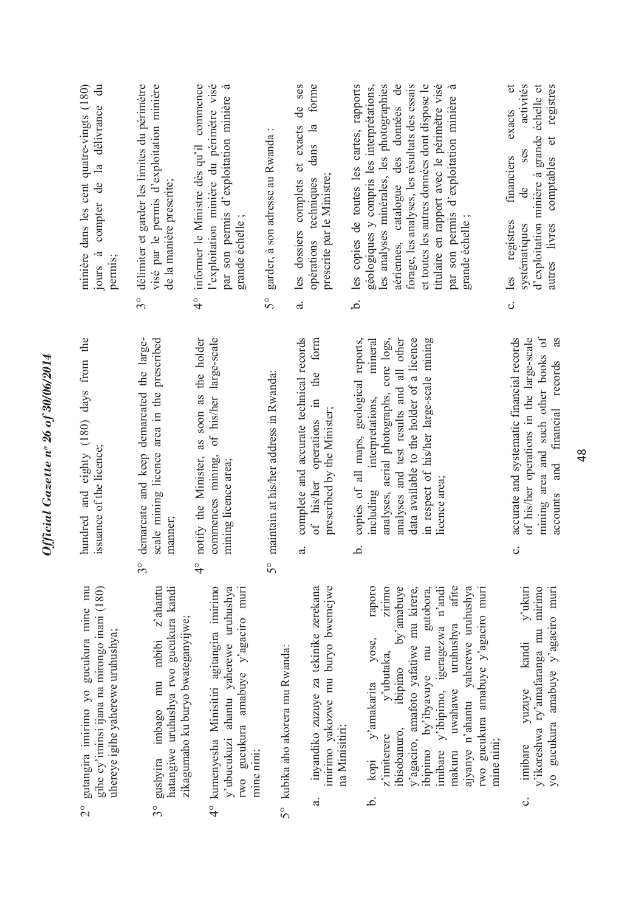2° gutangira imirimo yo gucukura mine mu gihe cy'iminsi ijana na mirongo inani (180) uhereye igihe yaherewe uruhushya;

3° gushyira imbago mu mbibi z'ahantu hatangiwe uruhushya rwo gucukura kandi zikagumaho ku buryo bwateganyijwe;

4° kumenyesha Minisitiri agitangira imirimo y'ubucukuzi ahantu yaherewe uruhushya rwo gucukura amabuye y'agaciro muri mine nini;

5° kubika aho akorera mu Rwanda:

a. inyandiko zuzuye za tekinike zerekana imirimo yakozwe mu buryo bwemejwe na Minisitiri;

b. kopi y'amakarita yose, raporo z'imiterere y'ubutaka, zirimo ibisobanuro, ibipimo by'amabuye y'agaciro, amafoto yafatiwe mu kirere, ibipimo by'ibyavuye mu gutobora, imibare y'ibipimo, igeragezwa n'andi makuru uwahawe uruhushya afite ajyanye n'ahantu yaherewe uruhushya rwo gucukura amabuye y'agaciro muri mine nini;

c. imibare yuzuye kandi y'ukuri y'ikoreshwa ry'amafaranga mu mirimo yo gucukura amabuye y'agaciro muri

hundred and eighty (180) days from the issuance of the licence;

3° demarcate and keep demarcated the large-scale mining licence area in the prescribed manner;

4° notify the Minister, as soon as the holder commences mining, of his/her large-scale mining licence area;

5° maintain at his/her address in Rwanda:

a. complete and accurate technical records of his/her operations in the form prescribed by the Minister;

b. copies of all maps, geological reports, including interpretations, mineral analyses, aerial photographs, core logs, analyses and test results and all other data available to the holder of a licence in respect of his/her large-scale mining licence area;

c. accurate and systematic financial records of his/her operations in the large-scale mining area and such other books of accounts and financial records as

minière dans les cent quatre-vingts (180) jours à compter de la délivrance du permis;

3° délimiter et garder les limites du périmètre visé par le permis d'exploitation minière de la manière prescrite;

4° informer le Ministre dès qu'il commence l'exploitation minière du périmètre visé par son permis d'exploitation minière à grande échelle ;

5° garder, à son adresse au Rwanda :

a. les dossiers complets et exacts de ses opérations techniques dans la forme prescrite par le Ministre;

b. les copies de toutes les cartes, rapports géologiques y compris les interprétations, les analyses minérales, les photographies aériennes, catalogue des données de forage, les analyses, les résultats des essais et toutes les autres données dont dispose le titulaire en rapport avec le périmètre visé par son permis d'exploitation minière à grande échelle ;

c. les registres financiers exacts et systématiques de ses activités d'exploitation minière à grande échelle et autres livres comptables et registres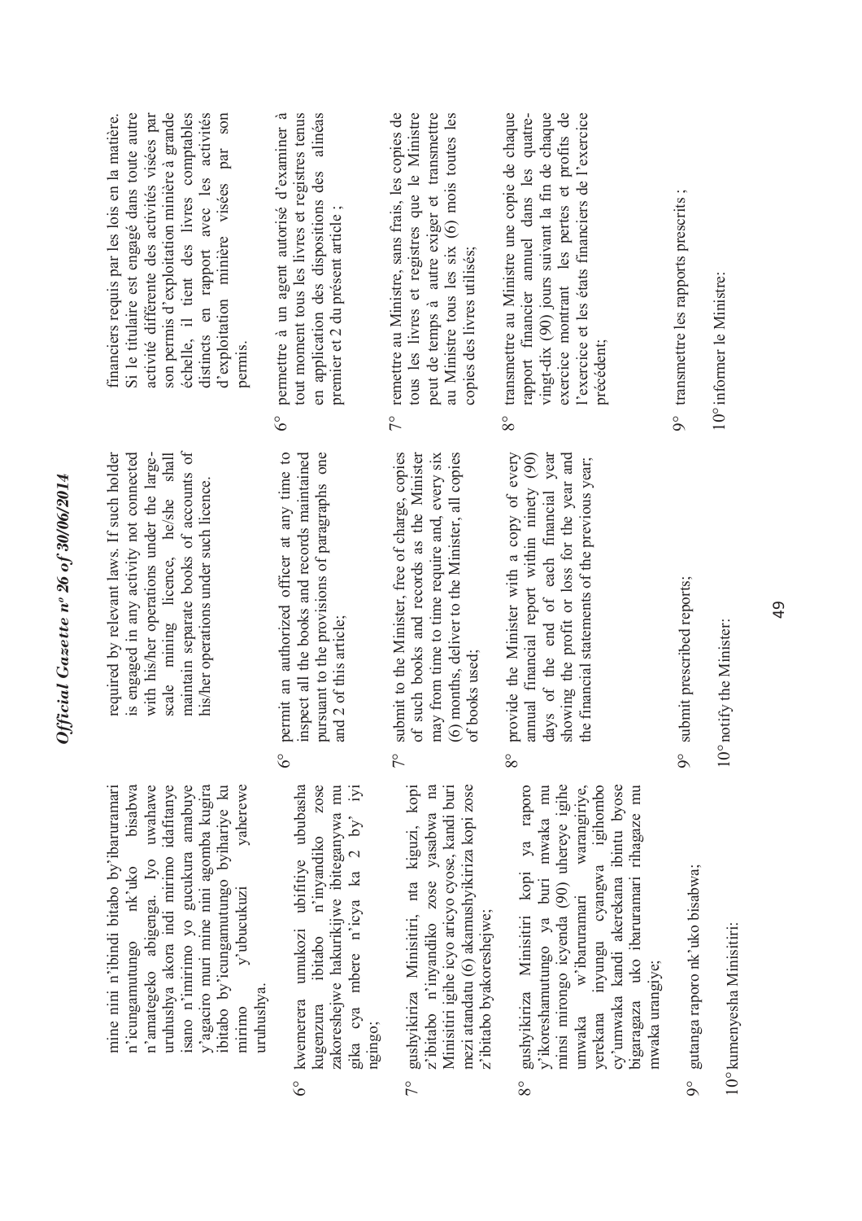mine nini n'ibindi bitabo by'ibaruramari n'icungamutungo nk'uko bisabwa n'amategeko abigenga. Iyo uwahawe uruhushya akora indi mirimo idafitanye isano n'imirimo yo gucukura amabuye y'agaciro muri mine nini agomba kugira ibitabo by'icungamutungo byihariye ku mirimo y'ubucukuzi yaherewe uruhushya.

6° kwemerera umukozi ubifitiye ububasha kugenzura ibitabo n'inyandiko zose zakoreshejwe hakurikijwe ibiteganywa mu gika cya mbere n'icya ka 2 by' iyi ngingo;

7° gushyikiriza Minisitiri, nta kiguzi, kopi z'ibitabo n'inyandiko zose yasabwa na Minisitiri igihe icyo aricyo cyose, kandi buri mezi atandatu (6) akamushyikiriza kopi zose z'ibitabo byakoreshejwe;

8° gushyikiriza Minisitiri kopi ya raporo y'ikoreshamutungo ya buri mwaka mu minsi mirongo icyenda (90) uhereye igihe umwaka w'ibaruramari warangiriye, yerekana inyungu cyangwa igihombo cy'umwaka kandi akerekana ibintu byose bigaragaza uko ibaruramari rihagaze mu mwaka urangiye;

9° gutanga raporo nk'uko bisabwa;

10° kumenyesha Minisitiri:

required by relevant laws. If such holder is engaged in any activity not connected with his/her operations under the large-scale mining licence, he/she shall maintain separate books of accounts of his/her operations under such licence.

6° permit an authorized officer at any time to inspect all the books and records maintained pursuant to the provisions of paragraphs one and 2 of this article;

7° submit to the Minister, free of charge, copies of such books and records as the Minister may from time to time require and, every six (6) months, deliver to the Minister, all copies of books used;

8° provide the Minister with a copy of every annual financial report within ninety (90) days of the end of each financial year showing the profit or loss for the year and the financial statements of the previous year;

9° submit prescribed reports;

10° notify the Minister:

financiers requis par les lois en la matière. Si le titulaire est engagé dans toute autre activité différente des activités visées par son permis d'exploitation minière à grande échelle, il tient des livres comptables distincts en rapport avec les activités d'exploitation minière visées par son permis.

6° permettre à un agent autorisé d'examiner à tout moment tous les livres et registres tenus en application des dispositions des alinéas premier et 2 du présent article ;

7° remettre au Ministre, sans frais, les copies de tous les livres et registres que le Ministre peut de temps à autre exiger et transmettre au Ministre tous les six (6) mois toutes les copies des livres utilisés;

8° transmettre au Ministre une copie de chaque rapport financier annuel dans les quatre-vingt-dix (90) jours suivant la fin de chaque exercice montrant les pertes et profits de l'exercice et les états financiers de l'exercice précédent;

9° transmettre les rapports prescrits ;

10° informer le Ministre: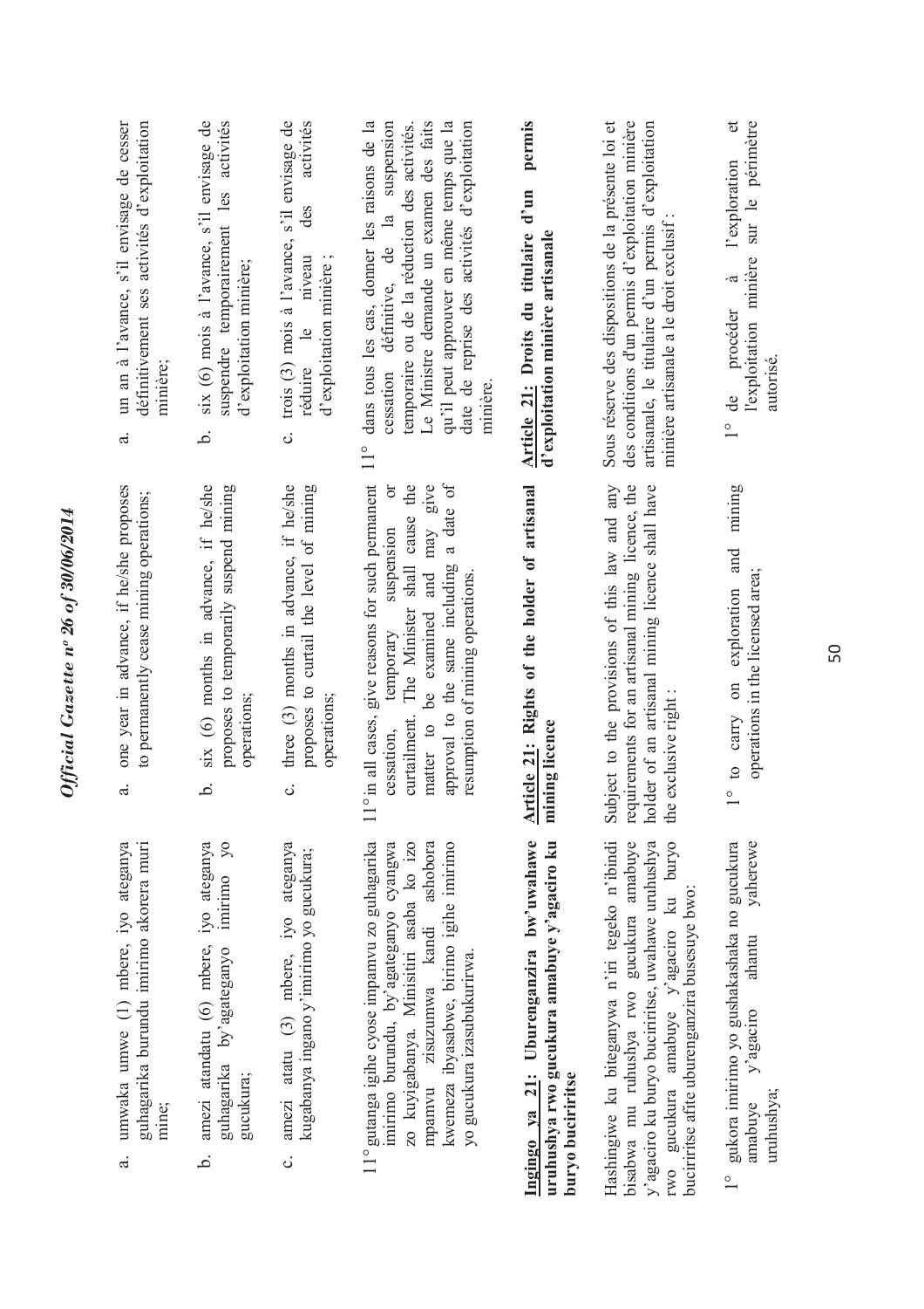a. umwaka umwe (1) mbere, iyo ateganya guhagarika burundu imirimo akorera muri mine;

b. amezi atandatu (6) mbere, iyo ateganya guhagarika by'agateganyo imirimo yo gucukura;

c. amezi atatu (3) mbere, iyo ateganya kugabanya ingano y'imirimo yo gucukura;

11° gutanga igihe cyose impamvu zo guhagarika imirimo burundu, by'agateganyo cyangwa zo kuyigabanya. Minisitiri asaba ko izo mpamvu zisuzumwa kandi ashobora kwemeza ibyasabwe, birimo igihe imirimo yo gucukura izasubukurirwa.

**Ingingo ya 21: Uburenganzira bw'uwahawe uruhushya rwo gucukura amabuye y'agaciro ku buryo buciriritse**

Hashingiwe ku biteganywa n'iri tegeko n'ibindi bisabwa mu ruhushya rwo gucukura amabuye y'agaciro ku buryo buciriritse, uwahawe uruhushya rwo gucukura amabuye y'agaciro ku buryo buciriritse afite uburenganzira busesuye bwo:

1° gukora imirimo yo gushakashaka no gucukura amabuye y'agaciro ahantu yaherewe uruhushya;

a. one year in advance, if he/she proposes to permanently cease mining operations;

b. six (6) months in advance, if he/she proposes to temporarily suspend mining operations;

c. three (3) months in advance, if he/she proposes to curtail the level of mining operations;

11° in all cases, give reasons for such permanent cessation, temporary suspension or curtailment. The Minister shall cause the matter to be examined and may give approval to the same including a date of resumption of mining operations.

**Article 21: Rights of the holder of artisanal mining licence**

Subject to the provisions of this law and any requirements for an artisanal mining licence, the holder of an artisanal mining licence shall have the exclusive right :

1° to carry on exploration and mining operations in the licensed area;

a. un an à l'avance, s'il envisage de cesser définitivement ses activités d'exploitation minière;

b. six (6) mois à l'avance, s'il envisage de suspendre temporairement les activités d'exploitation minière;

c. trois (3) mois à l'avance, s'il envisage de réduire le niveau des activités d'exploitation minière ;

11° dans tous les cas, donner les raisons de la cessation définitive, de la suspension temporaire ou de la réduction des activités. Le Ministre demande un examen des faits qu'il peut approuver en même temps que la date de reprise des activités d'exploitation minière.

**Article 21: Droits du titulaire d'un permis d'exploitation minière artisanale**

Sous réserve des dispositions de la présente loi et des conditions d'un permis d'exploitation minière artisanale, le titulaire d'un permis d'exploitation minière artisanale a le droit exclusif :

1° de procéder à l'exploration et l'exploitation minière sur le périmètre autorisé.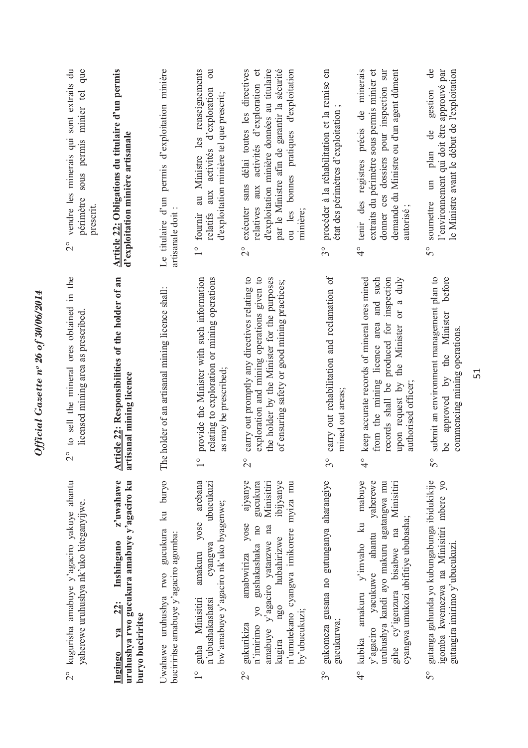2° kugurisha amabuye y'agaciro yakuye ahantu yaherewe uruhushya nk'uko biteganyijwe.

**Ingingo ya 22: Inshingano z'uwahawe uruhushya rwo gucukura amabuye y'agaciro ku buryo buciriritse**

Uwahawe uruhushya rwo gucukura ku buryo buciriritse amabuye y'agaciro agomba:

1° guha Minisitiri amakuru yose arebana n'ubushakashatsi cyangwa ubucukuzi bw'amabuye y'agaciro nk'uko byagenwe;

2° gukurikiza amabwiriza yose ajyanye n'imirimo yo gushakashaka no gucukura amabuye y'agaciro yatanzwe na Minisitiri kugira ngo hubahirizwe ibijyanye n'umutekano cyangwa imikorere myiza mu by'ubucukuzi;

3° gukomeza gusana no gutunganya aharangiye gucukurwa;

4° kubika amakuru y'imvaho ku mabuye y'agaciro yacukuwe ahantu yaherewe uruhushya kandi ayo makuru agatangwa mu gihe cy'igenzura bisabwe na Minisitiri cyangwa umukozi ubifitiye ububasha;

5° gutanga gahunda yo kubungabunga ibidukikije igomba kwemezwa na Minisitiri mbere yo gutangira imirimo y'ubucukuzi.

2° to sell the mineral ores obtained in the licensed mining area as prescribed.

**Article 22: Responsibilities of the holder of an artisanal mining licence**

The holder of an artisanal mining licence shall:

1° provide the Minister with such information relating to exploration or mining operations as may be prescribed;

2° carry out promptly any directives relating to exploration and mining operations given to the holder by the Minister for the purposes of ensuring safety or good mining practices;

3° carry out rehabilitation and reclamation of mined out areas;

4° keep accurate records of mineral ores mined from the mining licence area and such records shall be produced for inspection upon request by the Minister or a duly authorised officer;

5° submit an environment management plan to be approved by the Minister before commencing mining operations.

2° vendre les minerais qui sont extraits du périmètre sous permis minier tel que prescrit.

**Article 22: Obligations du titulaire d'un permis d'exploitation minière artisanale**

Le titulaire d'un permis d'exploitation minière artisanale doit :

1° fournir au Ministre les renseignements relatifs aux activités d'exploration ou d'exploitation minière tel que prescrit;

2° exécuter sans délai toutes les directives relatives aux activités d'exploration et d'exploitation minière données au titulaire par le Ministre afin de garantir la sécurité ou les bonnes pratiques d'exploitation minière;

3° procéder à la réhabilitation et la remise en état des périmètres d'exploitation ;

4° tenir des registres précis de minerais extraits du périmètre sous permis minier et donner ces dossiers pour inspection sur demande du Ministre ou d'un agent dûment autorisé ;

5° soumettre un plan de gestion de l'environnement qui doit être approuvé par le Ministre avant le début de l'exploitation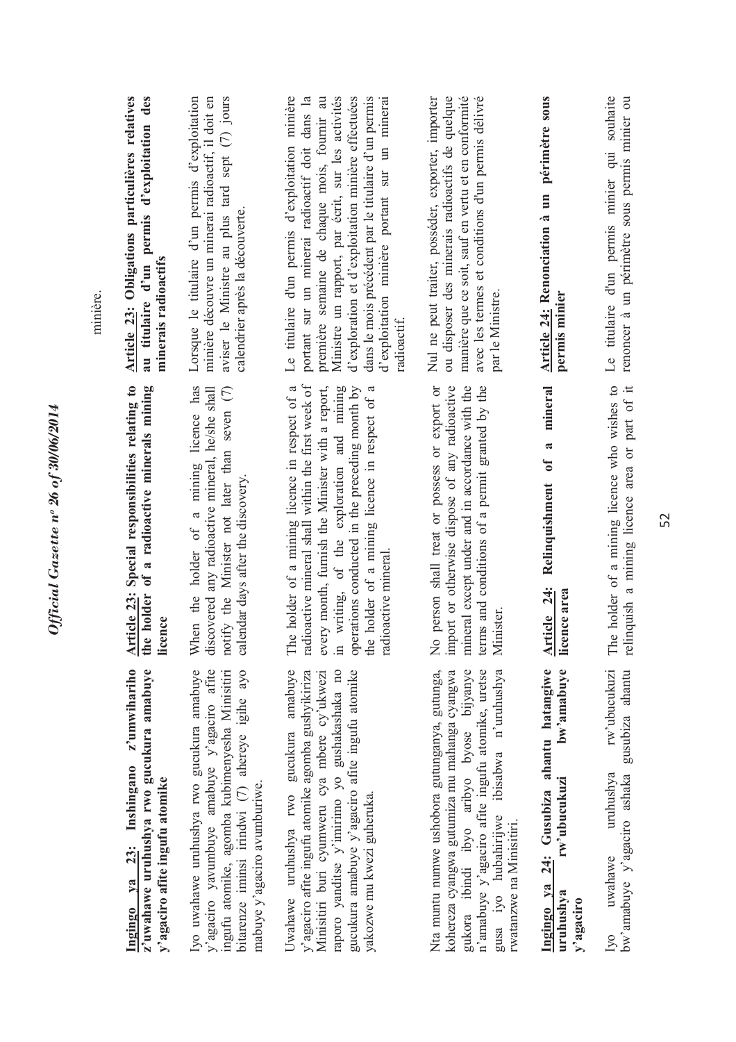minière.

**Ingingo ya 23: Inshingano z'umwihariho z'uwahawe uruhushya rwo gucukura amabuye y'agaciro afite ingufu atomike**

Iyo uwahawe uruhushya rwo gucukura amabuye y'agaciro yavumbuye amabuye y'agaciro afite ingufu atomike, agomba kubimenyesha Minisitiri bitarenze iminsi irindwi (7) ahereye igihe ayo mabuye y'agaciro avumburiwe.

Uwahawe uruhushya rwo gucukura amabuye y'agaciro afite ingufu atomike agomba gushyikiriza Minisitiri buri cyumweru cya mbere cy'ukwezi raporo yanditse y'imirimo yo gushakashaka no gucukura amabuye y'agaciro afite ingufu atomike yakozwe mu kwezi guheruka.

Nta muntu numwe ushobora gutunganya, gutunga, kohereza cyangwa gutumiza mu mahanga cyangwa gukora ibindi ibyo aribyo byose bijyanye n'amabuye y'agaciro afite ingufu atomike, uretse gusa iyo hubahirijwe ibisabwa n'uruhushya rwatanzwe na Minisitiri.

**Ingingo ya 24: Gusubiza ahantu hatangiwe uruhushya rw'ubucukuzi bw'amabuye y'agaciro**

Iyo uwahawe uruhushya rw'ubucukuzi bw'amabuye y'agaciro ashaka gusubiza ahantu

**Article 23: Special responsibilities relating to the holder of a radioactive minerals mining licence**

When the holder of a mining licence has discovered any radioactive mineral, he/she shall notify the Minister not later than seven (7) calendar days after the discovery.

The holder of a mining licence in respect of a radioactive mineral shall within the first week of every month, furnish the Minister with a report, in writing, of the exploration and mining operations conducted in the preceding month by the holder of a mining licence in respect of a radioactive mineral.

No person shall treat or possess or export or import or otherwise dispose of any radioactive mineral except under and in accordance with the terms and conditions of a permit granted by the Minister.

**Article 24: Relinquishment of a mineral licence area**

The holder of a mining licence who wishes to relinquish a mining licence area or part of it

**Article 23: Obligations particulières relatives au titulaire d'un permis d'exploitation des minerais radioactifs**

Lorsque le titulaire d'un permis d'exploitation minière découvre un minerai radioactif, il doit en aviser le Ministre au plus tard sept (7) jours calendrier après la découverte.

Le titulaire d'un permis d'exploitation minière portant sur un minerai radioactif doit dans la première semaine de chaque mois, fournir au Ministre un rapport, par écrit, sur les activités d'exploration et d'exploitation minière effectuées dans le mois précédent par le titulaire d'un permis d'exploitation minière portant sur un minerai radioactif.

Nul ne peut traiter, posséder, exporter, importer ou disposer des minerais radioactifs de quelque manière que ce soit, sauf en vertu et en conformité avec les termes et conditions d'un permis délivré par le Ministre.

**Article 24: Renonciation à un périmètre sous permis minier**

Le titulaire d'un permis minier qui souhaite renoncer à un périmètre sous permis minier ou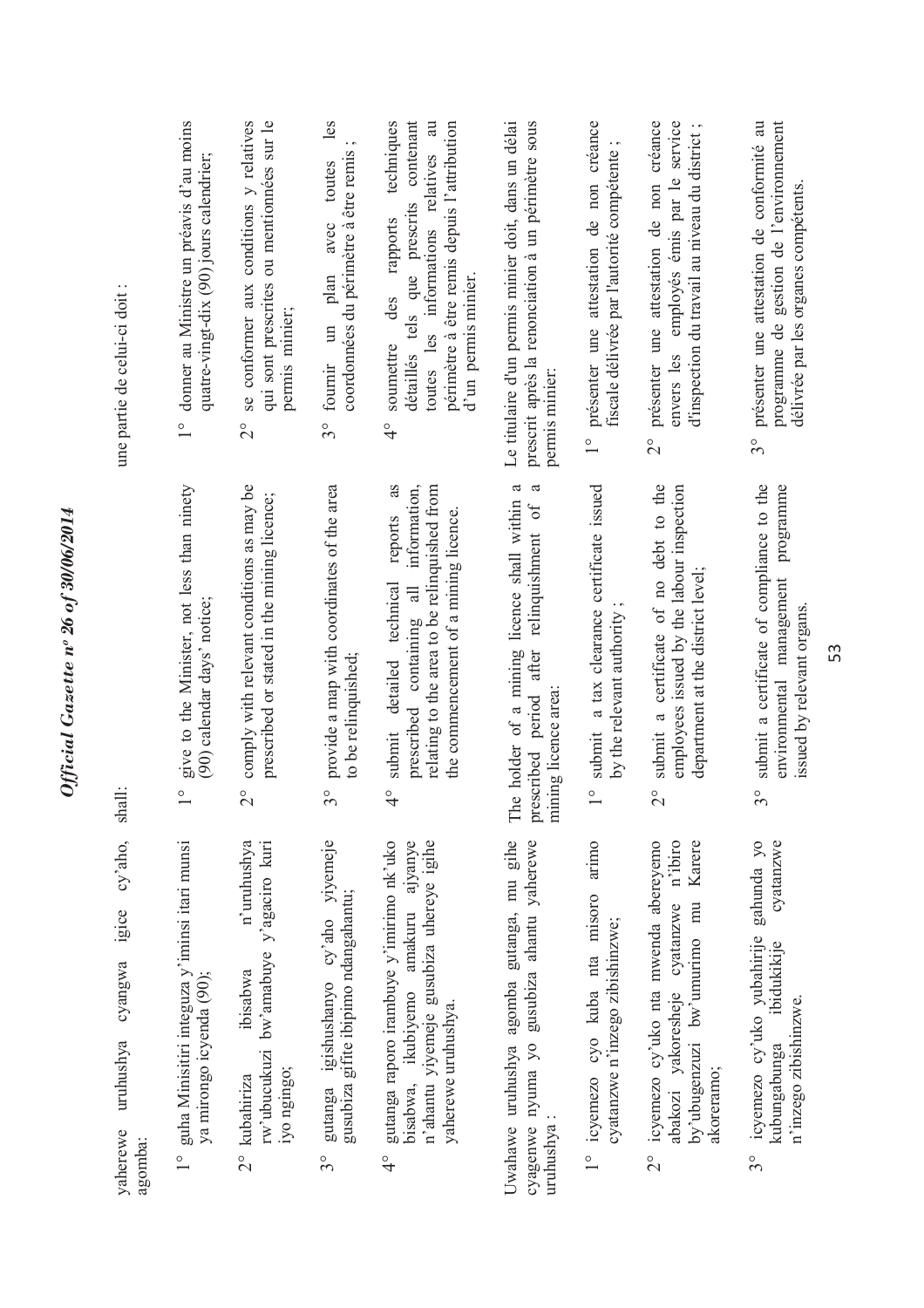yaherewe uruhushya cyangwa igice cy'aho, agomba:

1° guha Minisitiri integuza y'iminsi itari munsi ya mirongo icyenda (90);

2° kubahiriza ibisabwa n'uruhushya rw'ubucukuzi bw'amabuye y'agaciro kuri iyo ngingo;

3° gutanga igishushanyo cy'aho yiyemeje gusubiza gifite ibipimo ndangahantu;

4° gutanga raporo irambuye y'imirimo nk'uko bisabwa, ikubiyemo amakuru ajyanye n'ahantu yiyemeje gusubiza uhereye igihe yaherewe uruhushya.

Uwahawe uruhushya agomba gutanga, mu gihe cyagenwe nyuma yo gusubiza ahantu yaherewe uruhushya :

1° icyemezo cyo kuba nta misoro arimo cyatanzwe n'inzego zibishinzwe;

2° icyemezo cy'uko nta mwenda abereyemo abakozi yakoresheje cyatanzwe n'ibiro by'ubugenzuzi bw'umurimo mu Karere akoreramo;

3° icyemezo cy'uko yubahirije gahunda yo kubungabunga ibidukikije cyatanzwe n'inzego zibishinzwe.

shall:

1° give to the Minister, not less than ninety (90) calendar days' notice;

2° comply with relevant conditions as may be prescribed or stated in the mining licence;

3° provide a map with coordinates of the area to be relinquished;

4° submit detailed technical reports as prescribed containing all information, relating to the area to be relinquished from the commencement of a mining licence.

The holder of a mining licence shall within a prescribed period after relinquishment of a mining licence area:

1° submit a tax clearance certificate issued by the relevant authority ;

2° submit a certificate of no debt to the employees issued by the labour inspection department at the district level;

3° submit a certificate of compliance to the environmental management programme issued by relevant organs.

une partie de celui-ci doit :

1° donner au Ministre un préavis d'au moins quatre-vingt-dix (90) jours calendrier;

2° se conformer aux conditions y relatives qui sont prescrites ou mentionnées sur le permis minier;

3° fournir un plan avec toutes les coordonnées du périmètre à être remis ;

4° soumettre des rapports techniques détaillés tels que prescrits contenant toutes les informations relatives au périmètre à être remis depuis l'attribution d'un permis minier.

Le titulaire d'un permis minier doit, dans un délai prescrit après la renonciation à un périmètre sous permis minier:

1° présenter une attestation de non créance fiscale délivrée par l'autorité compétente ;

2° présenter une attestation de non créance envers les employés émis par le service d'inspection du travail au niveau du district ;

3° présenter une attestation de conformité au programme de gestion de l'environnement délivrée par les organes compétents.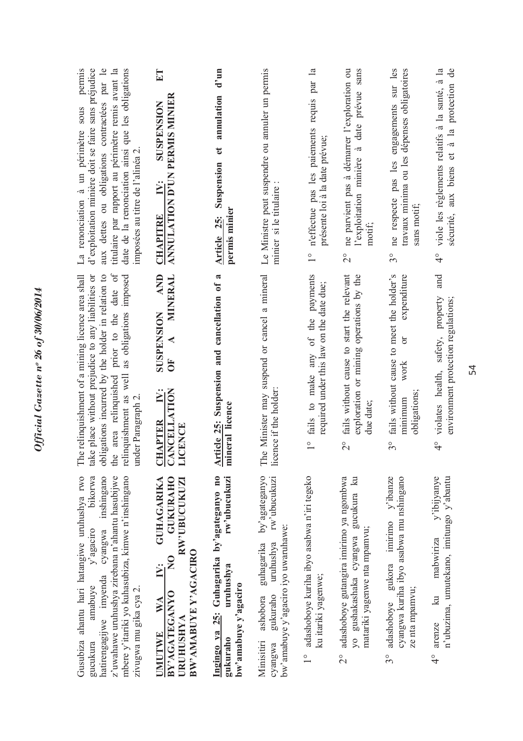Gusubiza ahantu hari hatangiwe uruhushya rwo gucukura amabuye y'agaciro bikorwa hatirengagijwe imyenda cyangwa inshingano z'uwahawe uruhushya zirebana n'ahantu hasubijwe mbere y'itariki yo kuhasubiza, kimwe n'inshingano zivugwa mu gika cya 2.

**UMUTWE WA IV: GUHAGARIKA BY'AGATEGANYO NO GUKURAHO URUHUSHYA RW'UBUCUKUZI BW'AMABUYE Y'AGACIRO**

**Ingingo ya 25: Guhagarika by'agateganyo no gukuraho uruhushya rw'ubucukuzi bw'amabuye y'agaciro**

Minisitiri ashobora guhagarika by'agateganyo cyangwa gukuraho uruhushya rw'ubucukuzi bw'amabuye y'agaciro iyo uwaruhawe:

1° adashoboye kuriha ibyo asabwa n'iri tegeko ku itariki yagenwe;

2° adashoboye gutangira imirimo ya ngombwa yo gushakashaka cyangwa gucukura ku matariki yagenwe nta mpamvu;

3° adashoboye gukora imirimo y'ibanze cyangwa kuriha ibyo asabwa mu nshingano ze nta mpamvu;

4° arenze ku mabwiriza y'ibijyanye n'ubuzima, umutekano, imitungo y'abantu

The relinquishment of a mining licence area shall take place without prejudice to any liabilities or obligations incurred by the holder in relation to the area relinquished prior to the date of relinquishment as well as obligations imposed under Paragraph 2.

**CHAPTER IV: SUSPENSION AND CANCELLATION OF A MINERAL LICENCE**

**Article 25: Suspension and cancellation of a mineral licence**

The Minister may suspend or cancel a mineral licence if the holder:

1° fails to make any of the payments required under this law on the date due;

2° fails without cause to start the relevant exploration or mining operations by the due date;

3° fails without cause to meet the holder's minimum work or expenditure obligations;

4° violates health, safety, property and environment protection regulations;

La renonciation à un périmètre sous permis d'exploitation minière doit se faire sans préjudice aux dettes ou obligations contractées par le titulaire par rapport au périmètre remis avant la date de la renonciation ainsi que les obligations imposées au titre de l'alinéa 2.

**CHAPITRE IV: SUSPENSION ET ANNULATION D'UN PERMIS MINIER**

**Article 25: Suspension et annulation d'un permis minier**

Le Ministre peut suspendre ou annuler un permis minier si le titulaire :

1° n'effectue pas les paiements requis par la présente loi à la date prévue;

2° ne parvient pas à démarrer l'exploration ou l'exploitation minière à date prévue sans motif;

3° ne respecte pas les engagements sur les travaux minima ou les dépenses obligatoires sans motif;

4° viole les règlements relatifs à la santé, à la sécurité, aux biens et à la protection de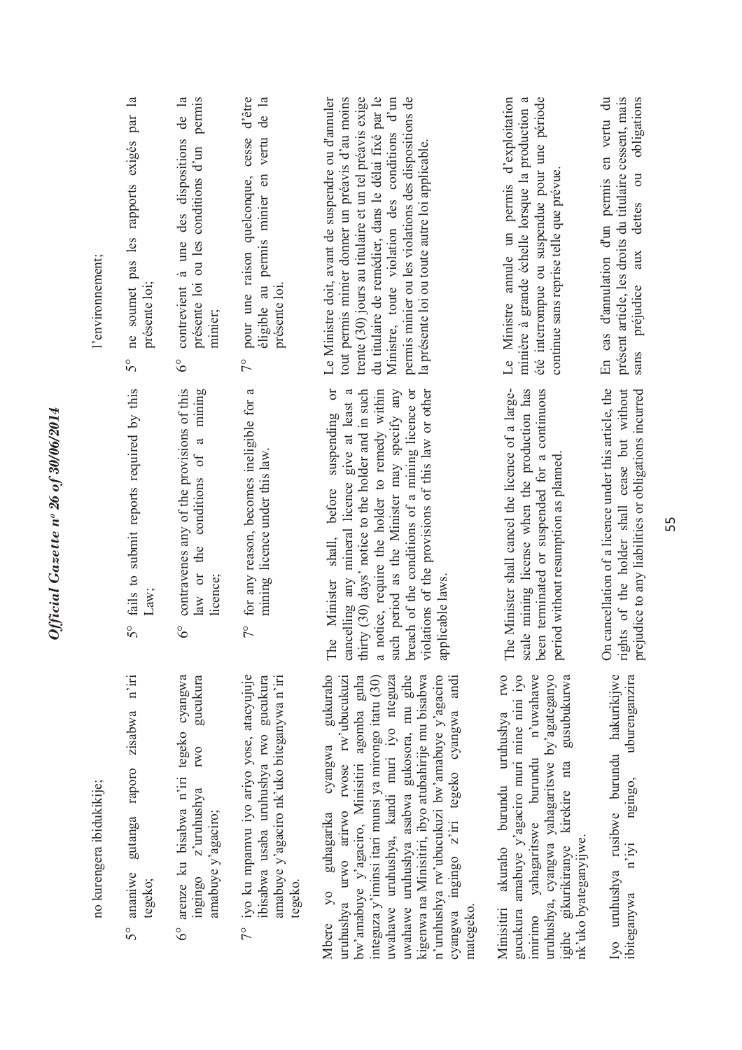no kurengera ibidukikije;

5° ananiwe gutanga raporo zisabwa n'iri tegeko;

6° arenze ku bisabwa n'iri tegeko cyangwa ingingo z'uruhushya rwo gucukura amabuye y'agaciro;

7° iyo ku mpamvu iyo ariyo yose, atacyujuje ibisabwa usaba uruhushya rwo gucukura amabuye y'agaciro nk'uko biteganywa n'iri tegeko.

Mbere yo guhagarika cyangwa gukuraho uruhushya urwo arirwo rwose rw'ubucukuzi bw'amabuye y'agaciro, Minisitiri agomba guha integuza y'iminsi itari munsi ya mirongo itatu (30) uwahawe uruhushya, kandi muri iyo nteguza uwahawe uruhushya asabwa gukosora, mu gihe kigenwa na Minisitiri, ibyo atubahirije mu bisabwa n'uruhushya rw'ubucukuzi bw'amabuye y'agaciro cyangwa ingingo z'iri tegeko cyangwa andi mategeko.

Minisitiri akuraho burundu uruhushya rwo gucukura amabuye y'agaciro muri mine nini iyo imirimo yahagaritswe burundu n'uwahawe uruhushya, cyangwa yahagaritswe by'agateganyo igihe gikurikiranye kirekire nta gusubukurwa nk'uko byateganyijwe.

Iyo uruhushya rusibwe burundu hakurikijwe ibiteganywa n'iyi ngingo, uburenganzira

environment;

5° fails to submit reports required by this Law;

6° contravenes any of the provisions of this law or the conditions of a mining licence;

7° for any reason, becomes ineligible for a mining licence under this law.

The Minister shall, before suspending or cancelling any mineral licence give at least a thirty (30) days' notice to the holder and in such a notice, require the holder to remedy within such period as the Minister may specify any breach of the conditions of a mining licence or violations of the provisions of this law or other applicable laws.

The Minister shall cancel the licence of a large-scale mining license when the production has been terminated or suspended for a continuous period without resumption as planned.

On cancellation of a licence under this article, the rights of the holder shall cease but without prejudice to any liabilities or obligations incurred

l'environnement;

5° ne soumet pas les rapports exigés par la présente loi;

6° contrevient à une des dispositions de la présente loi ou les conditions d'un permis minier;

7° pour une raison quelconque, cesse d'être éligible au permis minier en vertu de la présente loi.

Le Ministre doit, avant de suspendre ou d'annuler tout permis minier donner un préavis d'au moins trente (30) jours au titulaire et un tel préavis exige du titulaire de remédier, dans le délai fixé par le Ministre, toute violation des conditions d'un permis minier ou les violations des dispositions de la présente loi ou toute autre loi applicable.

Le Ministre annule un permis d'exploitation minière à grande échelle lorsque la production a été interrompue ou suspendue pour une période continue sans reprise telle que prévue.

En cas d'annulation d'un permis en vertu du présent article, les droits du titulaire cessent, mais sans préjudice aux dettes ou obligations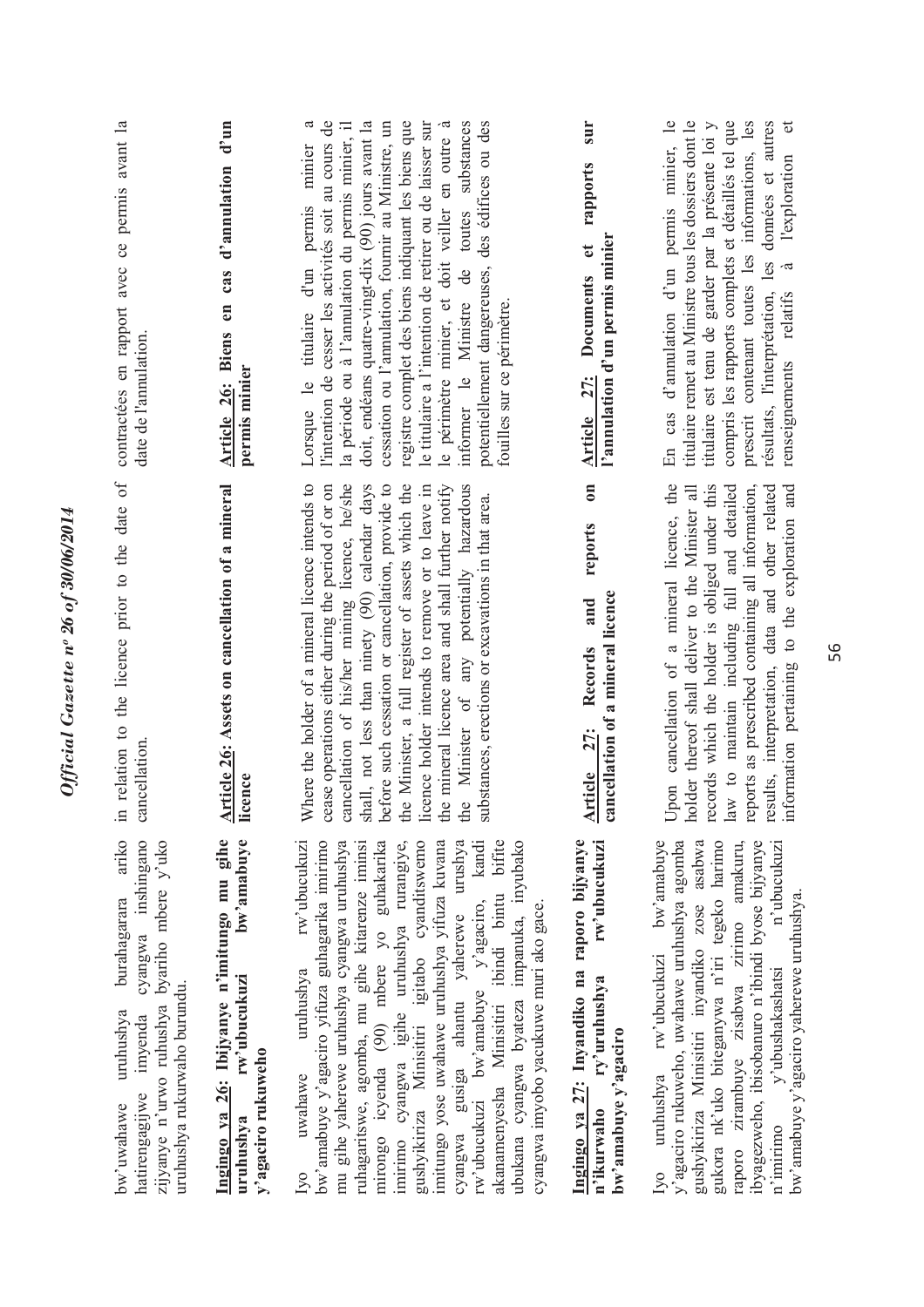bw'uwahawe uruhushya burahagarara ariko hatirengagijwe imyenda cyangwa inshingano zijyanye n'urwo ruhushya byariho mbere y'uko uruhushya rukurwaho burundu.

**Ingingo ya 26: Ibijyanye n'imitungo mu gihe uruhushya rw'ubucukuzi bw'amabuye y'agaciro rukuweho**

Iyo uwahawe uruhushya rw'ubucukuzi bw'amabuye y'agaciro yifuza guhagarika imirimo mu gihe yaherewe uruhushya cyangwa uruhushya ruhagaritswe, agomba, mu gihe kitarenze iminsi mirongo icyenda (90) mbere yo guhakarika imirimo cyangwa igihe uruhushya rurangiye, gushyikiriza Minisitiri igitabo cyanditswemo imitungo yose uwahawe uruhushya yifuza kuvana cyangwa gusiga ahantu yaherewe urushya rw'ubucukuzi bw'amabuye y'agaciro, kandi akanamenyesha Minisitiri ibindi bintu bifite ubukana cyangwa byateza impanuka, inyubako cyangwa imyobo yacukuwe muri ako gace.

**Ingingo ya 27: Inyandiko na raporo bijyanye n'ikurwaho ry'uruhushya rw'ubucukuzi bw'amabuye y'agaciro**

Iyo uruhushya rw'ubucukuzi bw'amabuye y'agaciro rukuweho, uwahawe uruhushya agomba gushyikiriza Minisitiri inyandiko zose asabwa gukora nk'uko biteganywa n'iri tegeko harimo raporo zirambuye zisabwa zirimo amakuru, ibyagezweho, ibisobanuro n'ibindi byose bijyanye n'imirimo y'ubushakashatsi n'ubucukuzi bw'amabuye y'agaciro yaherewe uruhushya.

in relation to the licence prior to the date of cancellation.

**Article 26: Assets on cancellation of a mineral licence**

Where the holder of a mineral licence intends to cease operations either during the period of or on cancellation of his/her mining licence, he/she shall, not less than ninety (90) calendar days before such cessation or cancellation, provide to the Minister, a full register of assets which the licence holder intends to remove or to leave in the mineral licence area and shall further notify the Minister of any potentially hazardous substances, erections or excavations in that area.

**Article 27: Records and reports on cancellation of a mineral licence**

Upon cancellation of a mineral licence, the holder thereof shall deliver to the Minister all records which the holder is obliged under this law to maintain including full and detailed reports as prescribed containing all information, results, interpretation, data and other related information pertaining to the exploration and

contractées en rapport avec ce permis avant la date de l'annulation.

**Article 26: Biens en cas d'annulation d'un permis minier**

Lorsque le titulaire d'un permis minier a l'intention de cesser les activités soit au cours de la période ou à l'annulation du permis minier, il doit, endéans quatre-vingt-dix (90) jours avant la cessation ou l'annulation, fournir au Ministre, un registre complet des biens indiquant les biens que le titulaire a l'intention de retirer ou de laisser sur le périmètre minier, et doit veiller en outre à informer le Ministre de toutes substances potentiellement dangereuses, des édifices ou des fouilles sur ce périmètre.

**Article 27: Documents et rapports sur l'annulation d'un permis minier**

En cas d'annulation d'un permis minier, le titulaire remet au Ministre tous les dossiers dont le titulaire est tenu de garder par la présente loi y compris les rapports complets et détaillés tel que prescrit contenant toutes les informations, les résultats, l'interprétation, les données et autres renseignements relatifs à l'exploration et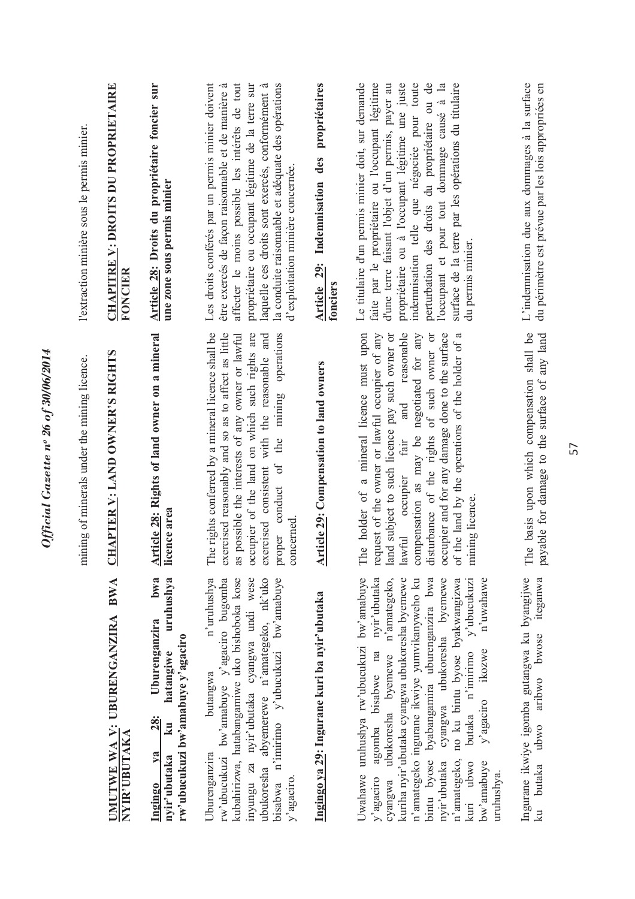mining of minerals under the mining licence.

l'extraction minière sous le permis minier.

**UMUTWE WA V: UBURENGANZIRA BWA NYIR'UBUTAKA**

**CHAPTER V: LAND OWNER'S RIGHTS**

**CHAPITRE V: DROITS DU PROPRIETAIRE FONCIER**

**Ingingo ya 28: Uburenganzira bwa nyir'ubutaka ku hatangiwe uruhushya rw'ubucukuzi bw'amabuye y'agaciro**

Uburenganzira butangwa n'uruhushya rw'ubucukuzi bw'amabuye y'agaciro bugomba kubahirizwa, hatabangamiwe uko bishoboka kose inyungu za nyir'ubutaka cyangwa undi wese ubukoresha abyemerewe n'amategeko, nk'uko bisabwa n'imirimo y'ubucukuzi bw'amabuye y'agaciro.

**Article 28: Rights of land owner on a mineral licence area**

The rights conferred by a mineral licence shall be exercised reasonably and so as to affect as little as possible the interests of any owner or lawful occupier of the land on which such rights are exercised consistent with the reasonable and proper conduct of the mining operations concerned.

**Article 28: Droits du propriétaire foncier sur une zone sous permis minier**

Les droits conférés par un permis minier doivent être exercés de façon raisonnable et de manière à affecter le moins possible les intérêts de tout propriétaire ou occupant légitime de la terre sur laquelle ces droits sont exercés, conformément à la conduite raisonnable et adéquate des opérations d'exploitation minière concernée.

**Ingingo ya 29: Ingurane kuri ba nyir'ubutaka**

Uwahawe uruhushya rw'ubucukuzi bw'amabuye y'agaciro agomba bisabwe na nyir'ubutaka cyangwa ubukoresha byemewe n'amategeko, kuriha nyir'ubutaka cyangwa ubukoresha byemewe n'amategeko ingurane ikwiye yumvikanyweho ku bintu byose byabangamira uburenganzira bwa nyir'ubutaka cyangwa ubukoresha byemewe n'amategeko, no ku bintu byose byakwangizwa kuri ubwo butaka n'imirimo y'ubucukuzi bw'amabuye y'agaciro ikozwe n'uwahawe uruhushya.

**Article 29: Compensation to land owners**

The holder of a mineral licence must upon request of the owner or lawful occupier of any land subject to such licence pay such owner or lawful occupier fair and reasonable compensation as may be negotiated for any disturbance of the rights of such owner or occupier and for any damage done to the surface of the land by the operations of the holder of a mining licence.

**Article 29: Indemnisation des propriétaires fonciers**

Le titulaire d'un permis minier doit, sur demande faite par le propriétaire ou l'occupant légitime d'une terre faisant l'objet d'un permis, payer au propriétaire ou à l'occupant légitime une juste indemnisation telle que négociée pour toute perturbation des droits du propriétaire ou de l'occupant et pour tout dommage causé à la surface de la terre par les opérations du titulaire du permis minier.

Ingurane ikwiye igomba gutangwa ku byangijwe ku butaka ubwo aribwo bwose iteganwa

The basis upon which compensation shall be payable for damage to the surface of any land

L'indemnisation due aux dommages à la surface du périmètre est prévue par les lois appropriées en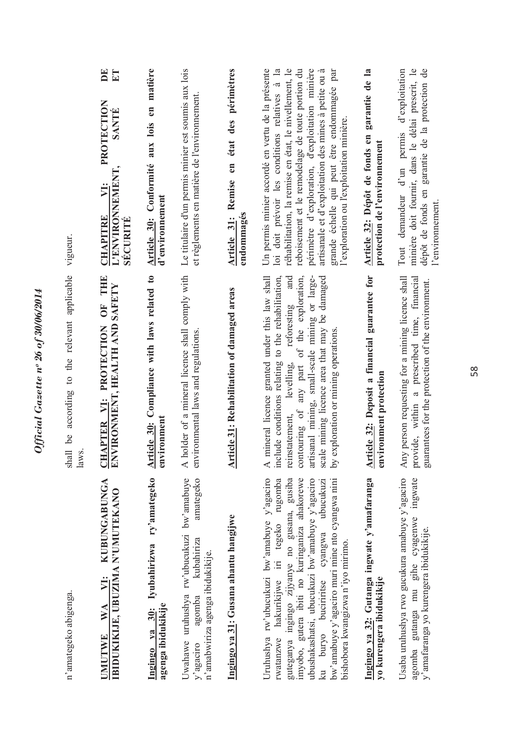n'amategeko abigenga.

shall be according to the relevant applicable laws.

vigueur.

**UMUTWE WA VI: KUBUNGABUNGA IBIDUKIKIJE, UBUZIMA N'UMUTEKANO**

**Ingingo ya 30: Iyubahirizwa ry'amategeko agenga ibidukikije**

Uwahawe uruhushya rw'ubucukuzi bw'amabuye y'agaciro agomba kubahiriza amategeko n'amabwiriza agenga ibidukikije.

**Ingingo ya 31: Gusana ahantu hangijwe**

Uruhushya rw'ubucukuzi bw'amabuye y'agaciro rwatanzwe hakurikijwe iri tegeko rugomba guteganya ingingo zijyanye no gusana, gusiba imyobo, gutera ibiti no kuringaniza ahakorewe ubushakashatsi, ubucukuzi bw'amabuye y'agaciro ku buryo buciriritse cyangwa ubucukuzi bw'amabuye y'agaciro muri mine nto cyangwa nini bishobora kwangizwa n'iyo mirimo.

**Ingingo ya 32: Gutanga ingwate y'amafaranga yo kurengera ibidukikije**

Usaba uruhushya rwo gucukura amabuye y'agaciro agomba gutanga mu gihe cyagenwe ingwate y'amafaranga yo kurengera ibidukikije.

**CHAPTER VI: PROTECTION OF THE ENVIRONMENT, HEALTH AND SAFETY**

**Article 30: Compliance with laws related to environment**

A holder of a mineral licence shall comply with environmental laws and regulations.

**Article 31: Rehabilitation of damaged areas**

A mineral licence granted under this law shall include conditions relating to the rehabilitation, reinstatement, levelling, reforesting and contouring of any part of the exploration, artisanal mining, small-scale mining or large-scale mining licence area that may be damaged by exploration or mining operations.

**Article 32: Deposit a financial guarantee for environment protection**

Any person requesting for a mining licence shall provide, within a prescribed time, financial guarantees for the protection of the environment.

**CHAPITRE VI: PROTECTION DE L'ENVIRONNEMENT, SANTÉ ET SÉCURITÉ**

**Article 30: Conformité aux lois en matière d'environnement**

Le titulaire d'un permis minier est soumis aux lois et règlements en matière de l'environnement.

**Article 31: Remise en état des périmètres endommagés**

Un permis minier accordé en vertu de la présente loi doit prévoir les conditions relatives à la réhabilitation, la remise en état, le nivellement, le reboisement et le remodelage de toute portion du périmètre d'exploration, d'exploitation minière artisanale et d'exploitation des mines à petite ou à grande échelle qui peut être endommagée par l'exploration ou l'exploitation minière.

**Article 32: Dépôt de fonds en garantie de la protection de l'environnement**

Tout demandeur d'un permis d'exploitation minière doit fournir, dans le délai prescrit, le dépôt de fonds en garantie de la protection de l'environnement.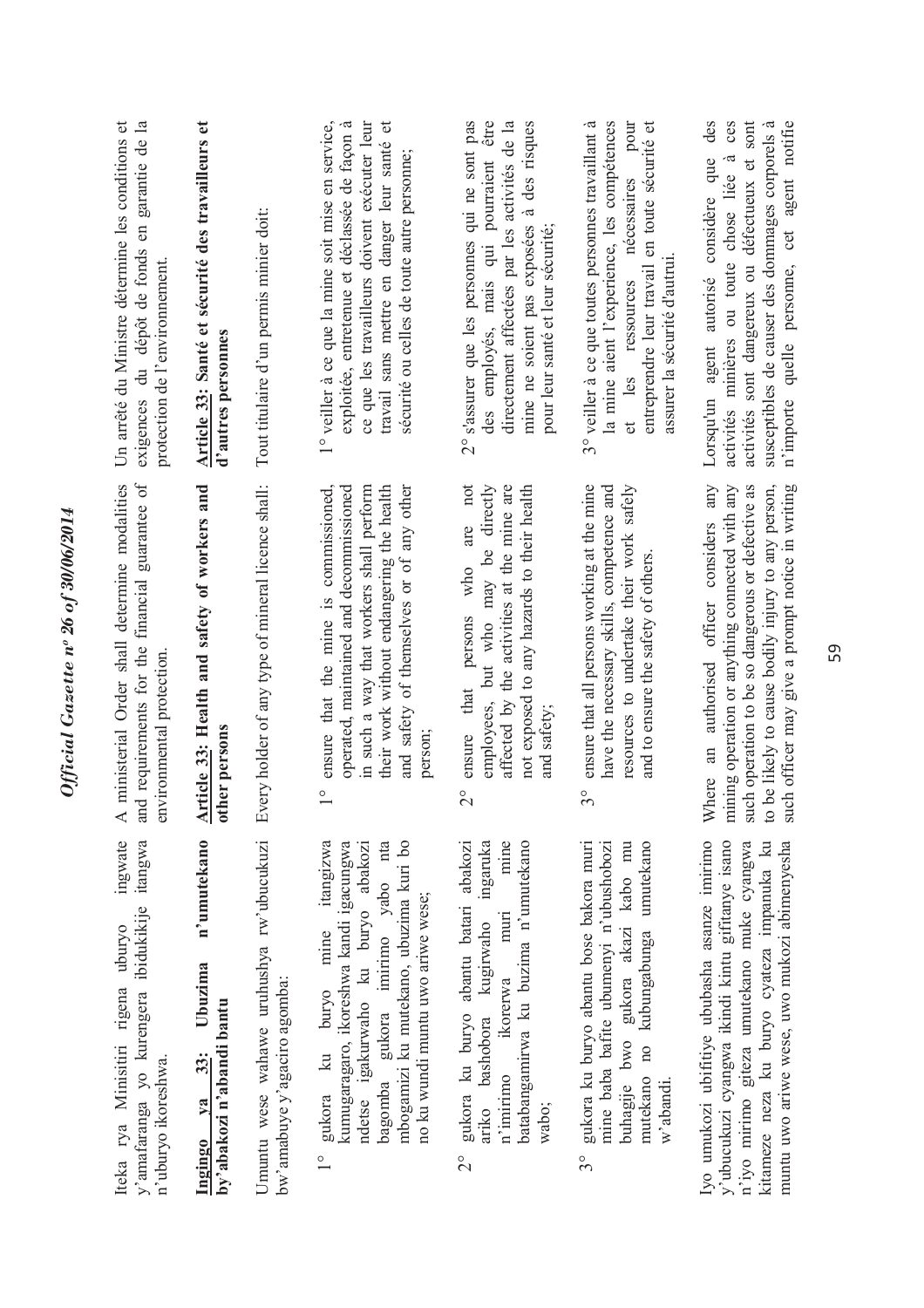Iteka rya Minisitiri rigena uburyo ingwate y'amafaranga yo kurengera ibidukikije itangwa n'uburyo ikoreshwa.

**Ingingo ya 33: Ubuzima n'umutekano by'abakozi n'abandi bantu**

Umuntu wese wahawe uruhushya rw'ubucukuzi bw'amabuye y'agaciro agomba:

1° gukora ku buryo mine itangizwa kumugaragaro, ikoreshwa kandi igacungwa ndetse igakurwaho ku buryo abakozi bagomba gukora imirimo yabo nta mbogamizi ku mutekano, ubuzima kuri bo no ku wundi muntu uwo ariwe wese;

2° gukora ku buryo abantu batari abakozi ariko bashobora kugirwaho ingaruka n'imirimo ikorerwa muri mine batabangamirwa ku buzima n'umutekano wabo;

3° gukora ku buryo abantu bose bakora muri mine baba bafite ubumenyi n'ubushobozi buhagije bwo gukora akazi kabo mu mutekano no kubungabunga umutekano w'abandi.

Iyo umukozi ubifitiye ububasha asanze imirimo y'ubucukuzi cyangwa ikindi kintu gifitanye isano n'iyo mirimo giteza umutekano muke cyangwa kitameze neza ku buryo cyateza impanuka ku muntu uwo ariwe wese, uwo mukozi abimenyesha

A ministerial Order shall determine modalities and requirements for the financial guarantee of environmental protection.

**Article 33: Health and safety of workers and other persons**

Every holder of any type of mineral licence shall:

1° ensure that the mine is commissioned, operated, maintained and decommissioned in such a way that workers shall perform their work without endangering the health and safety of themselves or of any other person;

2° ensure that persons who are not employees, but who may be directly affected by the activities at the mine are not exposed to any hazards to their health and safety;

3° ensure that all persons working at the mine have the necessary skills, competence and resources to undertake their work safely and to ensure the safety of others.

Where an authorised officer considers any mining operation or anything connected with any such operation to be so dangerous or defective as to be likely to cause bodily injury to any person, such officer may give a prompt notice in writing

Un arrêté du Ministre détermine les conditions et exigences du dépôt de fonds en garantie de la protection de l'environnement.

**Article 33: Santé et sécurité des travailleurs et d'autres personnes**

Tout titulaire d'un permis minier doit:

1° veiller à ce que la mine soit mise en service, exploitée, entretenue et déclassée de façon à ce que les travailleurs doivent exécuter leur travail sans mettre en danger leur santé et sécurité ou celles de toute autre personne;

2° s'assurer que les personnes qui ne sont pas des employés, mais qui pourraient être directement affectées par les activités de la mine ne soient pas exposées à des risques pour leur santé et leur sécurité;

3° veiller à ce que toutes personnes travaillant à la mine aient l'expérience, les compétences et les ressources nécessaires pour entreprendre leur travail en toute sécurité et assurer la sécurité d'autrui.

Lorsqu'un agent autorisé considère que des activités minières ou toute chose liée à ces activités sont dangereux ou défectueux et sont susceptibles de causer des dommages corporels à n'importe quelle personne, cet agent notifie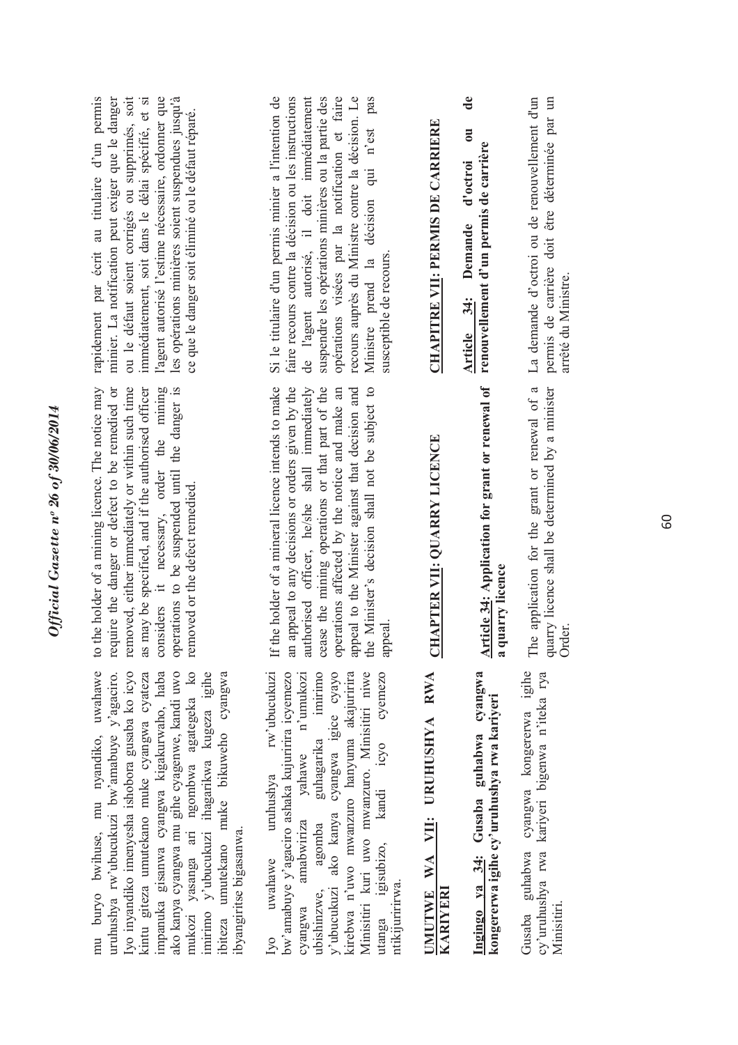mu buryo bwihuse, mu nyandiko, uwahawe uruhushya rw'ubucukuzi bw'amabuye y'agaciro. Iyo nyandiko imenyesha ishobora gusaba ko icyo kintu giteza umutekano muke cyangwa cyateza impanuka gisanwa cyangwa kigakurwaho, haba ako kanya cyangwa mu gihe cyagenwe, kandi uwo mukozi yasanga ari ngombwa agategeka ko imirimo y'ubucukuzi ihagarikwa kugeza igihe ibiteza umutekano muke bikuweho cyangwa ibyangiritse bigasanwa.

Iyo uwahawe uruhushya rw'ubucukuzi bw'amabuye y'agaciro ashaka kujuririra icyemezo cyangwa amabwiriza yahawe n'umukozi ubishinzwe, agomba guhagarika imirimo y'ubucukuzi ako kanya cyangwa igice cyayo kirebwa n'uwo mwanzuro hanyuma akajuririra Minisitiri kuri uwo mwanzuro. Minisitiri niwe utanga igisubizo, kandi icyo cyemezo ntikijuririrwa.

## UMUTWE WA VII: URUHUSHYA RWA KARIYERI

### Ingingo ya 34: Gusaba guhabwa cyangwa kongererwa igihe cy'uruhushya rwa kariyeri

Gusaba guhabwa cyangwa kongererwa igihe cy'uruhushya rwa kariyeri bigenwa n'iteka rya Minisitiri.

to the holder of a mining licence. The notice may require the danger or defect to be remedied or removed, either immediately or within such time as may be specified, and if the authorised officer considers it necessary, order the mining operations to be suspended until the danger is removed or the defect remedied.

If the holder of a mineral licence intends to make an appeal to any decisions or orders given by the authorised officer, he/she shall immediately cease the mining operations or that part of the operations affected by the notice and make an appeal to the Minister against that decision and the Minister's decision shall not be subject to appeal.

## CHAPTER VII: QUARRY LICENCE

### Article 34: Application for grant or renewal of a quarry licence

The application for the grant or renewal of a quarry licence shall be determined by a minister Order.

rapidement par écrit au titulaire d'un permis minier. La notification peut exiger que le danger ou le défaut soient corrigés ou supprimés, soit immédiatement, soit dans le délai spécifié, et si l'agent autorisé l'estime nécessaire, ordonner que les opérations minières soient suspendues jusqu'à ce que le danger soit éliminé ou le défaut réparé.

Si le titulaire d'un permis minier a l'intention de faire recours contre la décision ou les instructions de l'agent autorisé, il doit immédiatement suspendre les opérations minières ou la partie des opérations visées par la notification et faire recours auprès du Ministre contre la décision. Le Ministre prend la décision qui n'est pas susceptible de recours.

## CHAPITRE VII: PERMIS DE CARRIERE

### Article 34: Demande d'octroi ou de renouvellement d'un permis de carrière

La demande d'octroi ou de renouvellement d'un permis de carrière doit être déterminée par un arrêté du Ministre.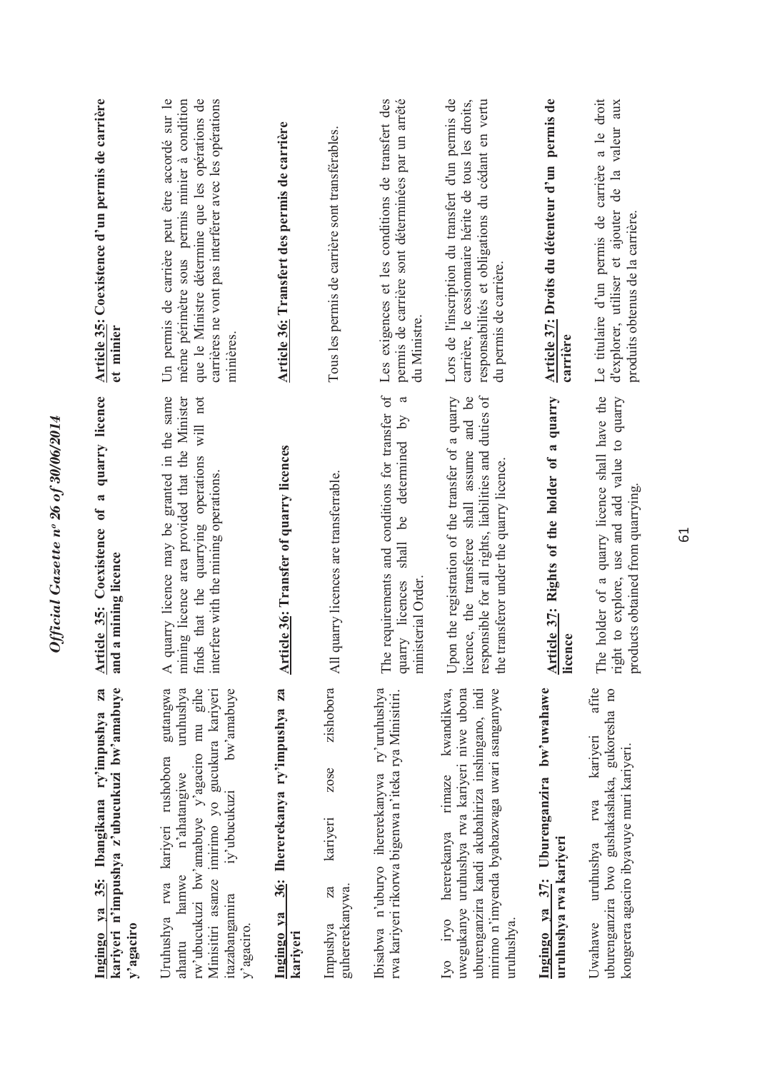**Ingingo ya 35: Ibangikana ry'impushya za kariyeri n'impushya z'ubucukuzi bw'amabuye y'agaciro**

Uruhushya rwa kariyeri rushobora gutangwa ahantu hamwe n'ahatangiwe uruhushya rw'ubucukuzi bw'amabuye y'agaciro mu gihe Minisitiri asanze imirimo yo gucukura kariyeri itazabangamira iy'ubucukuzi bw'amabuye y'agaciro.

**Ingingo ya 36: Ihererekanya ry'impushya za kariyeri**

Impushya za kariyeri zose zishobora guhererekanywa.

Ibisabwa n'uburyo ihererekanywa ry'uruhushya rwa kariyeri rikorwa bigenwa n'iteka rya Minisitiri.

Iyo ihererekanya rimaze kwandikwa, uwegukanye uruhushya rwa kariyeri niwe ubona uburenganzira kandi akubahiriza inshingano, indi mirimo n'imyenda byabazwaga uwari asanganywe uruhushya.

**Ingingo ya 37: Uburenganzira bw'uwahawe uruhushya rwa kariyeri**

Uwahawe uruhushya rwa kariyeri afite uburenganzira bwo gushakashaka, gukoresha no kongerera agaciro ibyavuye muri kariyeri.

**Article 35: Coexistence of a quarry licence and a mining licence**

A quarry licence may be granted in the same mining licence area provided that the Minister finds that the quarrying operations will not interfere with the mining operations.

**Article 36: Transfer of quarry licences**

All quarry licences are transferrable.

The requirements and conditions for transfer of quarry licences shall be determined by a ministerial Order.

Upon the registration of the transfer of a quarry licence, the transferee shall assume and be responsible for all rights, liabilities and duties of the transferor under the quarry licence.

**Article 37: Rights of the holder of a quarry licence**

The holder of a quarry licence shall have the right to explore, use and add value to quarry products obtained from quarrying.

**Article 35: Coexistence d'un permis de carrière et minier**

Un permis de carrière peut être accordé sur le même périmètre sous permis minier à condition que le Ministre détermine que les opérations de carrières ne vont pas interférer avec les opérations minières.

**Article 36: Transfert des permis de carrière**

Tous les permis de carrière sont transférables.

Les exigences et les conditions de transfert des permis de carrière sont déterminées par un arrêté du Ministre.

Lors de l'inscription du transfert d'un permis de carrière, le cessionnaire hérite de tous les droits, responsabilités et obligations du cédant en vertu du permis de carrière.

**Article 37: Droits du détenteur d'un permis de carrière**

Le titulaire d'un permis de carrière a le droit d'explorer, utiliser et ajouter de la valeur aux produits obtenus de la carrière.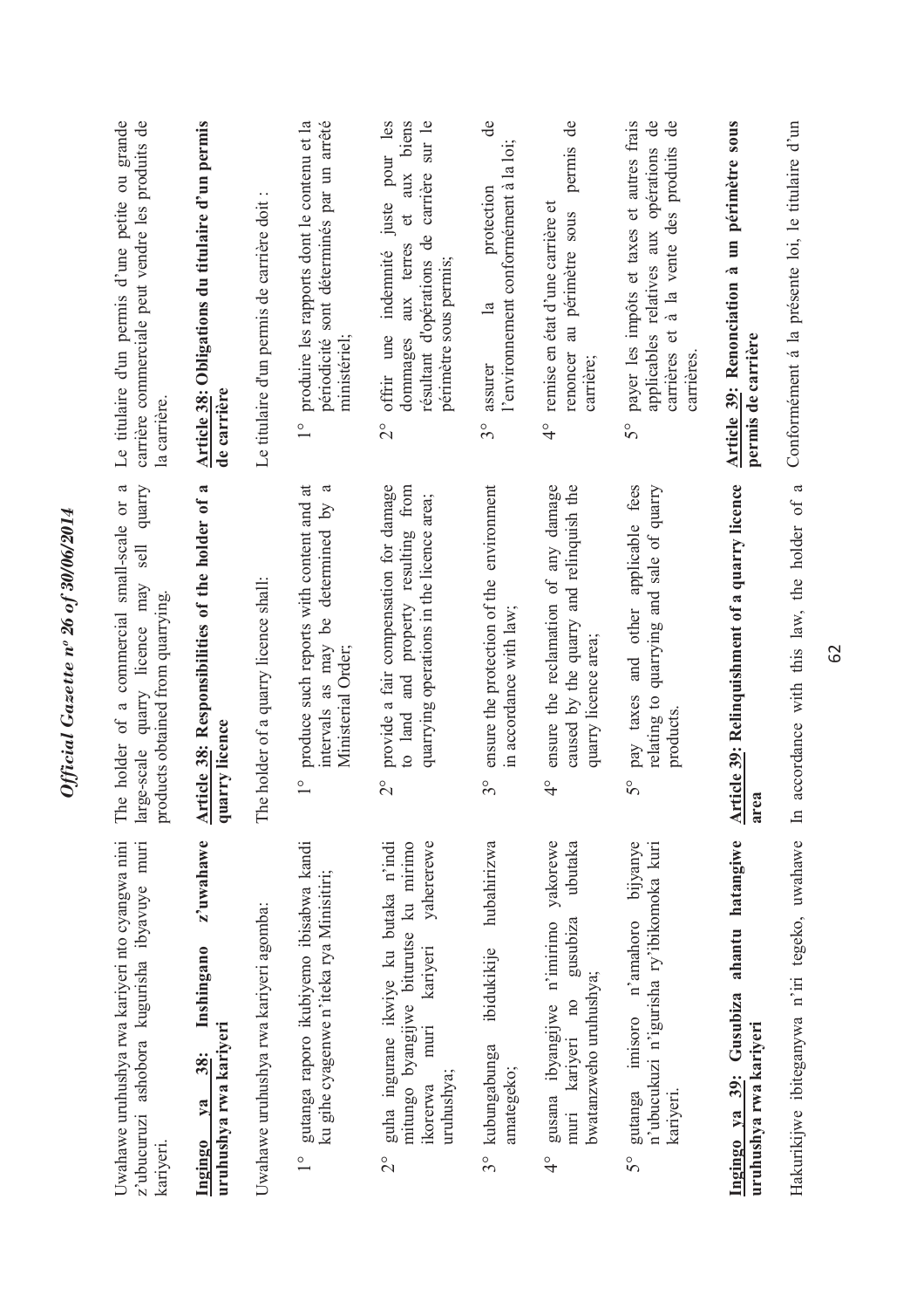Uwahawe uruhushya rwa kariyeri nto cyangwa nini z'ubucuruzi ashobora kugurisha ibyavuye muri kariyeri.

**Ingingo ya 38: Inshingano z'uwahawe uruhushya rwa kariyeri**

Uwahawe uruhushya rwa kariyeri agomba:

1° gutanga raporo ikubiyemo ibisabwa kandi ku gihe cyagenwe n'iteka rya Minisitiri;

2° guha ingurane ikwiye ku butaka n'indi mitungo byangijwe biturutse ku mirimo ikorerwa muri kariyeri yahererewe uruhushya;

3° kubungabunga ibidukikije hubahirizwa amategeko;

4° gusana ibyangijwe n'imirimo yakorewe muri kariyeri no gusubiza ubutaka bwatanzweho uruhushya;

5° gutanga imisoro n'amahoro bijyanye n'ubucukuzi n'igurisha ry'ibikomoka kuri kariyeri.

**Ingingo ya 39: Gusubiza ahantu hatangiwe uruhushya rwa kariyeri**

Hakurikijwe ibiteganywa n'iri tegeko, uwahawe

The holder of a commercial small-scale or a large-scale quarry licence may sell quarry products obtained from quarrying.

**Article 38: Responsibilities of the holder of a quarry licence**

The holder of a quarry licence shall:

1° produce such reports with content and at intervals as may be determined by a Ministerial Order;

2° provide a fair compensation for damage to land and property resulting from quarrying operations in the licence area;

3° ensure the protection of the environment in accordance with law;

4° ensure the reclamation of any damage caused by the quarry and relinquish the quarry licence area;

5° pay taxes and other applicable fees relating to quarrying and sale of quarry products.

**Article 39: Relinquishment of a quarry licence area**

In accordance with this law, the holder of a

Le titulaire d'un permis d'une petite ou grande carrière commerciale peut vendre les produits de la carrière.

**Article 38: Obligations du titulaire d'un permis de carrière**

Le titulaire d'un permis de carrière doit :

1° produire les rapports dont le contenu et la périodicité sont déterminés par un arrêté ministériel;

2° offrir une indemnité juste pour les dommages aux terres et aux biens résultant d'opérations de carrière sur le périmètre sous permis;

3° assurer la protection de l'environnement conformément à la loi;

4° remise en état d'une carrière et renoncer au périmètre sous permis de carrière;

5° payer les impôts et taxes et autres frais applicables relatives aux opérations de carrières et à la vente des produits de carrières.

**Article 39: Renonciation à un périmètre sous permis de carrière**

Conformément á la présente loi, le titulaire d'un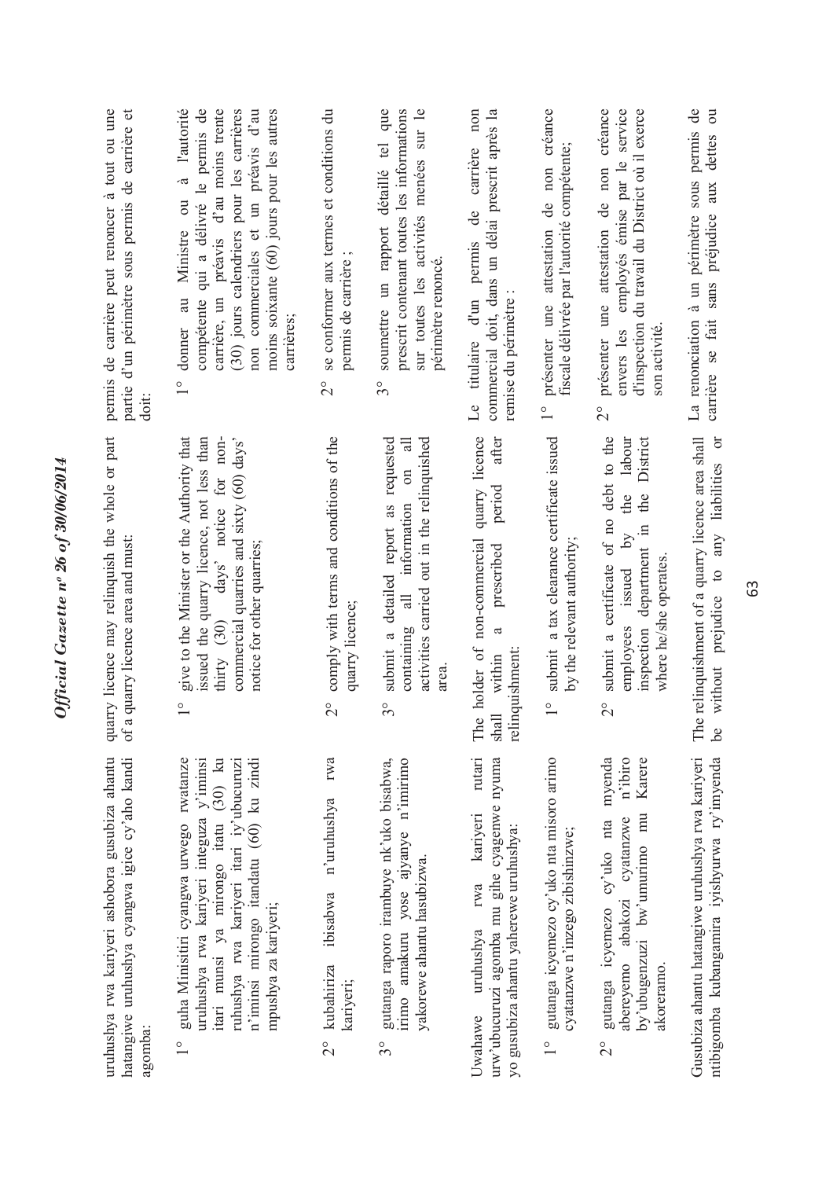uruhushya rwa kariyeri ashobora gusubiza ahantu hatangiwe uruhushya cyangwa igice cy'aho kandi agomba:

1° guha Minisitiri cyangwa urwego rwatanze uruhushya rwa kariyeri integuza y'iminsi itari munsi ya mirongo itatu (30) ku ruhushya rwa kariyeri itari iy'ubucuruzi n'iminsi mirongo itandatu (60) ku zindi mpushya za kariyeri;

2° kubahiriza ibisabwa n'uruhushya rwa kariyeri;

3° gutanga raporo irambuye nk'uko bisabwa, irimo amakuru yose ajyanye n'imirimo yakorewe ahantu hasubizwa.

Uwahawe uruhushya rwa kariyeri rutari urw'ubucuruzi agomba mu gihe cyagenwe nyuma yo gusubiza ahantu yaherewe uruhushya:

1° gutanga icyemezo cy'uko nta misoro arimo cyatanzwe n'inzego zibishinzwe;

2° gutanga icyemezo cy'uko nta myenda abereyemo abakozi cyatanzwe n'ibiro by'ubugenzuzi bw'umurimo mu Karere akoreramo.

Gusubiza ahantu hatangiwe uruhushya rwa kariyeri ntibigomba kubangamira iyishyurwa ry'imyenda

quarry licence may relinquish the whole or part of a quarry licence area and must:

1° give to the Minister or the Authority that issued the quarry licence, not less than thirty (30) days' notice for non-commercial quarries and sixty (60) days' notice for other quarries;

2° comply with terms and conditions of the quarry licence;

3° submit a detailed report as requested containing all information on all activities carried out in the relinquished area.

The holder of non-commercial quarry licence shall within a prescribed period after relinquishment:

1° submit a tax clearance certificate issued by the relevant authority;

2° submit a certificate of no debt to the employees issued by the labour inspection department in the District where he/she operates.

The relinquishment of a quarry licence area shall be without prejudice to any liabilities or

permis de carrière peut renoncer à tout ou une partie d'un périmètre sous permis de carrière et doit:

1° donner au Ministre ou à l'autorité compétente qui a délivré le permis de carrière, un préavis d'au moins trente (30) jours calendriers pour les carrières non commerciales et un préavis d'au moins soixante (60) jours pour les autres carrières;

2° se conformer aux termes et conditions du permis de carrière ;

3° soumettre un rapport détaillé tel que prescrit contenant toutes les informations sur toutes les activités menées sur le périmètre renoncé.

Le titulaire d'un permis de carrière non commercial doit, dans un délai prescrit après la remise du périmètre :

1° présenter une attestation de non créance fiscale délivrée par l'autorité compétente;

2° présenter une attestation de non créance envers les employés émise par le service d'inspection du travail du District où il exerce son activité.

La renonciation à un périmètre sous permis de carrière se fait sans préjudice aux dettes ou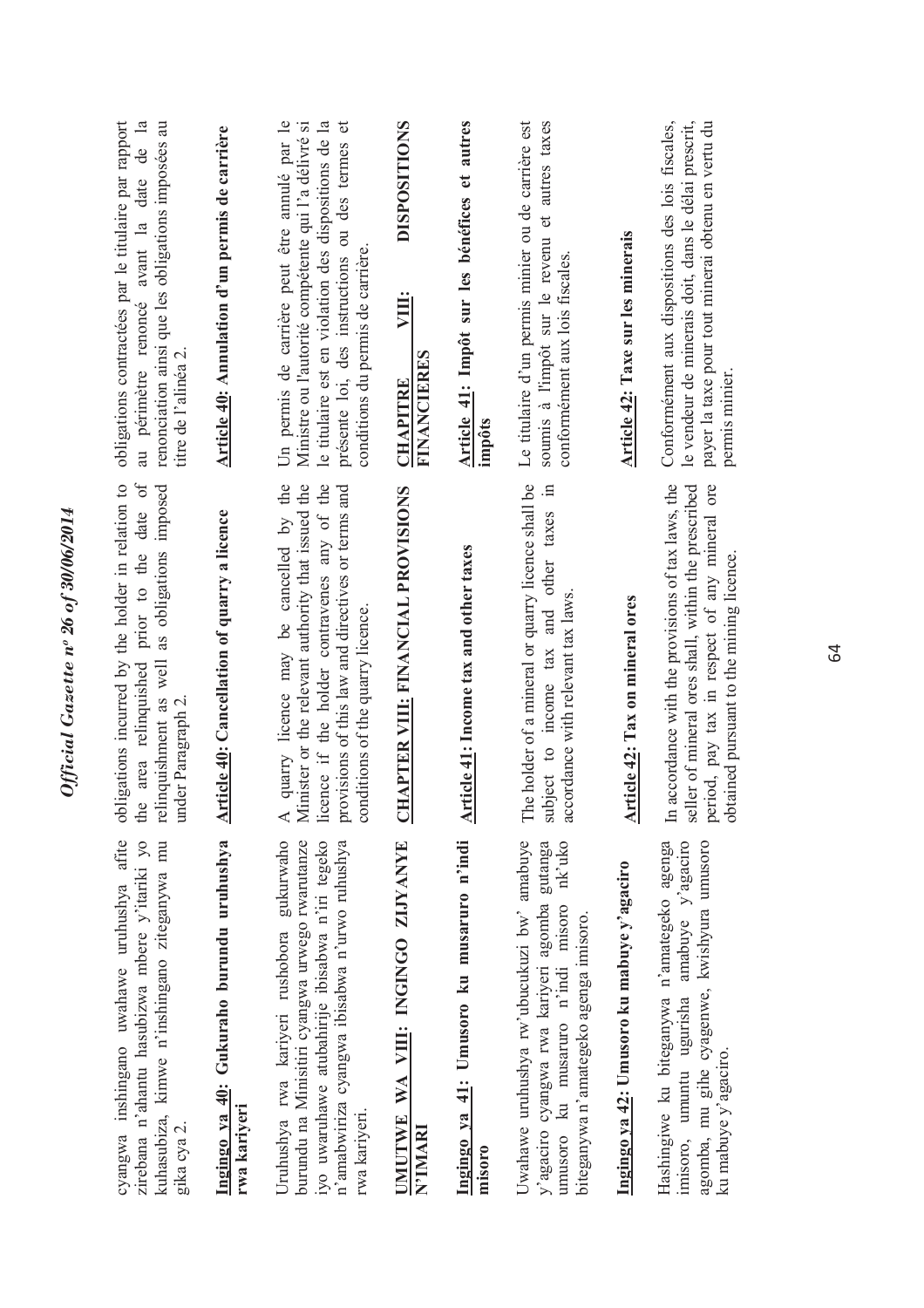cyangwa inshingano uwahawe uruhushya afite zirebana n'ahantu hasubizwa mbere y'itariki yo kuhasubiza, kimwe n'inshingano ziteganywa mu gika cya 2.

obligations incurred by the holder in relation to the area relinquished prior to the date of relinquishment as well as obligations imposed under Paragraph 2.

obligations contractées par le titulaire par rapport au périmètre renoncé avant la date de la renonciation ainsi que les obligations imposées au titre de l'alinéa 2.

**Ingingo ya 40: Gukuraho burundu uruhushya rwa kariyeri**

Uruhushya rwa kariyeri rushobora gukurwaho burundu na Minisitiri cyangwa urwego rwarutanze iyo uwaruhawe atubahirije ibisabwa n'iri tegeko n'amabwiriza cyangwa ibisabwa n'urwo ruhushya rwa kariyeri.

**Article 40: Cancellation of quarry a licence**

A quarry licence may be cancelled by the Minister or the relevant authority that issued the licence if the holder contravenes any of the provisions of this law and directives or terms and conditions of the quarry licence.

**Article 40: Annulation d'un permis de carrière**

Un permis de carrière peut être annulé par le Ministre ou l'autorité compétente qui l'a délivré si le titulaire est en violation des dispositions de la présente loi, des instructions ou des termes et conditions du permis de carrière.

**UMUTWE WA VIII: INGINGO ZIJYANYE N'IMARI**

**CHAPTER VIII: FINANCIAL PROVISIONS**

**CHAPITRE VIII: DISPOSITIONS FINANCIERES**

**Ingingo ya 41: Umusoro ku musaruro n'indi misoro**

Uwahawe uruhushya rw'ubucukuzi bw' amabuye y'agaciro cyangwa rwa kariyeri agomba gutanga umusoro ku musaruro n'indi misoro nk'uko biteganywa n'amategeko agenga imisoro.

**Article 41: Income tax and other taxes**

The holder of a mineral or quarry licence shall be subject to income tax and other taxes in accordance with relevant tax laws.

**Article 41: Impôt sur les bénéfices et autres impôts**

Le titulaire d'un permis minier ou de carrière est soumis à l'impôt sur le revenu et autres taxes conformément aux lois fiscales.

**Ingingo ya 42: Umusoro ku mabuye y'agaciro**

Hashingiwe ku biteganywa n'amategeko agenga imisoro, umuntu ugurisha amabuye y'agaciro agomba, mu gihe cyagenwe, kwishyura umusoro ku mabuye y'agaciro.

**Article 42: Tax on mineral ores**

In accordance with the provisions of tax laws, the seller of mineral ores shall, within the prescribed period, pay tax in respect of any mineral ore obtained pursuant to the mining licence.

**Article 42: Taxe sur les minerais**

Conformément aux dispositions des lois fiscales, le vendeur de minerais doit, dans le délai prescrit, payer la taxe pour tout minerai obtenu en vertu du permis minier.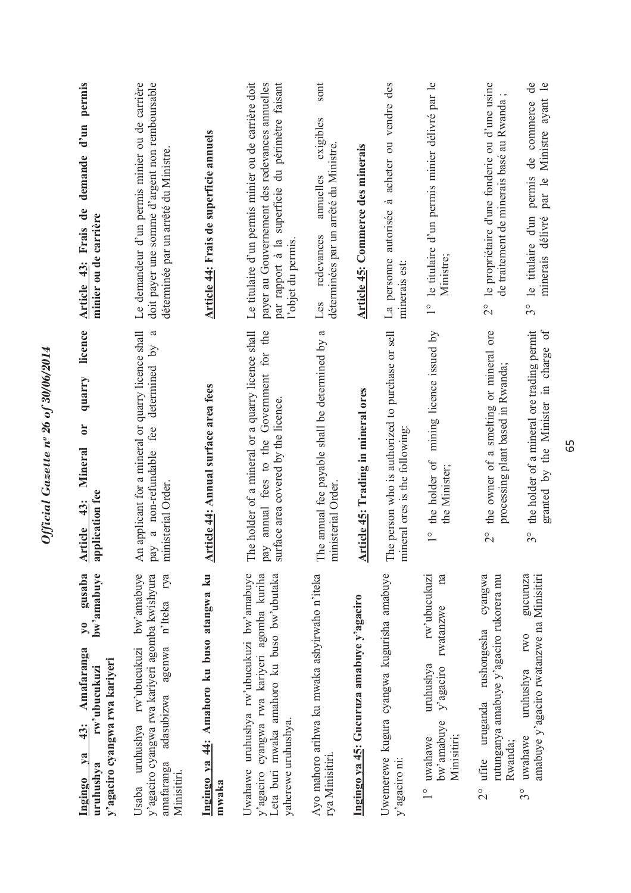**Ingingo ya 43: Amafaranga yo gusaba uruhushya rw'ubucukuzi bw'amabuye y'agaciro cyangwa rwa kariyeri**

Usaba uruhushya rw'ubucukuzi bw'amabuye y'agaciro cyangwa rwa kariyeri agomba kwishyura amafaranga adasubizwa agenwa n'Iteka rya Minisitiri.

**Ingingo ya 44: Amahoro ku buso atangwa ku mwaka**

Uwahawe uruhushya rw'ubucukuzi bw'amabuye y'agaciro cyangwa rwa kariyeri agomba kuriha Leta buri mwaka amahoro ku buso bw'ubutaka yaherewe uruhushya.

Ayo mahoro arihwa ku mwaka ashyirwaho n'iteka rya Minisitiri.

**Ingingo ya 45: Gucuruza amabuye y'agaciro**

Uwemerewe kugura cyangwa kugurisha amabuye y'agaciro ni:

1° uwahawe uruhushya rw'ubucukuzi bw'amabuye y'agaciro rwatanzwe na Minisitiri;

2° ufite uruganda rushongesha cyangwa rutunganya amabuye y'agaciro rukorera mu Rwanda;

3° uwahawe uruhushya rwo gucuruza amabuye y'agaciro rwatanzwe na Minisitiri

**Article 43: Mineral or quarry licence application fee**

An applicant for a mineral or quarry licence shall pay a non-refundable fee determined by a ministerial Order.

**Article 44: Annual surface area fees**

The holder of a mineral or a quarry licence shall pay annual fees to the Government for the surface area covered by the licence.

The annual fee payable shall be determined by a ministerial Order.

**Article 45: Trading in mineral ores**

The person who is authorized to purchase or sell mineral ores is the following:

1° the holder of mining licence issued by the Minister;

2° the owner of a smelting or mineral ore processing plant based in Rwanda;

3° the holder of a mineral ore trading permit granted by the Minister in charge of

**Article 43: Frais de demande d'un permis minier ou de carrière**

Le demandeur d'un permis minier ou de carrière doit payer une somme d'argent non remboursable déterminée par un arrêté du Ministre.

**Article 44: Frais de superficie annuels**

Le titulaire d'un permis minier ou de carrière doit payer au Gouvernement des redevances annuelles par rapport à la superficie du périmètre faisant l'objet du permis.

Les redevances annuelles exigibles sont déterminées par un arrêté du Ministre.

**Article 45: Commerce des minerais**

La personne autorisée à acheter ou vendre des minerais est:

1° le titulaire d'un permis minier délivré par le Ministre;

2° le propriétaire d'une fonderie ou d'une usine de traitement de minerais basé au Rwanda ;

3° le titulaire d'un permis de commerce de minerais délivré par le Ministre ayant le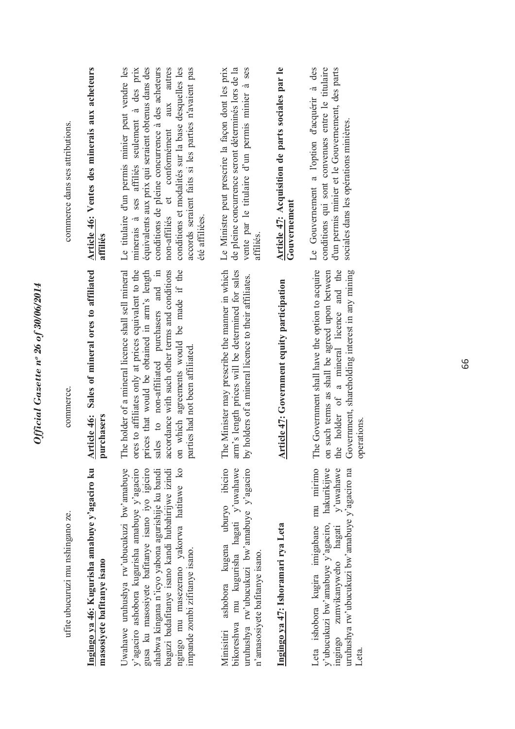ufite ubucuruzi mu nshingano ze.

commerce.

commerce dans ses attributions.

**Ingingo ya 46: Kugurisha amabuye y'agaciro ku masosiyete bafitanye isano**

Uwahawe uruhushya rw'ubucukuzi bw'amabuye y'agaciro ashobora kugurisha amabuye y'agaciro gusa ku masosiyete bafitanye isano iyo igiciro ahabwa kingana n'icyo yabona agurishije ku bandi baguzi badafitanye isano kandi hubahirijwe izindi ngingo mu masezerano yakorwa hatitawe ko impande zombi zifitanye isano.

Minisitiri ashobora kugena uburyo ibiciro bikoreshwa mu kugurisha hagati y'uwahawe uruhushya rw'ubucukuzi bw'amabuye y'agaciro n'amasosiyete bafitanye isano.

**Ingingo ya 47: Ishoramari rya Leta**

Leta ishobora kugira imigabane mu mirimo y'ubucukuzi bw'amabuye y'agaciro, hakurikijwe ingingo zumvikanyweho hagati y'uwahawe uruhushya rw'ubucukuzi bw'amabuye y'agaciro na Leta.

**Article 46: Sales of mineral ores to affiliated purchasers**

The holder of a mineral licence shall sell mineral ores to affiliates only at prices equivalent to the prices that would be obtained in arm's length sales to non-affiliated purchasers and in accordance with such other terms and conditions on which agreements would be made if the parties had not been affiliated.

The Minister may prescribe the manner in which arm's length prices will be determined for sales by holders of a mineral licence to their affiliates.

**Article 47: Government equity participation**

The Government shall have the option to acquire on such terms as shall be agreed upon between the holder of a mineral licence and the Government, shareholding interest in any mining operations.

**Article 46: Ventes des minerais aux acheteurs affiliés**

Le titulaire d'un permis minier peut vendre les minerais à ses affiliés seulement à des prix équivalents aux prix qui seraient obtenus dans des conditions de pleine concurrence à des acheteurs non-affiliés et conformément aux autres conditions et modalités sur la base desquelles les accords seraient faits si les parties n'avaient pas été affiliées.

Le Ministre peut prescrire la façon dont les prix de pleine concurrence seront déterminés lors de la vente par le titulaire d'un permis minier à ses affiliés.

**Article 47: Acquisition de parts sociales par le Gouvernement**

Le Gouvernement a l'option d'acquérir à des conditions qui sont convenues entre le titulaire d'un permis minier et le Gouvernement, des parts sociales dans les opérations minières.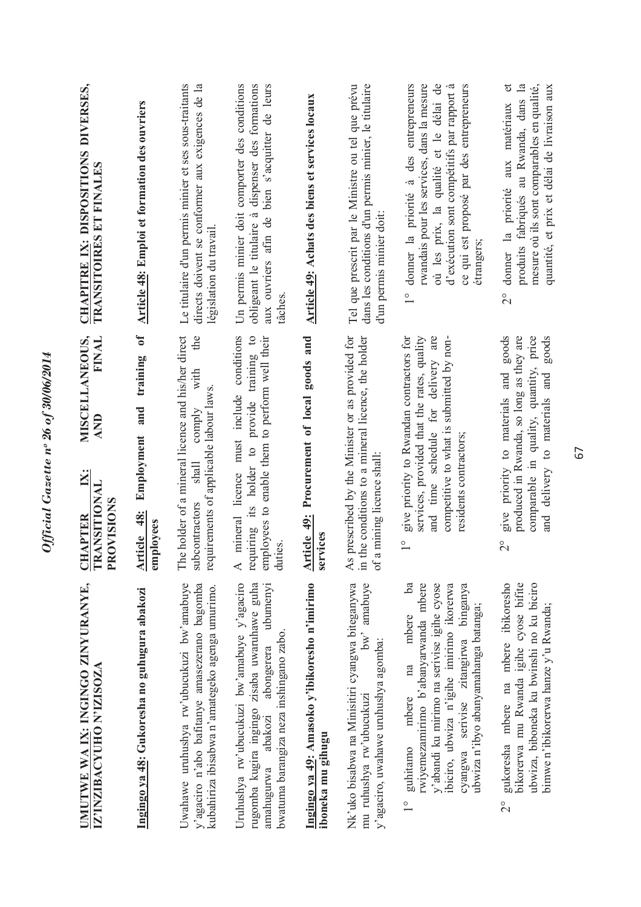**UMUTWE WA IX: INGINGO ZINYURANYE, IZ'INZIBACYUHO N'IZISOZA**

**Ingingo ya 48: Gukoresha no guhugura abakozi**

Uwahawe uruhushya rw'ubucukuzi bw'amabuye y'agaciro n'abo bafitanye amasezerano bagomba kubahiriza ibisabwa n'amategeko agenga umurimo.

Uruhushya rw'ubucukuzi bw'amabuye y'agaciro rugomba kugira ingingo zisaba uwaruhawe guha amahugurwa abakozi abongerera ubumenyi bwatuma barangiza neza inshingano zabo.

**Ingingo ya 49: Amasoko y'ibikoresho n'imirimo iboneka mu gihugu**

Nk'uko bisabwa na Minisitiri cyangwa biteganywa mu ruhushya rw'ubucukuzi bw' amabuye y'agaciro, uwahawe uruhushya agomba:

1° guhitamo mbere na mbere ba rwiyemezamirimo b'abanyarwanda mbere y'abandi ku mirimo na serivise igihe cyose ibiciro, ubwiza n'igihe imirimo ikorerwa cyangwa serivise zitangirwa binganya ubwiza n'ibyo abanyamahanga batanga;

2° gukoresha mbere na mbere ibikoresho bikorerwa mu Rwanda igihe cyose bifite ubwiza, biboneka ku bwinshi no ku biciro bimwe n'ibikorerwa hanze y'u Rwanda;

**CHAPTER IX: MISCELLANEOUS, TRANSITIONAL AND FINAL PROVISIONS**

**Article 48: Employment and training of employees**

The holder of a mineral licence and his/her direct subcontractors shall comply with the requirements of applicable labour laws.

A mineral licence must include conditions requiring its holder to provide training to employees to enable them to perform well their duties.

**Article 49: Procurement of local goods and services**

As prescribed by the Minister or as provided for in the conditions to a mineral licence, the holder of a mining licence shall:

1° give priority to Rwandan contractors for services, provided that the rates, quality and time schedule for delivery are competitive to what is submitted by non-residents contractors;

2° give priority to materials and goods produced in Rwanda, so long as they are comparable in quality, quantity, price and delivery to materials and goods

**CHAPITRE IX: DISPOSITIONS DIVERSES, TRANSITOIRES ET FINALES**

**Article 48: Emploi et formation des ouvriers**

Le titulaire d'un permis minier et ses sous-traitants directs doivent se conformer aux exigences de la législation du travail.

Un permis minier doit comporter des conditions obligeant le titulaire à dispenser des formations aux ouvriers afin de bien s'acquitter de leurs tâches.

**Article 49: Achats des biens et services locaux**

Tel que prescrit par le Ministre ou tel que prévu dans les conditions d'un permis minier, le titulaire d'un permis minier doit:

1° donner la priorité à des entrepreneurs rwandais pour les services, dans la mesure où les prix, la qualité et le délai de d'exécution sont compétitifs par rapport à ce qui est proposé par des entrepreneurs étrangers;

2° donner la priorité aux matériaux et produits fabriqués au Rwanda, dans la mesure où ils sont comparables en qualité, quantité, et prix et délai de livraison aux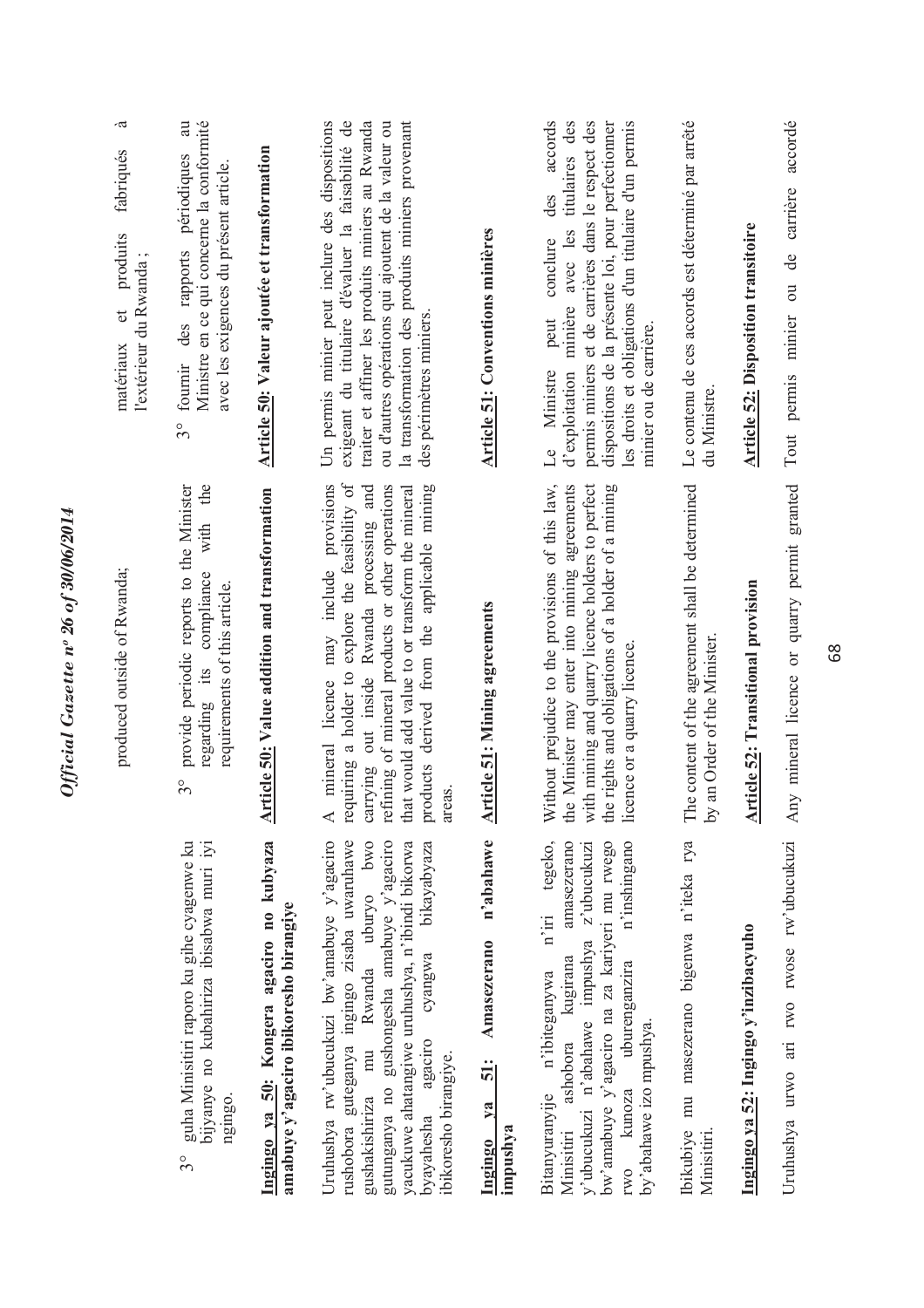3° guha Minisitiri raporo ku gihe cyagenwe ku bijyanye no kubahiriza ibisabwa muri iyi ngingo.

**Ingingo ya 50: Kongera agaciro no kubyaza amabuye y'agaciro ibikoresho birangiye**

Uruhushya rw'ubucukuzi bw'amabuye y'agaciro rushobora guteganya ingingo zisaba uwaruhawe gushakishiriza mu Rwanda uburyo bwo gutunganya no gushongesha amabuye y'agaciro yacukuwe ahatangiwe uruhushya, n'ibindi bikorwa byayahesha agaciro cyangwa bikayabyaza ibikoresho birangiye.

**Ingingo ya 51: Amasezerano n'abahawe impushya**

Bitanyuranyije n'ibiteganywa n'iri tegeko, Minisitiri ashobora kugirana amasezerano y'ubucukuzi n'abahawe impushya z'ubucukuzi bw'amabuye y'agaciro na za kariyeri mu rwego rwo kunoza uburenganzira n'inshingano by'abahawe izo mpushya.

Ibikubiye mu masezerano bigenwa n'iteka rya Minisitiri.

**Ingingo ya 52: Ingingo y'inzibacyuho**

Uruhushya urwo ari rwo rwose rw'ubucukuzi

produced outside of Rwanda;

3° provide periodic reports to the Minister regarding its compliance with the requirements of this article.

**Article 50: Value addition and transformation**

A mineral licence may include provisions requiring a holder to explore the feasibility of carrying out inside Rwanda processing and refining of mineral products or other operations that would add value to or transform the mineral products derived from the applicable mining areas.

**Article 51: Mining agreements**

Without prejudice to the provisions of this law, the Minister may enter into mining agreements with mining and quarry licence holders to perfect the rights and obligations of a holder of a mining licence or a quarry licence.

The content of the agreement shall be determined by an Order of the Minister.

**Article 52: Transitional provision**

Any mineral licence or quarry permit granted

matériaux et produits fabriqués à l'extérieur du Rwanda ;

3° fournir des rapports périodiques au Ministre en ce qui concerne la conformité avec les exigences du présent article.

**Article 50: Valeur ajoutée et transformation**

Un permis minier peut inclure des dispositions exigeant du titulaire d'évaluer la faisabilité de traiter et affiner les produits miniers au Rwanda ou d'autres opérations qui ajoutent de la valeur ou la transformation des produits miniers provenant des périmètres miniers.

**Article 51: Conventions minières**

Le Ministre peut conclure des accords d'exploitation minière avec les titulaires des permis miniers et de carrières dans le respect des dispositions de la présente loi, pour perfectionner les droits et obligations d'un titulaire d'un permis minier ou de carrière.

Le contenu de ces accords est déterminé par arrêté du Ministre.

**Article 52: Disposition transitoire**

Tout permis minier ou de carrière accordé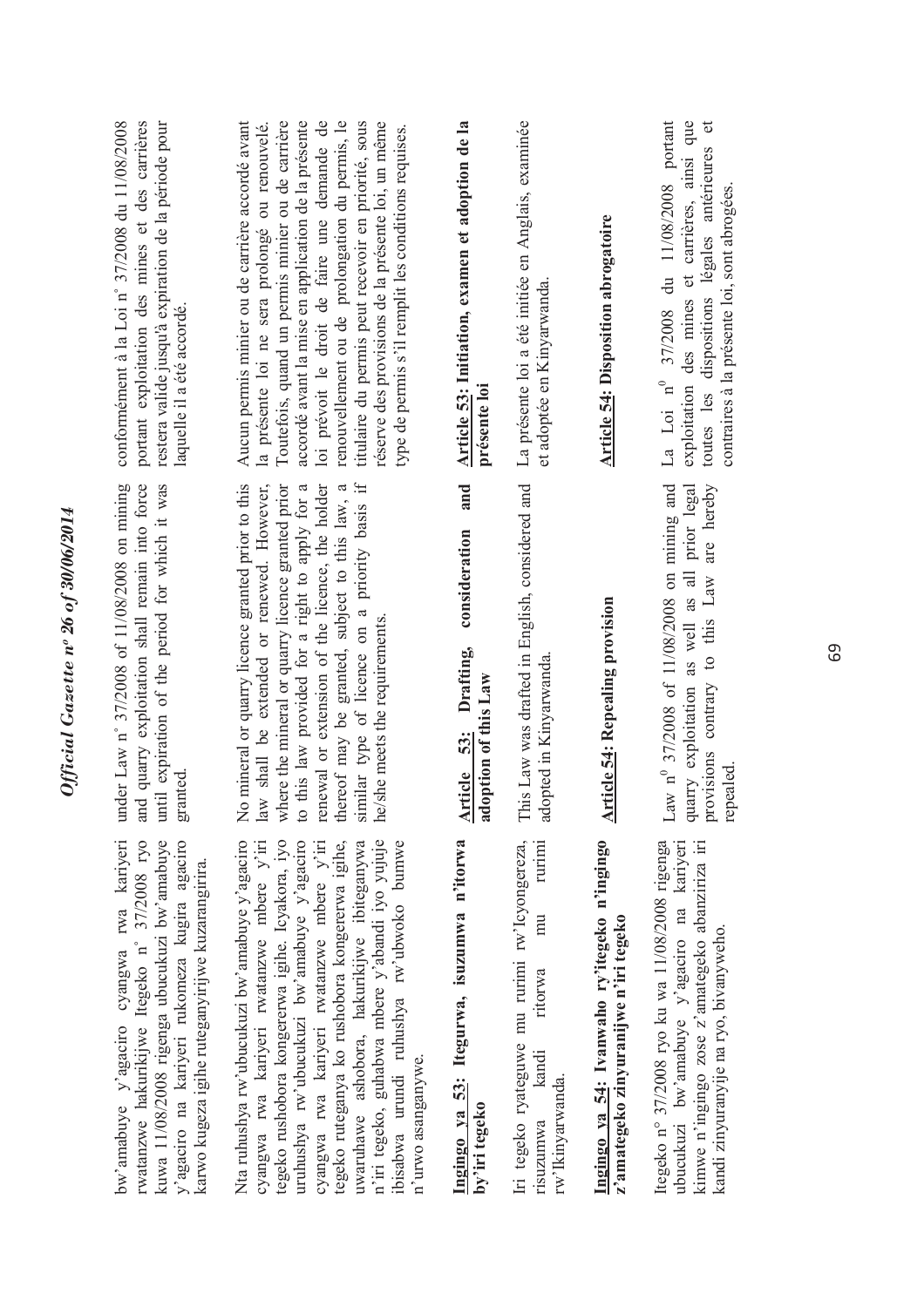bw'amabuye y'agaciro cyangwa rwa kariyeri rwatanzwe hakurikijwe Itegeko n° 37/2008 ryo kuwa 11/08/2008 rigenga ubucukuzi bw'amabuye y'agaciro na kariyeri rukomeza kugira agaciro karwo kugeza igihe ruteganyirijwe kuzarangirira.

Nta ruhushya rw'ubucukuzi bw'amabuye y'agaciro cyangwa rwa kariyeri rwatanzwe mbere y'iri tegeko rushobora kongererwa igihe. Icyakora, iyo uruhushya rw'ubucukuzi bw'amabuye y'agaciro cyangwa rwa kariyeri rwatanzwe mbere y'iri tegeko ruteganya ko rushobora kongererwa igihe, uwaruhawe ashobora, hakurikijwe ibiteganywa n'iri tegeko, guhabwa mbere y'abandi iyo yujuje ibisabwa urundi ruhushya rw'ubwoko bumwe n'urwo asanganywe.

**Ingingo ya 53: Itegurwa, isuzumwa n'itorwa by'iri tegeko**

Iri tegeko ryateguwe mu rurimi rw'Icyongereza, risuzumwa kandi ritorwa mu rurimi rw'Ikinyarwanda.

**Ingingo ya 54: Ivanwaho ry'itegeko n'ingingo z'amategeko zinyuranijwe n'iri tegeko**

Itegeko n° 37/2008 ryo ku wa 11/08/2008 rigenga ubucukuzi bw'amabuye y'agaciro na kariyeri kimwe n'ingingo zose z'amategeko abanziriza iri kandi zinyuranyije na ryo, bivanyweho.

under Law n° 37/2008 of 11/08/2008 on mining and quarry exploitation shall remain into force until expiration of the period for which it was granted.

No mineral or quarry licence granted prior to this law shall be extended or renewed. However, where the mineral or quarry licence granted prior to this law provided for a right to apply for a renewal or extension of the licence, the holder thereof may be granted, subject to this law, a similar type of licence on a priority basis if he/she meets the requirements.

**Article 53: Drafting, consideration and adoption of this Law**

This Law was drafted in English, considered and adopted in Kinyarwanda.

**Article 54: Repealing provision**

Law n° 37/2008 of 11/08/2008 on mining and quarry exploitation as well as all prior legal provisions contrary to this Law are hereby repealed.

conformément à la Loi n° 37/2008 du 11/08/2008 portant exploitation des mines et des carrières restera valide jusqu'à expiration de la période pour laquelle il a été accordé.

Aucun permis minier ou de carrière accordé avant la présente loi ne sera prolongé ou renouvelé. Toutefois, quand un permis minier ou de carrière accordé avant la mise en application de la présente loi prévoit le droit de faire une demande de renouvellement ou de prolongation du permis, le titulaire du permis peut recevoir en priorité, sous réserve des provisions de la présente loi, un même type de permis s'il remplit les conditions requises.

**Article 53: Initiation, examen et adoption de la présente loi**

La présente loi a été initiée en Anglais, examinée et adoptée en Kinyarwanda.

**Article 54: Disposition abrogatoire**

La Loi n° 37/2008 du 11/08/2008 portant exploitation des mines et carrières, ainsi que toutes les dispositions légales antérieures et contraires à la présente loi, sont abrogées.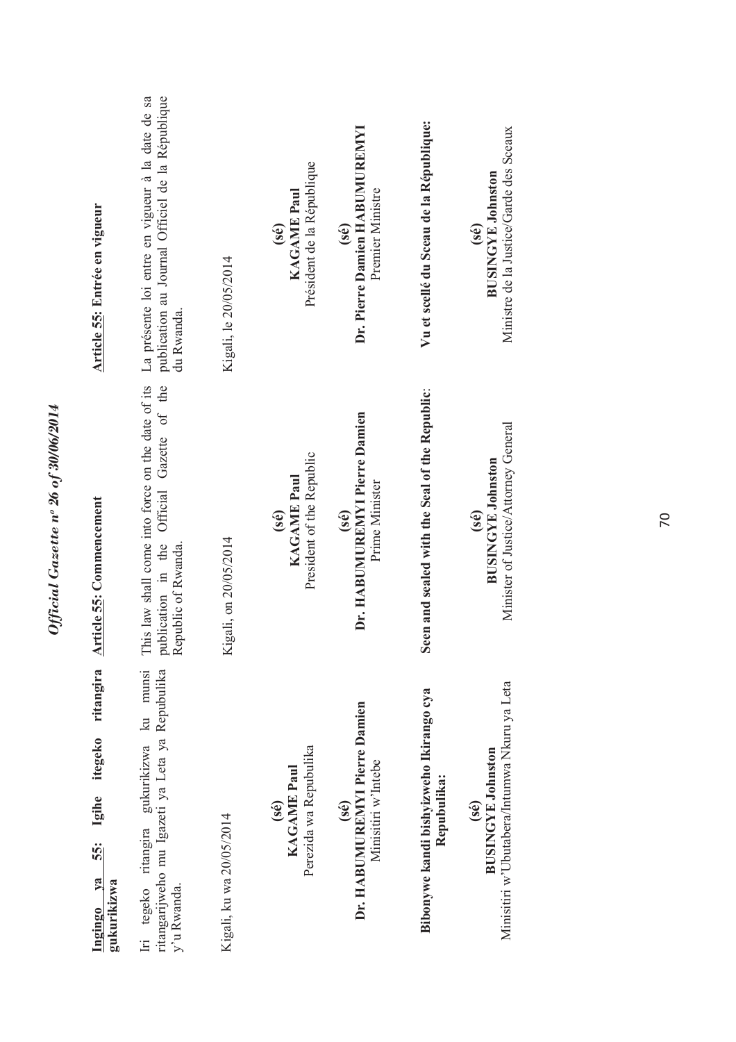**Ingingo ya 55: Igihe itegeko ritangira gukurikizwa**

Iri tegeko ritangira gukurikizwa ku munsi ritangarijweho mu Igazeti ya Leta ya Repubulika y'u Rwanda.

Kigali, ku wa 20/05/2014

**(sé)**
**KAGAME Paul**
Perezida wa Repubulika

**(sé)**
**Dr. HABUMUREMYI Pierre Damien**
Minisitiri w'Intebe

**Bibonywe kandi bishyizweho Ikirango cya Repubulika:**

**(sé)**
**BUSINGYE Johnston**
Minisitiri w'Ubutabera/Intumwa Nkuru ya Leta

**Article 55: Commencement**

This law shall come into force on the date of its publication in the Official Gazette of the Republic of Rwanda.

Kigali, on 20/05/2014

**(sé)**
**KAGAME Paul**
President of the Republic

**(sé)**
**Dr. HABUMUREMYI Pierre Damien**
Prime Minister

**Seen and sealed with the Seal of the Republic:**

**(sé)**
**BUSINGYE Johnston**
Minister of Justice/Attorney General

**Article 55: Entrée en vigueur**

La présente loi entre en vigueur à la date de sa publication au Journal Officiel de la République du Rwanda.

Kigali, le 20/05/2014

**(sé)**
**KAGAME Paul**
Président de la République

**(sé)**
**Dr. Pierre Damien HABUMUREMYI**
Premier Ministre

**Vu et scellé du Sceau de la République:**

**(sé)**
**BUSINGYE Johnston**
Ministre de la Justice/Garde des Sceaux